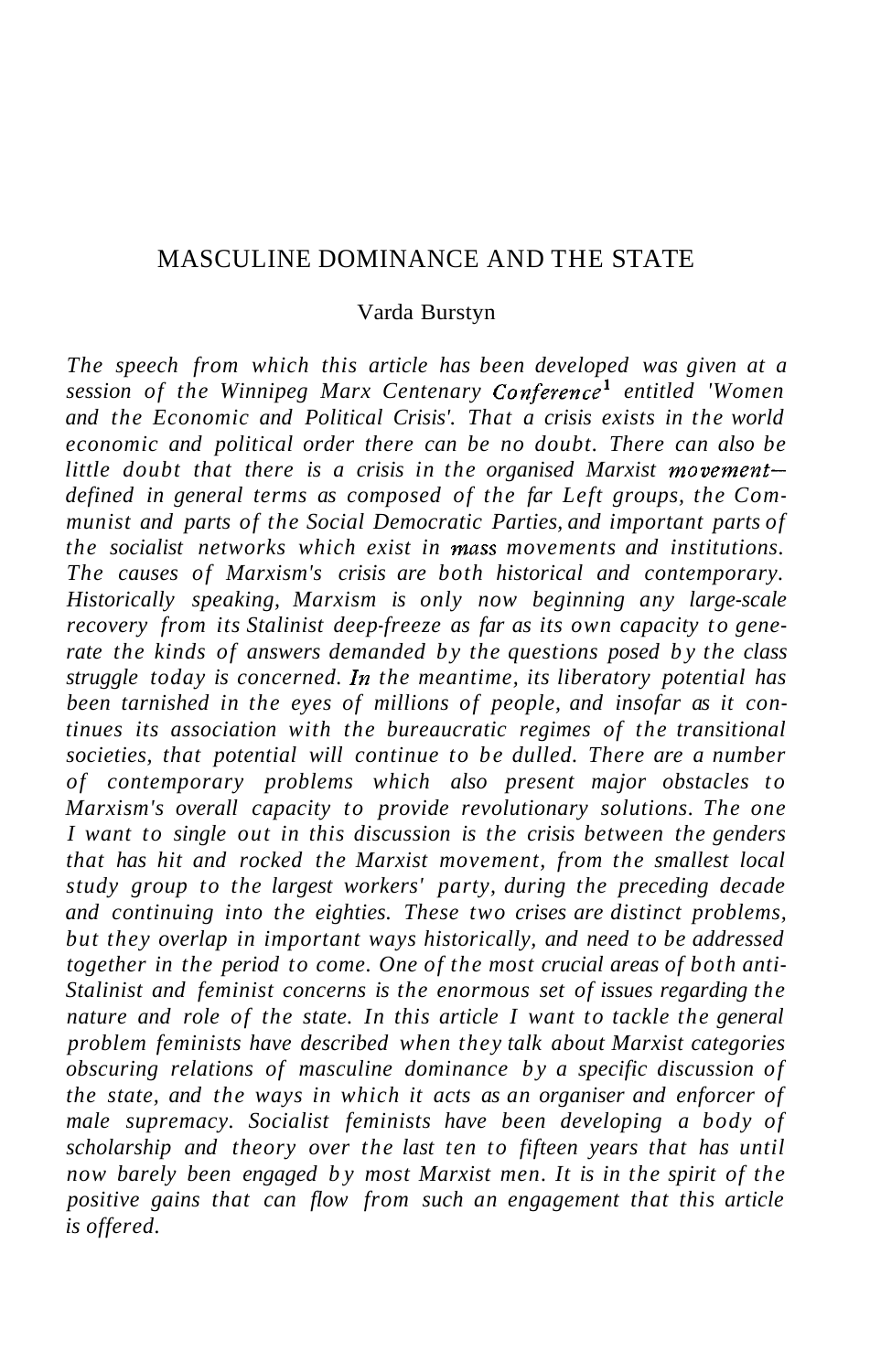# MASCULINE DOMINANCE AND THE STATE

Varda Burstyn

*The speech from which this article has been developed was given at a session of the Winnipeg Marx Centenary Conference[1] entitled 'Women and the Economic and Political Crisis'. That a crisis exists in the world economic and political order there can be no doubt. There can also be little doubt that there is a crisis in the organised Marxist movement—defined in general terms as composed of the far Left groups, the Communist and parts of the Social Democratic Parties, and important parts of the socialist networks which exist in mass movements and institutions. The causes of Marxism's crisis are both historical and contemporary. Historically speaking, Marxism is only now beginning any large-scale recovery from its Stalinist deep-freeze as far as its own capacity to generate the kinds of answers demanded by the questions posed by the class struggle today is concerned. In the meantime, its liberatory potential has been tarnished in the eyes of millions of people, and insofar as it continues its association with the bureaucratic regimes of the transitional societies, that potential will continue to be dulled. There are a number of contemporary problems which also present major obstacles to Marxism's overall capacity to provide revolutionary solutions. The one I want to single out in this discussion is the crisis between the genders that has hit and rocked the Marxist movement, from the smallest local study group to the largest workers' party, during the preceding decade and continuing into the eighties. These two crises are distinct problems, but they overlap in important ways historically, and need to be addressed together in the period to come. One of the most crucial areas of both anti-Stalinist and feminist concerns is the enormous set of issues regarding the nature and role of the state. In this article I want to tackle the general problem feminists have described when they talk about Marxist categories obscuring relations of masculine dominance by a specific discussion of the state, and the ways in which it acts as an organiser and enforcer of male supremacy. Socialist feminists have been developing a body of scholarship and theory over the last ten to fifteen years that has until now barely been engaged by most Marxist men. It is in the spirit of the positive gains that can flow from such an engagement that this article is offered.*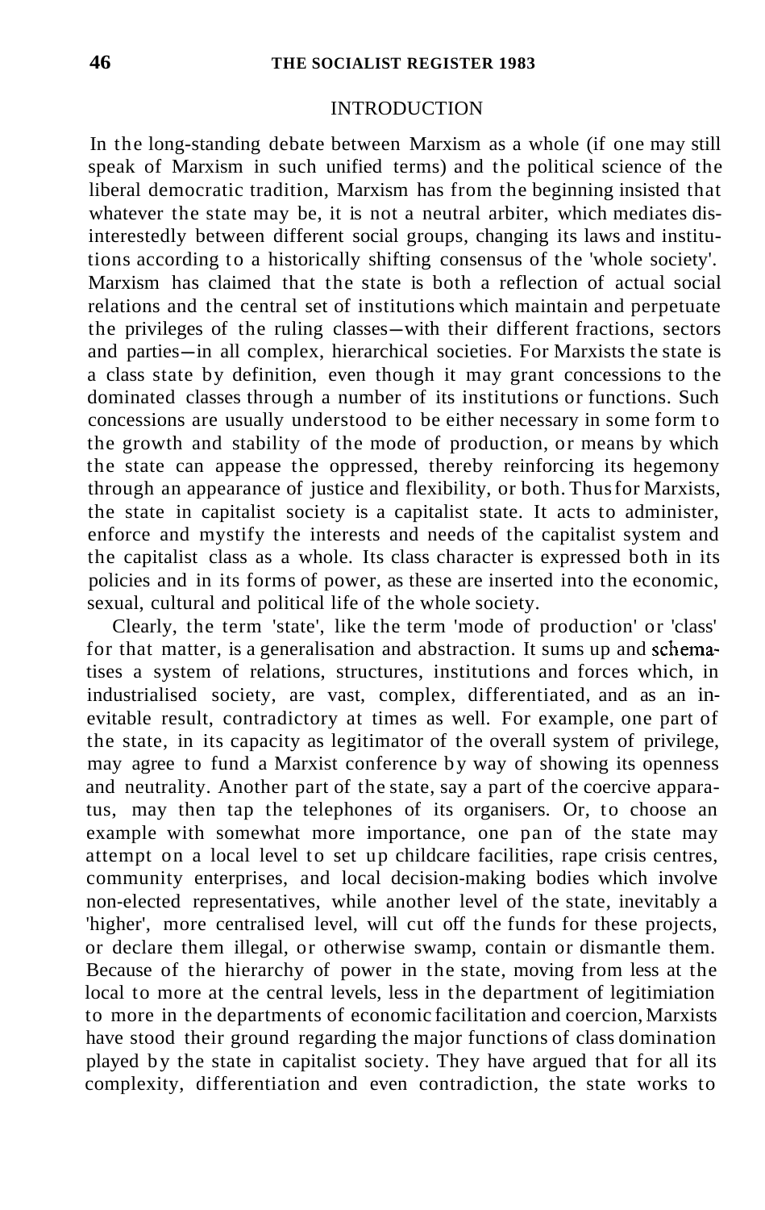## INTRODUCTION

In the long-standing debate between Marxism as a whole (if one may still speak of Marxism in such unified terms) and the political science of the liberal democratic tradition, Marxism has from the beginning insisted that whatever the state may be, it is not a neutral arbiter, which mediates disinterestedly between different social groups, changing its laws and institutions according to a historically shifting consensus of the 'whole society'. Marxism has claimed that the state is both a reflection of actual social relations and the central set of institutions which maintain and perpetuate the privileges of the ruling classes—with their different fractions, sectors and parties—in all complex, hierarchical societies. For Marxists the state is a class state by definition, even though it may grant concessions to the dominated classes through a number of its institutions or functions. Such concessions are usually understood to be either necessary in some form to the growth and stability of the mode of production, or means by which the state can appease the oppressed, thereby reinforcing its hegemony through an appearance of justice and flexibility, or both. Thus for Marxists, the state in capitalist society is a capitalist state. It acts to administer, enforce and mystify the interests and needs of the capitalist system and the capitalist class as a whole. Its class character is expressed both in its policies and in its forms of power, as these are inserted into the economic, sexual, cultural and political life of the whole society.

Clearly, the term 'state', like the term 'mode of production' or 'class' for that matter, is a generalisation and abstraction. It sums up and schematises a system of relations, structures, institutions and forces which, in industrialised society, are vast, complex, differentiated, and as an inevitable result, contradictory at times as well. For example, one part of the state, in its capacity as legitimator of the overall system of privilege, may agree to fund a Marxist conference by way of showing its openness and neutrality. Another part of the state, say a part of the coercive apparatus, may then tap the telephones of its organisers. Or, to choose an example with somewhat more importance, one pan of the state may attempt on a local level to set up childcare facilities, rape crisis centres, community enterprises, and local decision-making bodies which involve non-elected representatives, while another level of the state, inevitably a 'higher', more centralised level, will cut off the funds for these projects, or declare them illegal, or otherwise swamp, contain or dismantle them. Because of the hierarchy of power in the state, moving from less at the local to more at the central levels, less in the department of legitimiation to more in the departments of economic facilitation and coercion, Marxists have stood their ground regarding the major functions of class domination played by the state in capitalist society. They have argued that for all its complexity, differentiation and even contradiction, the state works to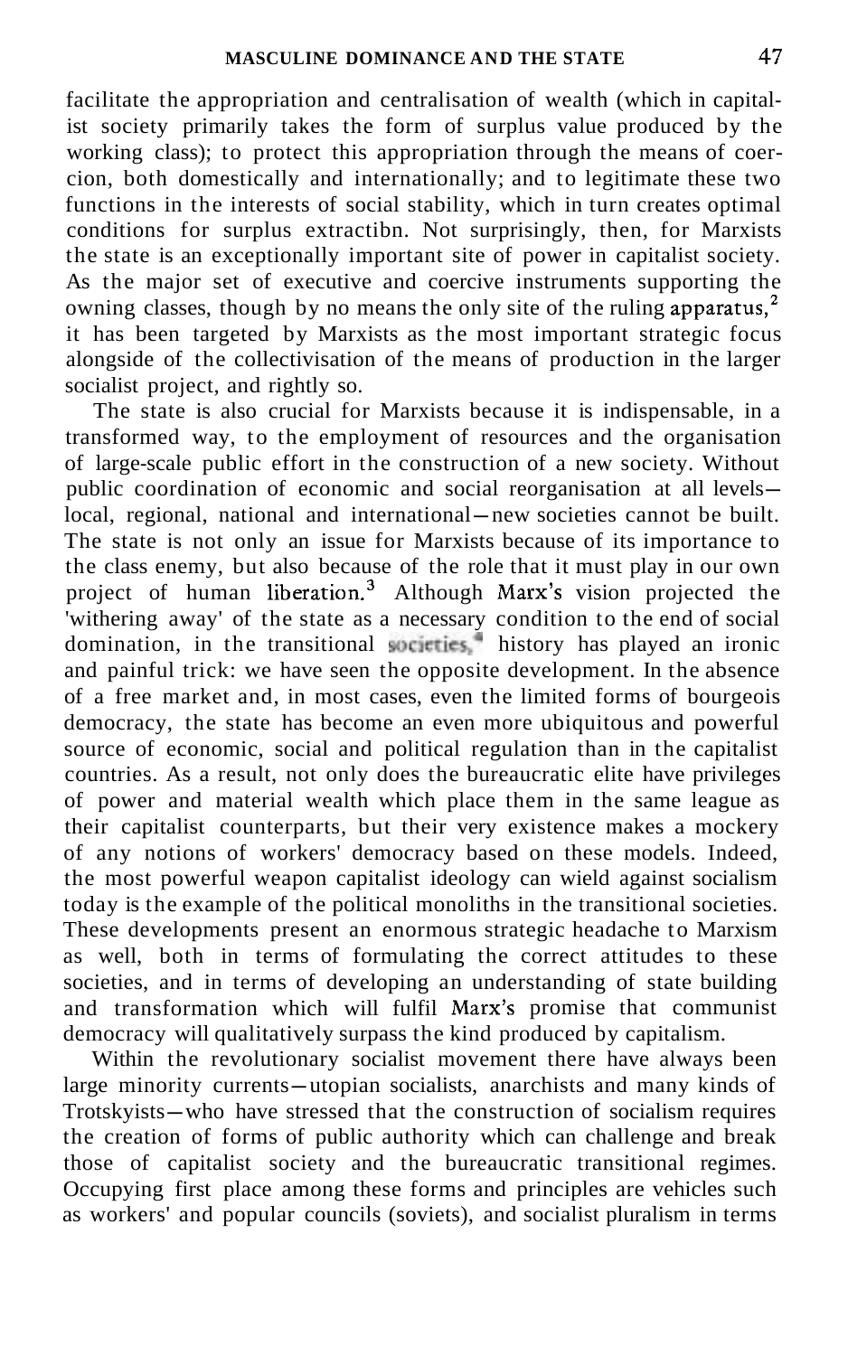facilitate the appropriation and centralisation of wealth (which in capitalist society primarily takes the form of surplus value produced by the working class); to protect this appropriation through the means of coercion, both domestically and internationally; and to legitimate these two functions in the interests of social stability, which in turn creates optimal conditions for surplus extractibn. Not surprisingly, then, for Marxists the state is an exceptionally important site of power in capitalist society. As the major set of executive and coercive instruments supporting the owning classes, though by no means the only site of the ruling apparatus,[2] it has been targeted by Marxists as the most important strategic focus alongside of the collectivisation of the means of production in the larger socialist project, and rightly so.

The state is also crucial for Marxists because it is indispensable, in a transformed way, to the employment of resources and the organisation of large-scale public effort in the construction of a new society. Without public coordination of economic and social reorganisation at all levels—local, regional, national and international—new societies cannot be built. The state is not only an issue for Marxists because of its importance to the class enemy, but also because of the role that it must play in our own project of human liberation.[3] Although Marx's vision projected the 'withering away' of the state as a necessary condition to the end of social domination, in the transitional societies,[4] history has played an ironic and painful trick: we have seen the opposite development. In the absence of a free market and, in most cases, even the limited forms of bourgeois democracy, the state has become an even more ubiquitous and powerful source of economic, social and political regulation than in the capitalist countries. As a result, not only does the bureaucratic elite have privileges of power and material wealth which place them in the same league as their capitalist counterparts, but their very existence makes a mockery of any notions of workers' democracy based on these models. Indeed, the most powerful weapon capitalist ideology can wield against socialism today is the example of the political monoliths in the transitional societies. These developments present an enormous strategic headache to Marxism as well, both in terms of formulating the correct attitudes to these societies, and in terms of developing an understanding of state building and transformation which will fulfil Marx's promise that communist democracy will qualitatively surpass the kind produced by capitalism.

Within the revolutionary socialist movement there have always been large minority currents—utopian socialists, anarchists and many kinds of Trotskyists—who have stressed that the construction of socialism requires the creation of forms of public authority which can challenge and break those of capitalist society and the bureaucratic transitional regimes. Occupying first place among these forms and principles are vehicles such as workers' and popular councils (soviets), and socialist pluralism in terms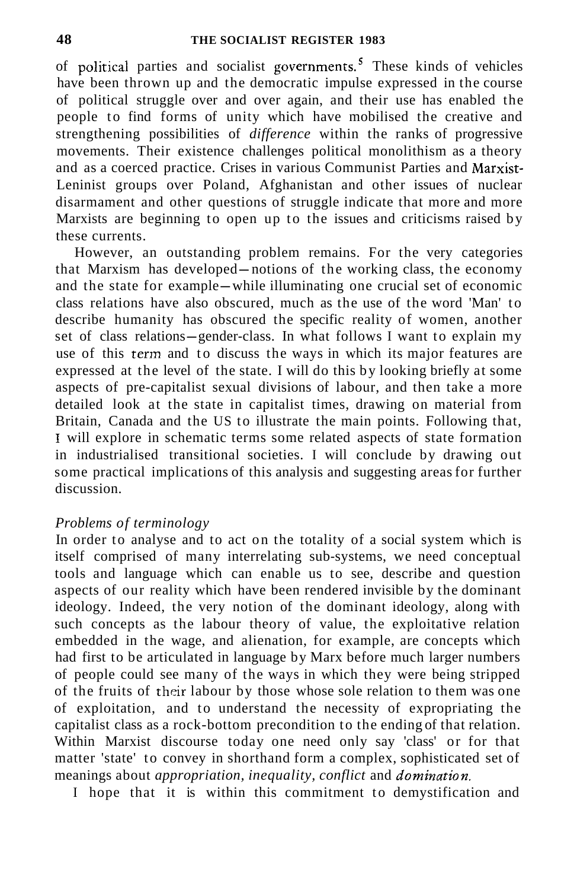of political parties and socialist governments.[5] These kinds of vehicles have been thrown up and the democratic impulse expressed in the course of political struggle over and over again, and their use has enabled the people to find forms of unity which have mobilised the creative and strengthening possibilities of *difference* within the ranks of progressive movements. Their existence challenges political monolithism as a theory and as a coerced practice. Crises in various Communist Parties and Marxist-Leninist groups over Poland, Afghanistan and other issues of nuclear disarmament and other questions of struggle indicate that more and more Marxists are beginning to open up to the issues and criticisms raised by these currents.

However, an outstanding problem remains. For the very categories that Marxism has developed—notions of the working class, the economy and the state for example—while illuminating one crucial set of economic class relations have also obscured, much as the use of the word 'Man' to describe humanity has obscured the specific reality of women, another set of class relations—gender-class. In what follows I want to explain my use of this term and to discuss the ways in which its major features are expressed at the level of the state. I will do this by looking briefly at some aspects of pre-capitalist sexual divisions of labour, and then take a more detailed look at the state in capitalist times, drawing on material from Britain, Canada and the US to illustrate the main points. Following that, I will explore in schematic terms some related aspects of state formation in industrialised transitional societies. I will conclude by drawing out some practical implications of this analysis and suggesting areas for further discussion.

*Problems of terminology*

In order to analyse and to act on the totality of a social system which is itself comprised of many interrelating sub-systems, we need conceptual tools and language which can enable us to see, describe and question aspects of our reality which have been rendered invisible by the dominant ideology. Indeed, the very notion of the dominant ideology, along with such concepts as the labour theory of value, the exploitative relation embedded in the wage, and alienation, for example, are concepts which had first to be articulated in language by Marx before much larger numbers of people could see many of the ways in which they were being stripped of the fruits of their labour by those whose sole relation to them was one of exploitation, and to understand the necessity of expropriating the capitalist class as a rock-bottom precondition to the ending of that relation. Within Marxist discourse today one need only say 'class' or for that matter 'state' to convey in shorthand form a complex, sophisticated set of meanings about *appropriation*, *inequality*, *conflict* and *domination*.

I hope that it is within this commitment to demystification and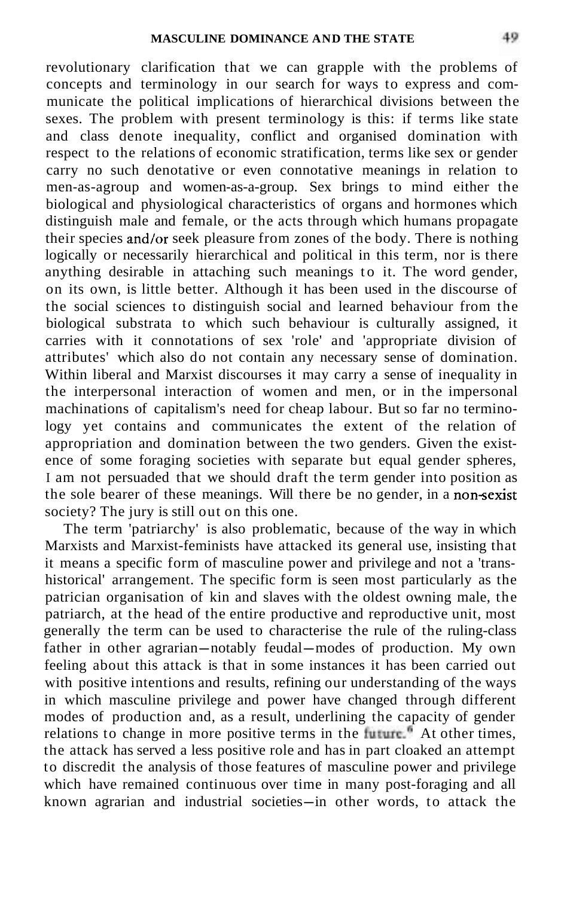revolutionary clarification that we can grapple with the problems of concepts and terminology in our search for ways to express and communicate the political implications of hierarchical divisions between the sexes. The problem with present terminology is this: if terms like state and class denote inequality, conflict and organised domination with respect to the relations of economic stratification, terms like sex or gender carry no such denotative or even connotative meanings in relation to men-as-agroup and women-as-a-group. Sex brings to mind either the biological and physiological characteristics of organs and hormones which distinguish male and female, or the acts through which humans propagate their species and/or seek pleasure from zones of the body. There is nothing logically or necessarily hierarchical and political in this term, nor is there anything desirable in attaching such meanings to it. The word gender, on its own, is little better. Although it has been used in the discourse of the social sciences to distinguish social and learned behaviour from the biological substrata to which such behaviour is culturally assigned, it carries with it connotations of sex 'role' and 'appropriate division of attributes' which also do not contain any necessary sense of domination. Within liberal and Marxist discourses it may carry a sense of inequality in the interpersonal interaction of women and men, or in the impersonal machinations of capitalism's need for cheap labour. But so far no terminology yet contains and communicates the extent of the relation of appropriation and domination between the two genders. Given the existence of some foraging societies with separate but equal gender spheres, I am not persuaded that we should draft the term gender into position as the sole bearer of these meanings. Will there be no gender, in a non-sexist society? The jury is still out on this one.

The term 'patriarchy' is also problematic, because of the way in which Marxists and Marxist-feminists have attacked its general use, insisting that it means a specific form of masculine power and privilege and not a 'trans-historical' arrangement. The specific form is seen most particularly as the patrician organisation of kin and slaves with the oldest owning male, the patriarch, at the head of the entire productive and reproductive unit, most generally the term can be used to characterise the rule of the ruling-class father in other agrarian—notably feudal—modes of production. My own feeling about this attack is that in some instances it has been carried out with positive intentions and results, refining our understanding of the ways in which masculine privilege and power have changed through different modes of production and, as a result, underlining the capacity of gender relations to change in more positive terms in the future.[6] At other times, the attack has served a less positive role and has in part cloaked an attempt to discredit the analysis of those features of masculine power and privilege which have remained continuous over time in many post-foraging and all known agrarian and industrial societies—in other words, to attack the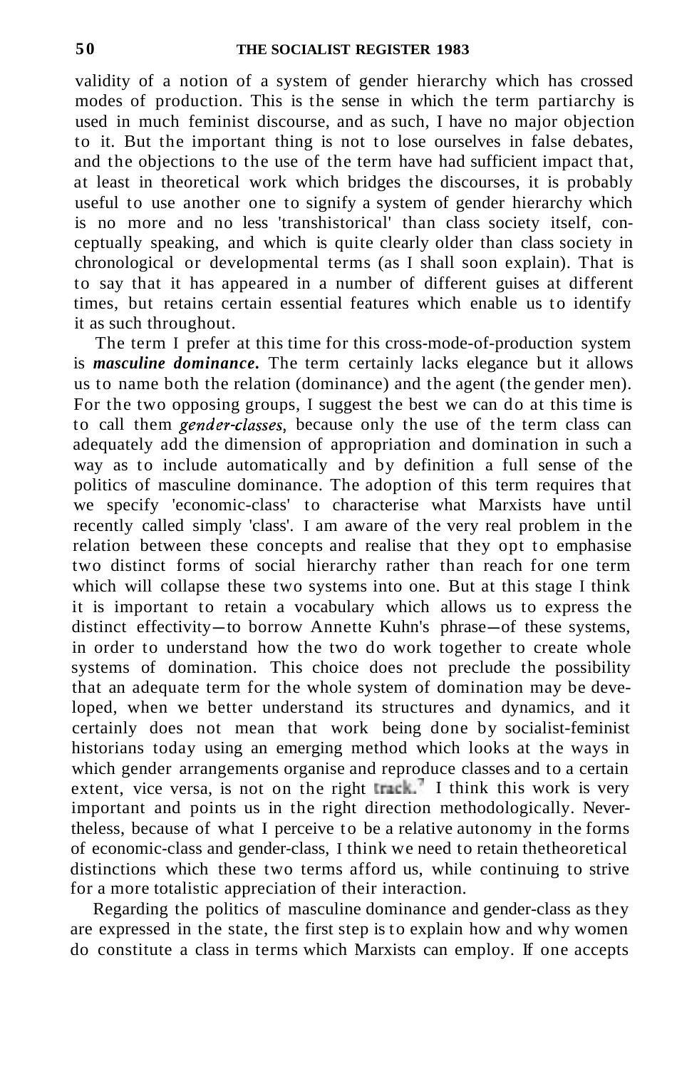validity of a notion of a system of gender hierarchy which has crossed modes of production. This is the sense in which the term partiarchy is used in much feminist discourse, and as such, I have no major objection to it. But the important thing is not to lose ourselves in false debates, and the objections to the use of the term have had sufficient impact that, at least in theoretical work which bridges the discourses, it is probably useful to use another one to signify a system of gender hierarchy which is no more and no less 'transhistorical' than class society itself, conceptually speaking, and which is quite clearly older than class society in chronological or developmental terms (as I shall soon explain). That is to say that it has appeared in a number of different guises at different times, but retains certain essential features which enable us to identify it as such throughout.

The term I prefer at this time for this cross-mode-of-production system is ***masculine dominance.*** The term certainly lacks elegance but it allows us to name both the relation (dominance) and the agent (the gender men). For the two opposing groups, I suggest the best we can do at this time is to call them *gender-classes,* because only the use of the term class can adequately add the dimension of appropriation and domination in such a way as to include automatically and by definition a full sense of the politics of masculine dominance. The adoption of this term requires that we specify 'economic-class' to characterise what Marxists have until recently called simply 'class'. I am aware of the very real problem in the relation between these concepts and realise that they opt to emphasise two distinct forms of social hierarchy rather than reach for one term which will collapse these two systems into one. But at this stage I think it is important to retain a vocabulary which allows us to express the distinct effectivity—to borrow Annette Kuhn's phrase—of these systems, in order to understand how the two do work together to create whole systems of domination. This choice does not preclude the possibility that an adequate term for the whole system of domination may be developed, when we better understand its structures and dynamics, and it certainly does not mean that work being done by socialist-feminist historians today using an emerging method which looks at the ways in which gender arrangements organise and reproduce classes and to a certain extent, vice versa, is not on the right track.[7] I think this work is very important and points us in the right direction methodologically. Nevertheless, because of what I perceive to be a relative autonomy in the forms of economic-class and gender-class, I think we need to retain thetheoretical distinctions which these two terms afford us, while continuing to strive for a more totalistic appreciation of their interaction.

Regarding the politics of masculine dominance and gender-class as they are expressed in the state, the first step is to explain how and why women do constitute a class in terms which Marxists can employ. If one accepts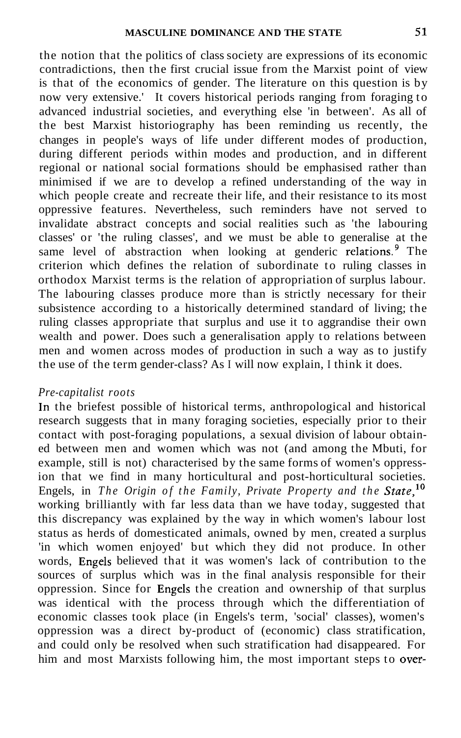the notion that the politics of class society are expressions of its economic contradictions, then the first crucial issue from the Marxist point of view is that of the economics of gender. The literature on this question is by now very extensive.' It covers historical periods ranging from foraging to advanced industrial societies, and everything else 'in between'. As all of the best Marxist historiography has been reminding us recently, the changes in people's ways of life under different modes of production, during different periods within modes and production, and in different regional or national social formations should be emphasised rather than minimised if we are to develop a refined understanding of the way in which people create and recreate their life, and their resistance to its most oppressive features. Nevertheless, such reminders have not served to invalidate abstract concepts and social realities such as 'the labouring classes' or 'the ruling classes', and we must be able to generalise at the same level of abstraction when looking at genderic relations.[9] The criterion which defines the relation of subordinate to ruling classes in orthodox Marxist terms is the relation of appropriation of surplus labour. The labouring classes produce more than is strictly necessary for their subsistence according to a historically determined standard of living; the ruling classes appropriate that surplus and use it to aggrandise their own wealth and power. Does such a generalisation apply to relations between men and women across modes of production in such a way as to justify the use of the term gender-class? As I will now explain, I think it does.

*Pre-capitalist roots*

In the briefest possible of historical terms, anthropological and historical research suggests that in many foraging societies, especially prior to their contact with post-foraging populations, a sexual division of labour obtained between men and women which was not (and among the Mbuti, for example, still is not) characterised by the same forms of women's oppression that we find in many horticultural and post-horticultural societies. Engels, in *The Origin of the Family, Private Property and the State*,[10] working brilliantly with far less data than we have today, suggested that this discrepancy was explained by the way in which women's labour lost status as herds of domesticated animals, owned by men, created a surplus 'in which women enjoyed' but which they did not produce. In other words, Engels believed that it was women's lack of contribution to the sources of surplus which was in the final analysis responsible for their oppression. Since for Engels the creation and ownership of that surplus was identical with the process through which the differentiation of economic classes took place (in Engels's term, 'social' classes), women's oppression was a direct by-product of (economic) class stratification, and could only be resolved when such stratification had disappeared. For him and most Marxists following him, the most important steps to over-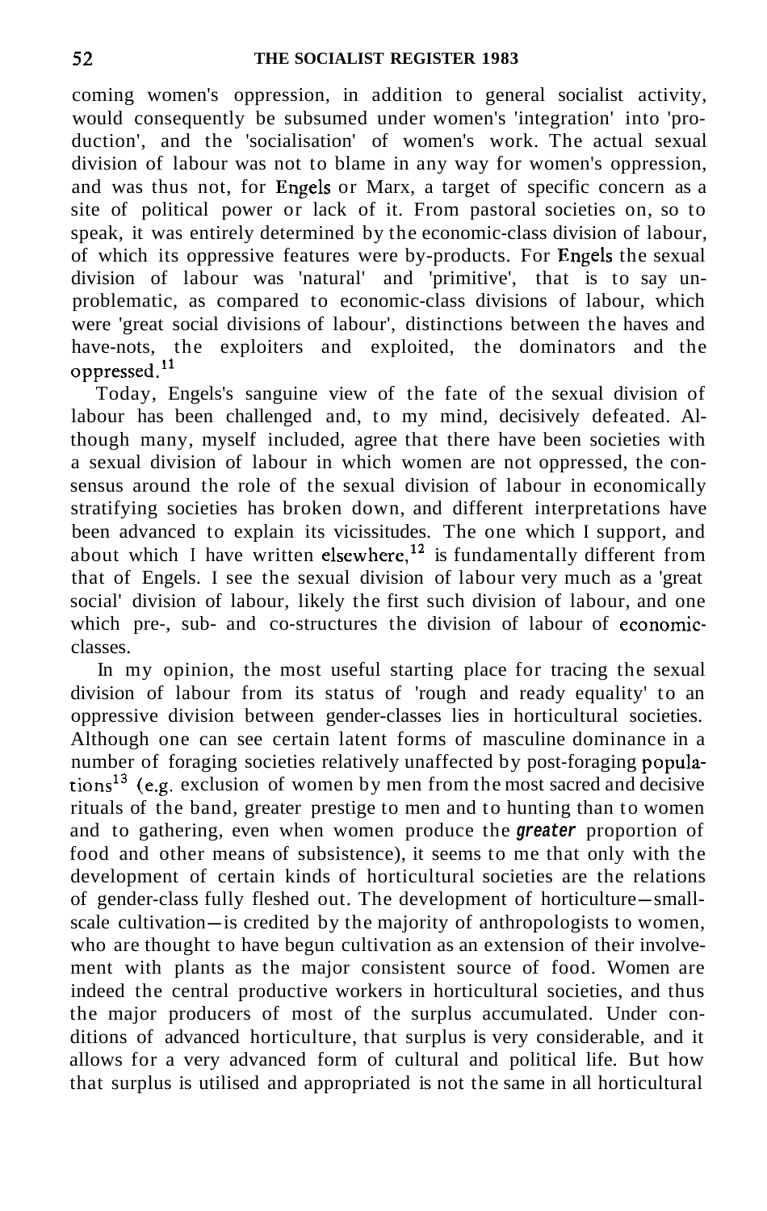coming women's oppression, in addition to general socialist activity, would consequently be subsumed under women's 'integration' into 'production', and the 'socialisation' of women's work. The actual sexual division of labour was not to blame in any way for women's oppression, and was thus not, for Engels or Marx, a target of specific concern as a site of political power or lack of it. From pastoral societies on, so to speak, it was entirely determined by the economic-class division of labour, of which its oppressive features were by-products. For Engels the sexual division of labour was 'natural' and 'primitive', that is to say unproblematic, as compared to economic-class divisions of labour, which were 'great social divisions of labour', distinctions between the haves and have-nots, the exploiters and exploited, the dominators and the oppressed.[11]

Today, Engels's sanguine view of the fate of the sexual division of labour has been challenged and, to my mind, decisively defeated. Although many, myself included, agree that there have been societies with a sexual division of labour in which women are not oppressed, the consensus around the role of the sexual division of labour in economically stratifying societies has broken down, and different interpretations have been advanced to explain its vicissitudes. The one which I support, and about which I have written elsewhere,[12] is fundamentally different from that of Engels. I see the sexual division of labour very much as a 'great social' division of labour, likely the first such division of labour, and one which pre-, sub- and co-structures the division of labour of economic-classes.

In my opinion, the most useful starting place for tracing the sexual division of labour from its status of 'rough and ready equality' to an oppressive division between gender-classes lies in horticultural societies. Although one can see certain latent forms of masculine dominance in a number of foraging societies relatively unaffected by post-foraging populations[13] (e.g. exclusion of women by men from the most sacred and decisive rituals of the band, greater prestige to men and to hunting than to women and to gathering, even when women produce the ***greater*** proportion of food and other means of subsistence), it seems to me that only with the development of certain kinds of horticultural societies are the relations of gender-class fully fleshed out. The development of horticulture—small-scale cultivation—is credited by the majority of anthropologists to women, who are thought to have begun cultivation as an extension of their involvement with plants as the major consistent source of food. Women are indeed the central productive workers in horticultural societies, and thus the major producers of most of the surplus accumulated. Under conditions of advanced horticulture, that surplus is very considerable, and it allows for a very advanced form of cultural and political life. But how that surplus is utilised and appropriated is not the same in all horticultural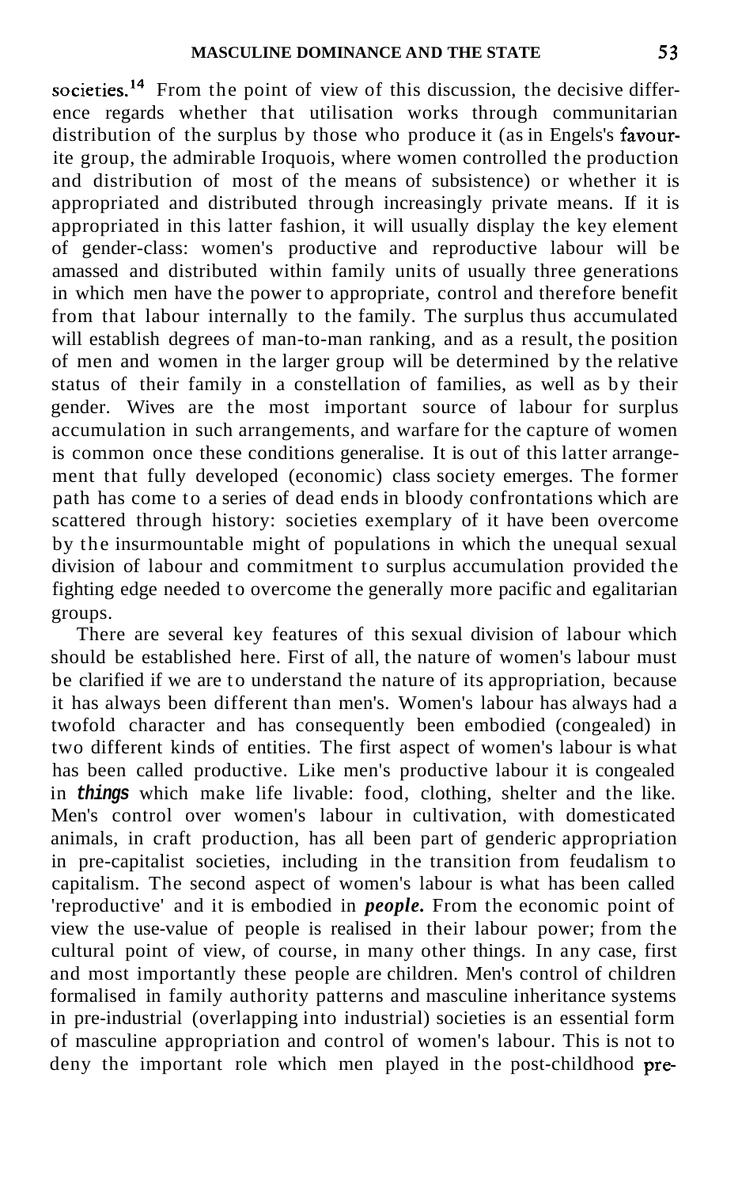societies.[14] From the point of view of this discussion, the decisive difference regards whether that utilisation works through communitarian distribution of the surplus by those who produce it (as in Engels's favourite group, the admirable Iroquois, where women controlled the production and distribution of most of the means of subsistence) or whether it is appropriated and distributed through increasingly private means. If it is appropriated in this latter fashion, it will usually display the key element of gender-class: women's productive and reproductive labour will be amassed and distributed within family units of usually three generations in which men have the power to appropriate, control and therefore benefit from that labour internally to the family. The surplus thus accumulated will establish degrees of man-to-man ranking, and as a result, the position of men and women in the larger group will be determined by the relative status of their family in a constellation of families, as well as by their gender. Wives are the most important source of labour for surplus accumulation in such arrangements, and warfare for the capture of women is common once these conditions generalise. It is out of this latter arrangement that fully developed (economic) class society emerges. The former path has come to a series of dead ends in bloody confrontations which are scattered through history: societies exemplary of it have been overcome by the insurmountable might of populations in which the unequal sexual division of labour and commitment to surplus accumulation provided the fighting edge needed to overcome the generally more pacific and egalitarian groups.

There are several key features of this sexual division of labour which should be established here. First of all, the nature of women's labour must be clarified if we are to understand the nature of its appropriation, because it has always been different than men's. Women's labour has always had a twofold character and has consequently been embodied (congealed) in two different kinds of entities. The first aspect of women's labour is what has been called productive. Like men's productive labour it is congealed in ***things*** which make life livable: food, clothing, shelter and the like. Men's control over women's labour in cultivation, with domesticated animals, in craft production, has all been part of genderic appropriation in pre-capitalist societies, including in the transition from feudalism to capitalism. The second aspect of women's labour is what has been called 'reproductive' and it is embodied in ***people.*** From the economic point of view the use-value of people is realised in their labour power; from the cultural point of view, of course, in many other things. In any case, first and most importantly these people are children. Men's control of children formalised in family authority patterns and masculine inheritance systems in pre-industrial (overlapping into industrial) societies is an essential form of masculine appropriation and control of women's labour. This is not to deny the important role which men played in the post-childhood pre-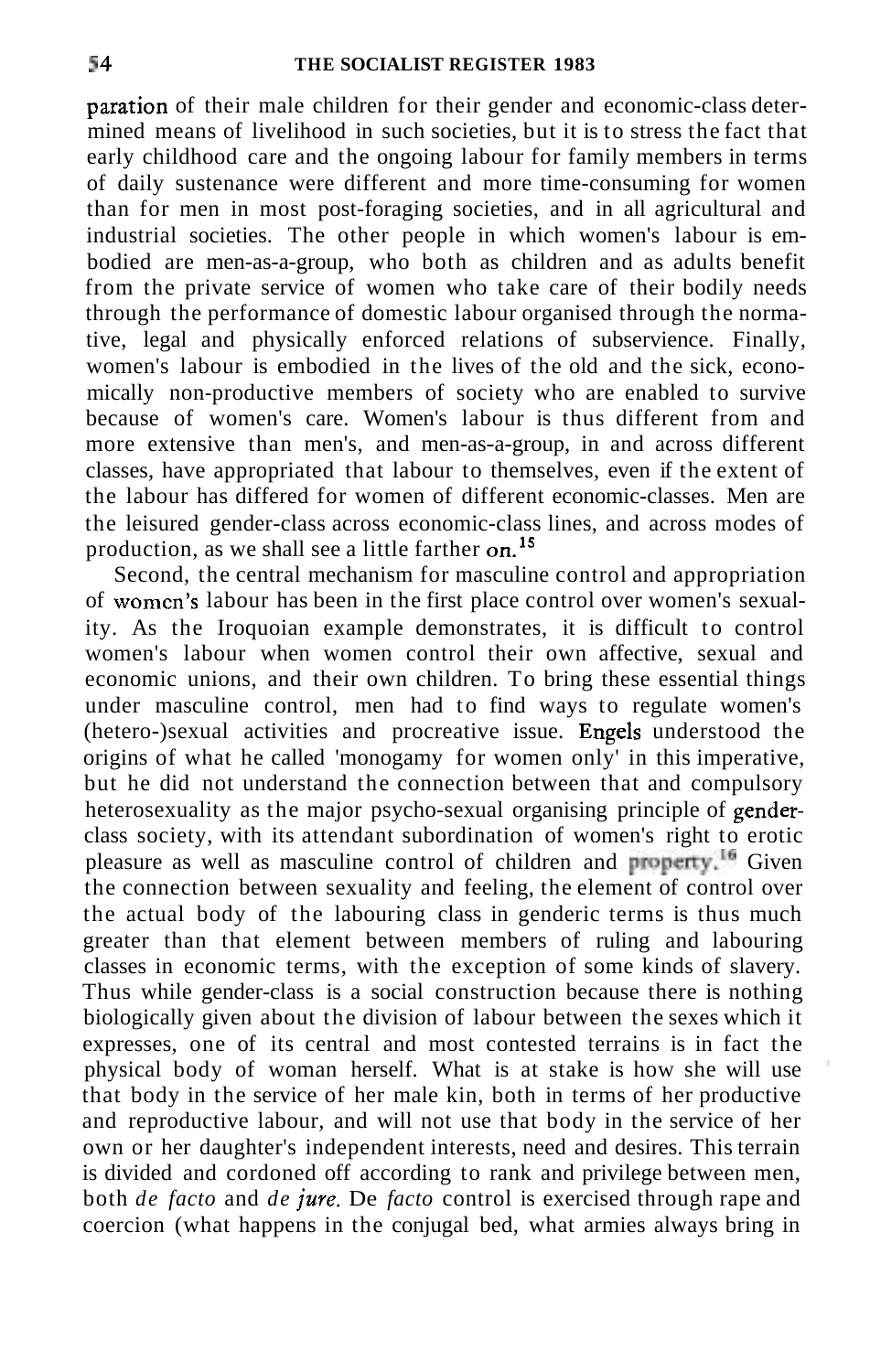paration of their male children for their gender and economic-class determined means of livelihood in such societies, but it is to stress the fact that early childhood care and the ongoing labour for family members in terms of daily sustenance were different and more time-consuming for women than for men in most post-foraging societies, and in all agricultural and industrial societies. The other people in which women's labour is embodied are men-as-a-group, who both as children and as adults benefit from the private service of women who take care of their bodily needs through the performance of domestic labour organised through the normative, legal and physically enforced relations of subservience. Finally, women's labour is embodied in the lives of the old and the sick, economically non-productive members of society who are enabled to survive because of women's care. Women's labour is thus different from and more extensive than men's, and men-as-a-group, in and across different classes, have appropriated that labour to themselves, even if the extent of the labour has differed for women of different economic-classes. Men are the leisured gender-class across economic-class lines, and across modes of production, as we shall see a little farther on.[15]

Second, the central mechanism for masculine control and appropriation of women's labour has been in the first place control over women's sexuality. As the Iroquoian example demonstrates, it is difficult to control women's labour when women control their own affective, sexual and economic unions, and their own children. To bring these essential things under masculine control, men had to find ways to regulate women's (hetero-)sexual activities and procreative issue. Engels understood the origins of what he called 'monogamy for women only' in this imperative, but he did not understand the connection between that and compulsory heterosexuality as the major psycho-sexual organising principle of gender-class society, with its attendant subordination of women's right to erotic pleasure as well as masculine control of children and property.[16] Given the connection between sexuality and feeling, the element of control over the actual body of the labouring class in genderic terms is thus much greater than that element between members of ruling and labouring classes in economic terms, with the exception of some kinds of slavery. Thus while gender-class is a social construction because there is nothing biologically given about the division of labour between the sexes which it expresses, one of its central and most contested terrains is in fact the physical body of woman herself. What is at stake is how she will use that body in the service of her male kin, both in terms of her productive and reproductive labour, and will not use that body in the service of her own or her daughter's independent interests, need and desires. This terrain is divided and cordoned off according to rank and privilege between men, both *de facto* and *de jure*. *De facto* control is exercised through rape and coercion (what happens in the conjugal bed, what armies always bring in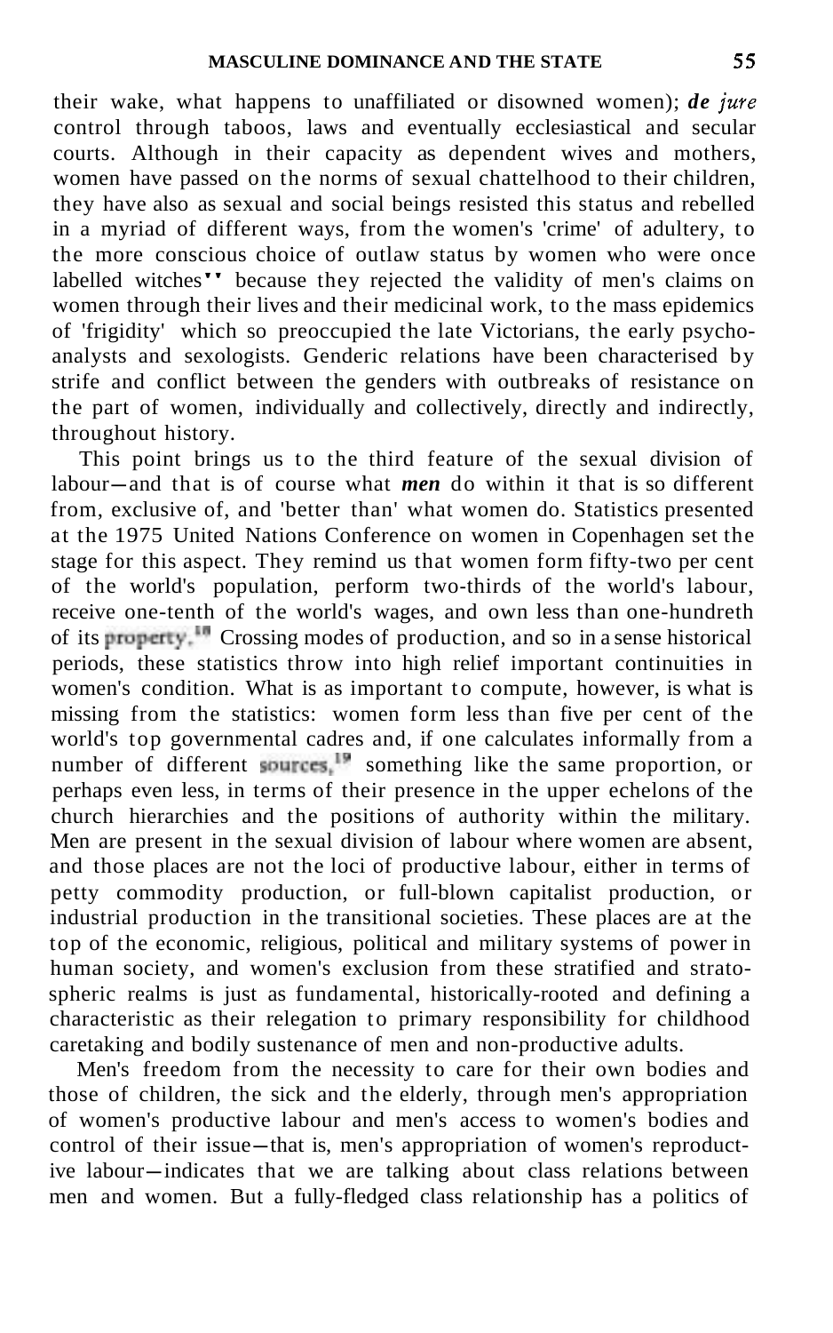their wake, what happens to unaffiliated or disowned women); ***de jure*** control through taboos, laws and eventually ecclesiastical and secular courts. Although in their capacity as dependent wives and mothers, women have passed on the norms of sexual chattelhood to their children, they have also as sexual and social beings resisted this status and rebelled in a myriad of different ways, from the women's 'crime' of adultery, to the more conscious choice of outlaw status by women who were once labelled witches[17] because they rejected the validity of men's claims on women through their lives and their medicinal work, to the mass epidemics of 'frigidity' which so preoccupied the late Victorians, the early psychoanalysts and sexologists. Genderic relations have been characterised by strife and conflict between the genders with outbreaks of resistance on the part of women, individually and collectively, directly and indirectly, throughout history.

This point brings us to the third feature of the sexual division of labour—and that is of course what ***men*** do within it that is so different from, exclusive of, and 'better than' what women do. Statistics presented at the 1975 United Nations Conference on women in Copenhagen set the stage for this aspect. They remind us that women form fifty-two per cent of the world's population, perform two-thirds of the world's labour, receive one-tenth of the world's wages, and own less than one-hundreth of its property.[18] Crossing modes of production, and so in a sense historical periods, these statistics throw into high relief important continuities in women's condition. What is as important to compute, however, is what is missing from the statistics: women form less than five per cent of the world's top governmental cadres and, if one calculates informally from a number of different sources,[19] something like the same proportion, or perhaps even less, in terms of their presence in the upper echelons of the church hierarchies and the positions of authority within the military. Men are present in the sexual division of labour where women are absent, and those places are not the loci of productive labour, either in terms of petty commodity production, or full-blown capitalist production, or industrial production in the transitional societies. These places are at the top of the economic, religious, political and military systems of power in human society, and women's exclusion from these stratified and stratospheric realms is just as fundamental, historically-rooted and defining a characteristic as their relegation to primary responsibility for childhood caretaking and bodily sustenance of men and non-productive adults.

Men's freedom from the necessity to care for their own bodies and those of children, the sick and the elderly, through men's appropriation of women's productive labour and men's access to women's bodies and control of their issue—that is, men's appropriation of women's reproductive labour—indicates that we are talking about class relations between men and women. But a fully-fledged class relationship has a politics of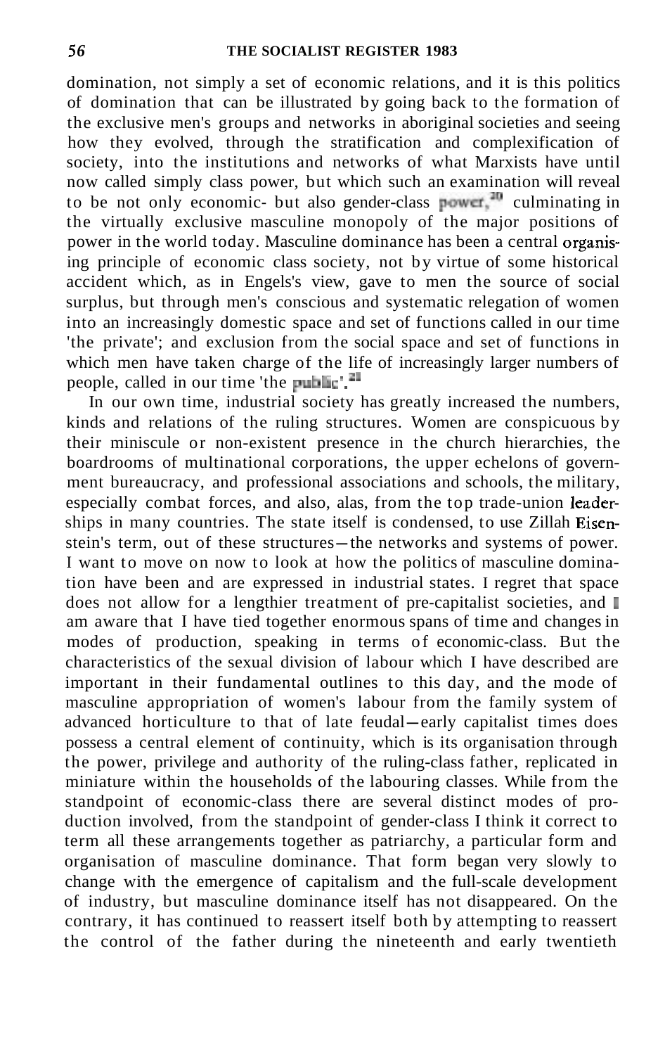domination, not simply a set of economic relations, and it is this politics of domination that can be illustrated by going back to the formation of the exclusive men's groups and networks in aboriginal societies and seeing how they evolved, through the stratification and complexification of society, into the institutions and networks of what Marxists have until now called simply class power, but which such an examination will reveal to be not only economic- but also gender-class power,[20] culminating in the virtually exclusive masculine monopoly of the major positions of power in the world today. Masculine dominance has been a central organising principle of economic class society, not by virtue of some historical accident which, as in Engels's view, gave to men the source of social surplus, but through men's conscious and systematic relegation of women into an increasingly domestic space and set of functions called in our time 'the private'; and exclusion from the social space and set of functions in which men have taken charge of the life of increasingly larger numbers of people, called in our time 'the public'.[21]

In our own time, industrial society has greatly increased the numbers, kinds and relations of the ruling structures. Women are conspicuous by their miniscule or non-existent presence in the church hierarchies, the boardrooms of multinational corporations, the upper echelons of government bureaucracy, and professional associations and schools, the military, especially combat forces, and also, alas, from the top trade-union leaderships in many countries. The state itself is condensed, to use Zillah Eisenstein's term, out of these structures—the networks and systems of power. I want to move on now to look at how the politics of masculine domination have been and are expressed in industrial states. I regret that space does not allow for a lengthier treatment of pre-capitalist societies, and I am aware that I have tied together enormous spans of time and changes in modes of production, speaking in terms of economic-class. But the characteristics of the sexual division of labour which I have described are important in their fundamental outlines to this day, and the mode of masculine appropriation of women's labour from the family system of advanced horticulture to that of late feudal—early capitalist times does possess a central element of continuity, which is its organisation through the power, privilege and authority of the ruling-class father, replicated in miniature within the households of the labouring classes. While from the standpoint of economic-class there are several distinct modes of production involved, from the standpoint of gender-class I think it correct to term all these arrangements together as patriarchy, a particular form and organisation of masculine dominance. That form began very slowly to change with the emergence of capitalism and the full-scale development of industry, but masculine dominance itself has not disappeared. On the contrary, it has continued to reassert itself both by attempting to reassert the control of the father during the nineteenth and early twentieth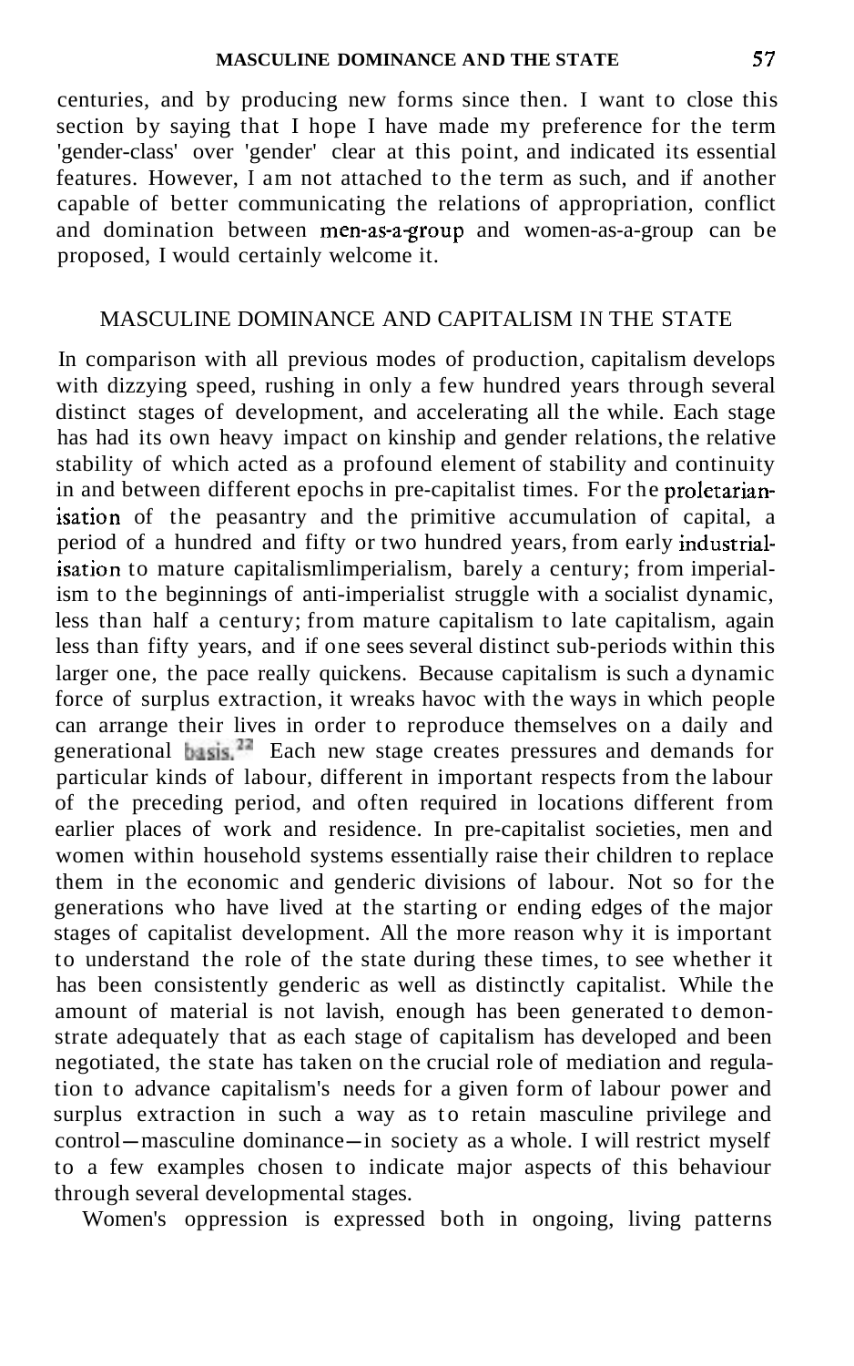centuries, and by producing new forms since then. I want to close this section by saying that I hope I have made my preference for the term 'gender-class' over 'gender' clear at this point, and indicated its essential features. However, I am not attached to the term as such, and if another capable of better communicating the relations of appropriation, conflict and domination between men-as-a-group and women-as-a-group can be proposed, I would certainly welcome it.

## MASCULINE DOMINANCE AND CAPITALISM IN THE STATE

In comparison with all previous modes of production, capitalism develops with dizzying speed, rushing in only a few hundred years through several distinct stages of development, and accelerating all the while. Each stage has had its own heavy impact on kinship and gender relations, the relative stability of which acted as a profound element of stability and continuity in and between different epochs in pre-capitalist times. For the proletarianisation of the peasantry and the primitive accumulation of capital, a period of a hundred and fifty or two hundred years, from early industrialisation to mature capitalism/imperialism, barely a century; from imperialism to the beginnings of anti-imperialist struggle with a socialist dynamic, less than half a century; from mature capitalism to late capitalism, again less than fifty years, and if one sees several distinct sub-periods within this larger one, the pace really quickens. Because capitalism is such a dynamic force of surplus extraction, it wreaks havoc with the ways in which people can arrange their lives in order to reproduce themselves on a daily and generational basis.[22] Each new stage creates pressures and demands for particular kinds of labour, different in important respects from the labour of the preceding period, and often required in locations different from earlier places of work and residence. In pre-capitalist societies, men and women within household systems essentially raise their children to replace them in the economic and genderic divisions of labour. Not so for the generations who have lived at the starting or ending edges of the major stages of capitalist development. All the more reason why it is important to understand the role of the state during these times, to see whether it has been consistently genderic as well as distinctly capitalist. While the amount of material is not lavish, enough has been generated to demonstrate adequately that as each stage of capitalism has developed and been negotiated, the state has taken on the crucial role of mediation and regulation to advance capitalism's needs for a given form of labour power and surplus extraction in such a way as to retain masculine privilege and control—masculine dominance—in society as a whole. I will restrict myself to a few examples chosen to indicate major aspects of this behaviour through several developmental stages.

Women's oppression is expressed both in ongoing, living patterns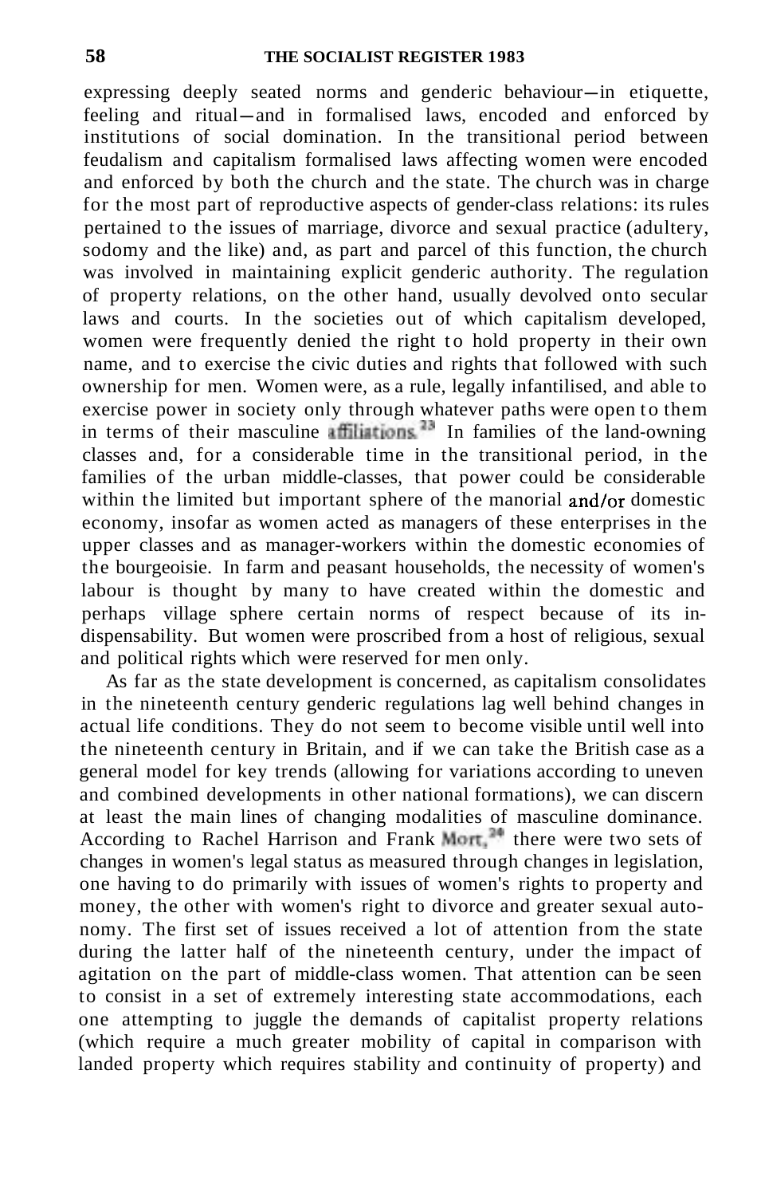expressing deeply seated norms and genderic behaviour—in etiquette, feeling and ritual—and in formalised laws, encoded and enforced by institutions of social domination. In the transitional period between feudalism and capitalism formalised laws affecting women were encoded and enforced by both the church and the state. The church was in charge for the most part of reproductive aspects of gender-class relations: its rules pertained to the issues of marriage, divorce and sexual practice (adultery, sodomy and the like) and, as part and parcel of this function, the church was involved in maintaining explicit genderic authority. The regulation of property relations, on the other hand, usually devolved onto secular laws and courts. In the societies out of which capitalism developed, women were frequently denied the right to hold property in their own name, and to exercise the civic duties and rights that followed with such ownership for men. Women were, as a rule, legally infantilised, and able to exercise power in society only through whatever paths were open to them in terms of their masculine affiliations.[23] In families of the land-owning classes and, for a considerable time in the transitional period, in the families of the urban middle-classes, that power could be considerable within the limited but important sphere of the manorial and/or domestic economy, insofar as women acted as managers of these enterprises in the upper classes and as manager-workers within the domestic economies of the bourgeoisie. In farm and peasant households, the necessity of women's labour is thought by many to have created within the domestic and perhaps village sphere certain norms of respect because of its indispensability. But women were proscribed from a host of religious, sexual and political rights which were reserved for men only.

As far as the state development is concerned, as capitalism consolidates in the nineteenth century genderic regulations lag well behind changes in actual life conditions. They do not seem to become visible until well into the nineteenth century in Britain, and if we can take the British case as a general model for key trends (allowing for variations according to uneven and combined developments in other national formations), we can discern at least the main lines of changing modalities of masculine dominance. According to Rachel Harrison and Frank Mort,[24] there were two sets of changes in women's legal status as measured through changes in legislation, one having to do primarily with issues of women's rights to property and money, the other with women's right to divorce and greater sexual autonomy. The first set of issues received a lot of attention from the state during the latter half of the nineteenth century, under the impact of agitation on the part of middle-class women. That attention can be seen to consist in a set of extremely interesting state accommodations, each one attempting to juggle the demands of capitalist property relations (which require a much greater mobility of capital in comparison with landed property which requires stability and continuity of property) and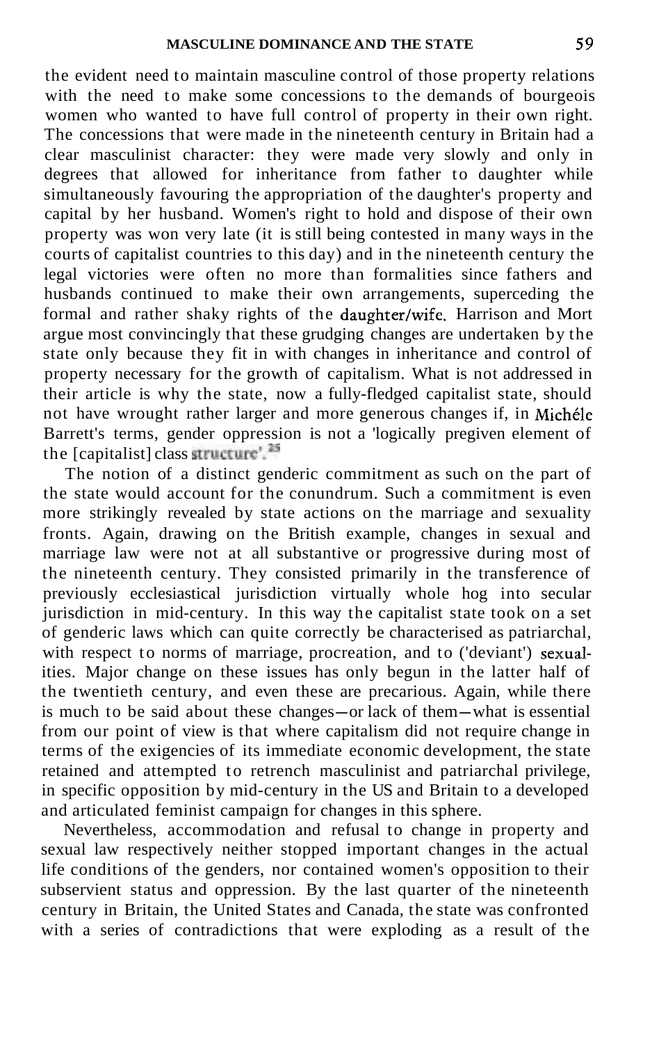the evident need to maintain masculine control of those property relations with the need to make some concessions to the demands of bourgeois women who wanted to have full control of property in their own right. The concessions that were made in the nineteenth century in Britain had a clear masculinist character: they were made very slowly and only in degrees that allowed for inheritance from father to daughter while simultaneously favouring the appropriation of the daughter's property and capital by her husband. Women's right to hold and dispose of their own property was won very late (it is still being contested in many ways in the courts of capitalist countries to this day) and in the nineteenth century the legal victories were often no more than formalities since fathers and husbands continued to make their own arrangements, superceding the formal and rather shaky rights of the daughter/wife. Harrison and Mort argue most convincingly that these grudging changes are undertaken by the state only because they fit in with changes in inheritance and control of property necessary for the growth of capitalism. What is not addressed in their article is why the state, now a fully-fledged capitalist state, should not have wrought rather larger and more generous changes if, in Michéle Barrett's terms, gender oppression is not a 'logically pregiven element of the [capitalist] class structure'.[25]

The notion of a distinct genderic commitment as such on the part of the state would account for the conundrum. Such a commitment is even more strikingly revealed by state actions on the marriage and sexuality fronts. Again, drawing on the British example, changes in sexual and marriage law were not at all substantive or progressive during most of the nineteenth century. They consisted primarily in the transference of previously ecclesiastical jurisdiction virtually whole hog into secular jurisdiction in mid-century. In this way the capitalist state took on a set of genderic laws which can quite correctly be characterised as patriarchal, with respect to norms of marriage, procreation, and to ('deviant') sexualities. Major change on these issues has only begun in the latter half of the twentieth century, and even these are precarious. Again, while there is much to be said about these changes—or lack of them—what is essential from our point of view is that where capitalism did not require change in terms of the exigencies of its immediate economic development, the state retained and attempted to retrench masculinist and patriarchal privilege, in specific opposition by mid-century in the US and Britain to a developed and articulated feminist campaign for changes in this sphere.

Nevertheless, accommodation and refusal to change in property and sexual law respectively neither stopped important changes in the actual life conditions of the genders, nor contained women's opposition to their subservient status and oppression. By the last quarter of the nineteenth century in Britain, the United States and Canada, the state was confronted with a series of contradictions that were exploding as a result of the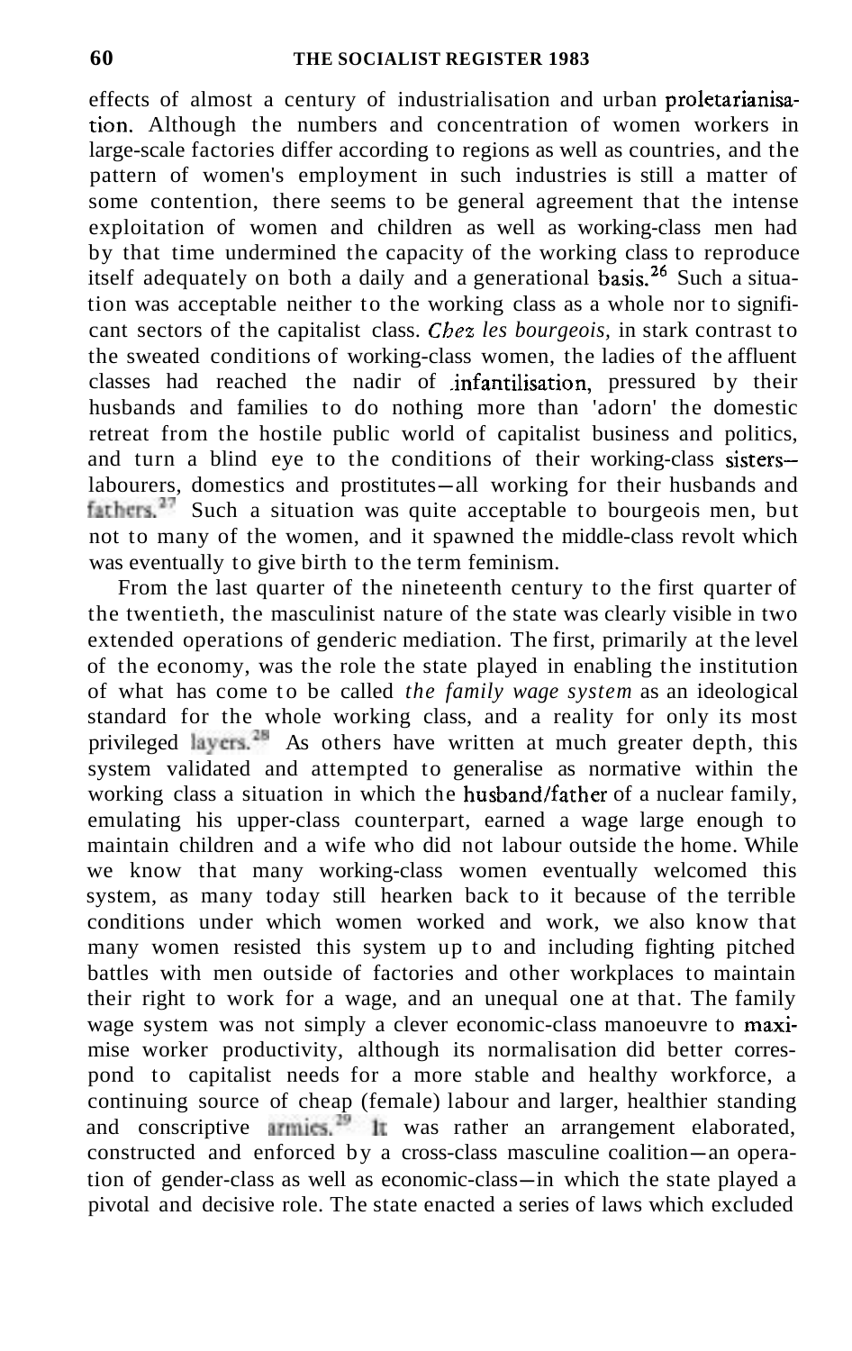effects of almost a century of industrialisation and urban proletarianisation. Although the numbers and concentration of women workers in large-scale factories differ according to regions as well as countries, and the pattern of women's employment in such industries is still a matter of some contention, there seems to be general agreement that the intense exploitation of women and children as well as working-class men had by that time undermined the capacity of the working class to reproduce itself adequately on both a daily and a generational basis.[26] Such a situation was acceptable neither to the working class as a whole nor to significant sectors of the capitalist class. *Chez les bourgeois*, in stark contrast to the sweated conditions of working-class women, the ladies of the affluent classes had reached the nadir of infantilisation, pressured by their husbands and families to do nothing more than 'adorn' the domestic retreat from the hostile public world of capitalist business and politics, and turn a blind eye to the conditions of their working-class sisters—labourers, domestics and prostitutes—all working for their husbands and fathers.[27] Such a situation was quite acceptable to bourgeois men, but not to many of the women, and it spawned the middle-class revolt which was eventually to give birth to the term feminism.

From the last quarter of the nineteenth century to the first quarter of the twentieth, the masculinist nature of the state was clearly visible in two extended operations of genderic mediation. The first, primarily at the level of the economy, was the role the state played in enabling the institution of what has come to be called *the family wage system* as an ideological standard for the whole working class, and a reality for only its most privileged layers.[28] As others have written at much greater depth, this system validated and attempted to generalise as normative within the working class a situation in which the husband/father of a nuclear family, emulating his upper-class counterpart, earned a wage large enough to maintain children and a wife who did not labour outside the home. While we know that many working-class women eventually welcomed this system, as many today still hearken back to it because of the terrible conditions under which women worked and work, we also know that many women resisted this system up to and including fighting pitched battles with men outside of factories and other workplaces to maintain their right to work for a wage, and an unequal one at that. The family wage system was not simply a clever economic-class manoeuvre to maximise worker productivity, although its normalisation did better correspond to capitalist needs for a more stable and healthy workforce, a continuing source of cheap (female) labour and larger, healthier standing and conscriptive armies.[29] It was rather an arrangement elaborated, constructed and enforced by a cross-class masculine coalition—an operation of gender-class as well as economic-class—in which the state played a pivotal and decisive role. The state enacted a series of laws which excluded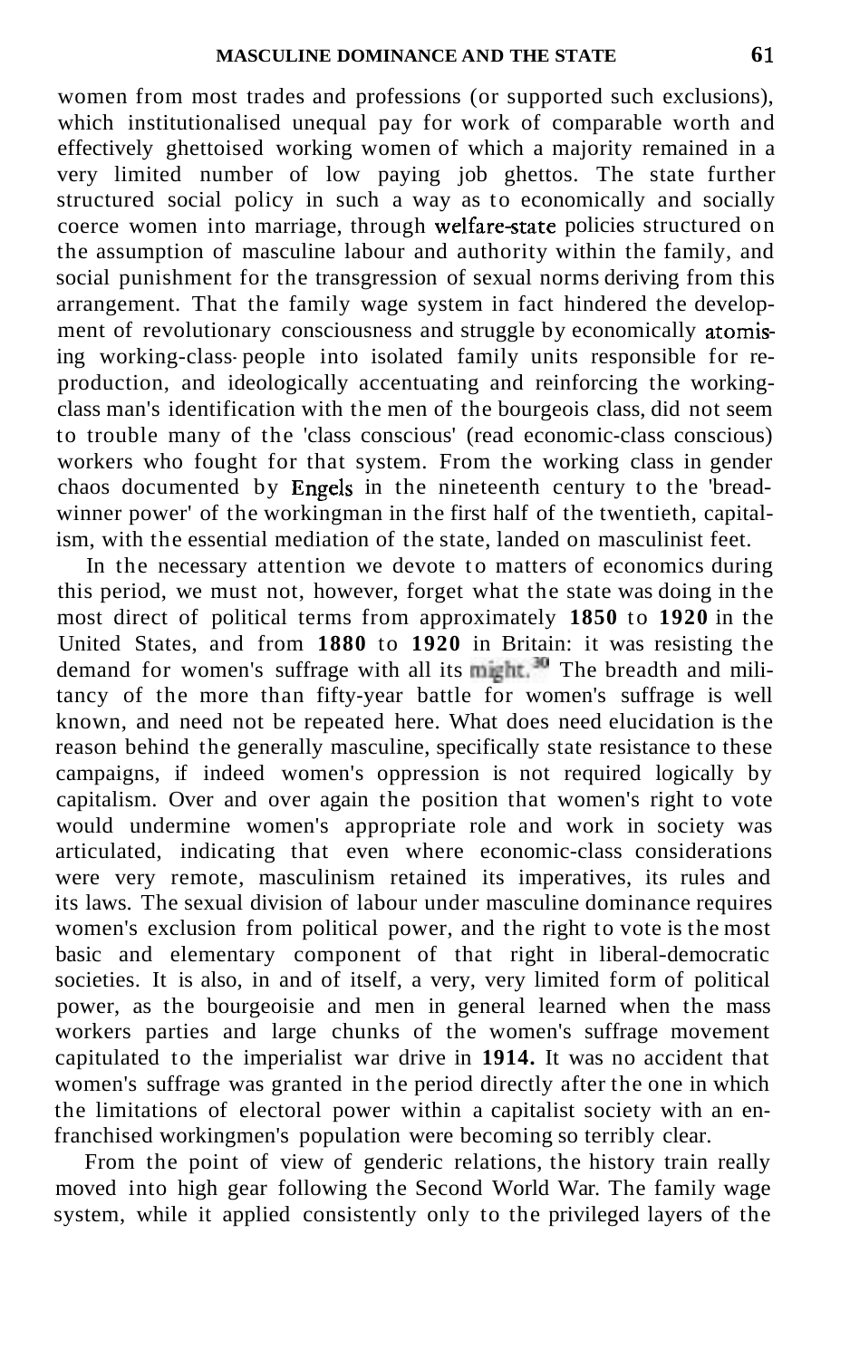women from most trades and professions (or supported such exclusions), which institutionalised unequal pay for work of comparable worth and effectively ghettoised working women of which a majority remained in a very limited number of low paying job ghettos. The state further structured social policy in such a way as to economically and socially coerce women into marriage, through welfare-state policies structured on the assumption of masculine labour and authority within the family, and social punishment for the transgression of sexual norms deriving from this arrangement. That the family wage system in fact hindered the development of revolutionary consciousness and struggle by economically atomising working-class people into isolated family units responsible for reproduction, and ideologically accentuating and reinforcing the working-class man's identification with the men of the bourgeois class, did not seem to trouble many of the 'class conscious' (read economic-class conscious) workers who fought for that system. From the working class in gender chaos documented by Engels in the nineteenth century to the 'breadwinner power' of the workingman in the first half of the twentieth, capitalism, with the essential mediation of the state, landed on masculinist feet.

In the necessary attention we devote to matters of economics during this period, we must not, however, forget what the state was doing in the most direct of political terms from approximately **1850** to **1920** in the United States, and from **1880** to **1920** in Britain: it was resisting the demand for women's suffrage with all its might.[30] The breadth and militancy of the more than fifty-year battle for women's suffrage is well known, and need not be repeated here. What does need elucidation is the reason behind the generally masculine, specifically state resistance to these campaigns, if indeed women's oppression is not required logically by capitalism. Over and over again the position that women's right to vote would undermine women's appropriate role and work in society was articulated, indicating that even where economic-class considerations were very remote, masculinism retained its imperatives, its rules and its laws. The sexual division of labour under masculine dominance requires women's exclusion from political power, and the right to vote is the most basic and elementary component of that right in liberal-democratic societies. It is also, in and of itself, a very, very limited form of political power, as the bourgeoisie and men in general learned when the mass workers parties and large chunks of the women's suffrage movement capitulated to the imperialist war drive in **1914.** It was no accident that women's suffrage was granted in the period directly after the one in which the limitations of electoral power within a capitalist society with an enfranchised workingmen's population were becoming so terribly clear.

From the point of view of genderic relations, the history train really moved into high gear following the Second World War. The family wage system, while it applied consistently only to the privileged layers of the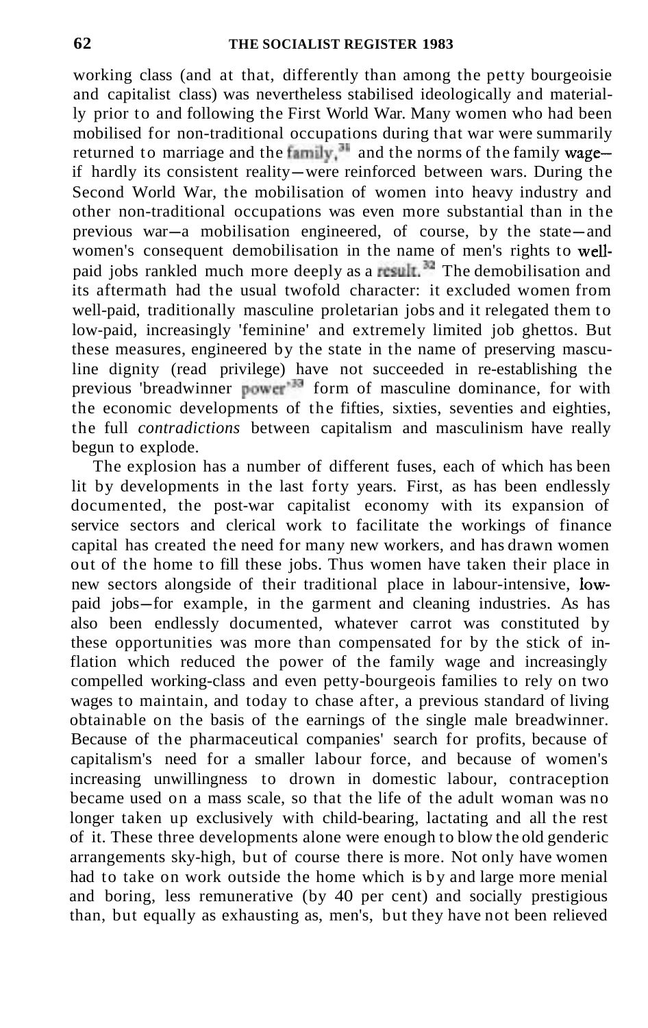working class (and at that, differently than among the petty bourgeoisie and capitalist class) was nevertheless stabilised ideologically and materially prior to and following the First World War. Many women who had been mobilised for non-traditional occupations during that war were summarily returned to marriage and the family,[31] and the norms of the family wage—if hardly its consistent reality—were reinforced between wars. During the Second World War, the mobilisation of women into heavy industry and other non-traditional occupations was even more substantial than in the previous war—a mobilisation engineered, of course, by the state—and women's consequent demobilisation in the name of men's rights to well-paid jobs rankled much more deeply as a result.[32] The demobilisation and its aftermath had the usual twofold character: it excluded women from well-paid, traditionally masculine proletarian jobs and it relegated them to low-paid, increasingly 'feminine' and extremely limited job ghettos. But these measures, engineered by the state in the name of preserving masculine dignity (read privilege) have not succeeded in re-establishing the previous 'breadwinner power'[33] form of masculine dominance, for with the economic developments of the fifties, sixties, seventies and eighties, the full *contradictions* between capitalism and masculinism have really begun to explode.

The explosion has a number of different fuses, each of which has been lit by developments in the last forty years. First, as has been endlessly documented, the post-war capitalist economy with its expansion of service sectors and clerical work to facilitate the workings of finance capital has created the need for many new workers, and has drawn women out of the home to fill these jobs. Thus women have taken their place in new sectors alongside of their traditional place in labour-intensive, low-paid jobs—for example, in the garment and cleaning industries. As has also been endlessly documented, whatever carrot was constituted by these opportunities was more than compensated for by the stick of inflation which reduced the power of the family wage and increasingly compelled working-class and even petty-bourgeois families to rely on two wages to maintain, and today to chase after, a previous standard of living obtainable on the basis of the earnings of the single male breadwinner. Because of the pharmaceutical companies' search for profits, because of capitalism's need for a smaller labour force, and because of women's increasing unwillingness to drown in domestic labour, contraception became used on a mass scale, so that the life of the adult woman was no longer taken up exclusively with child-bearing, lactating and all the rest of it. These three developments alone were enough to blow the old genderic arrangements sky-high, but of course there is more. Not only have women had to take on work outside the home which is by and large more menial and boring, less remunerative (by 40 per cent) and socially prestigious than, but equally as exhausting as, men's, but they have not been relieved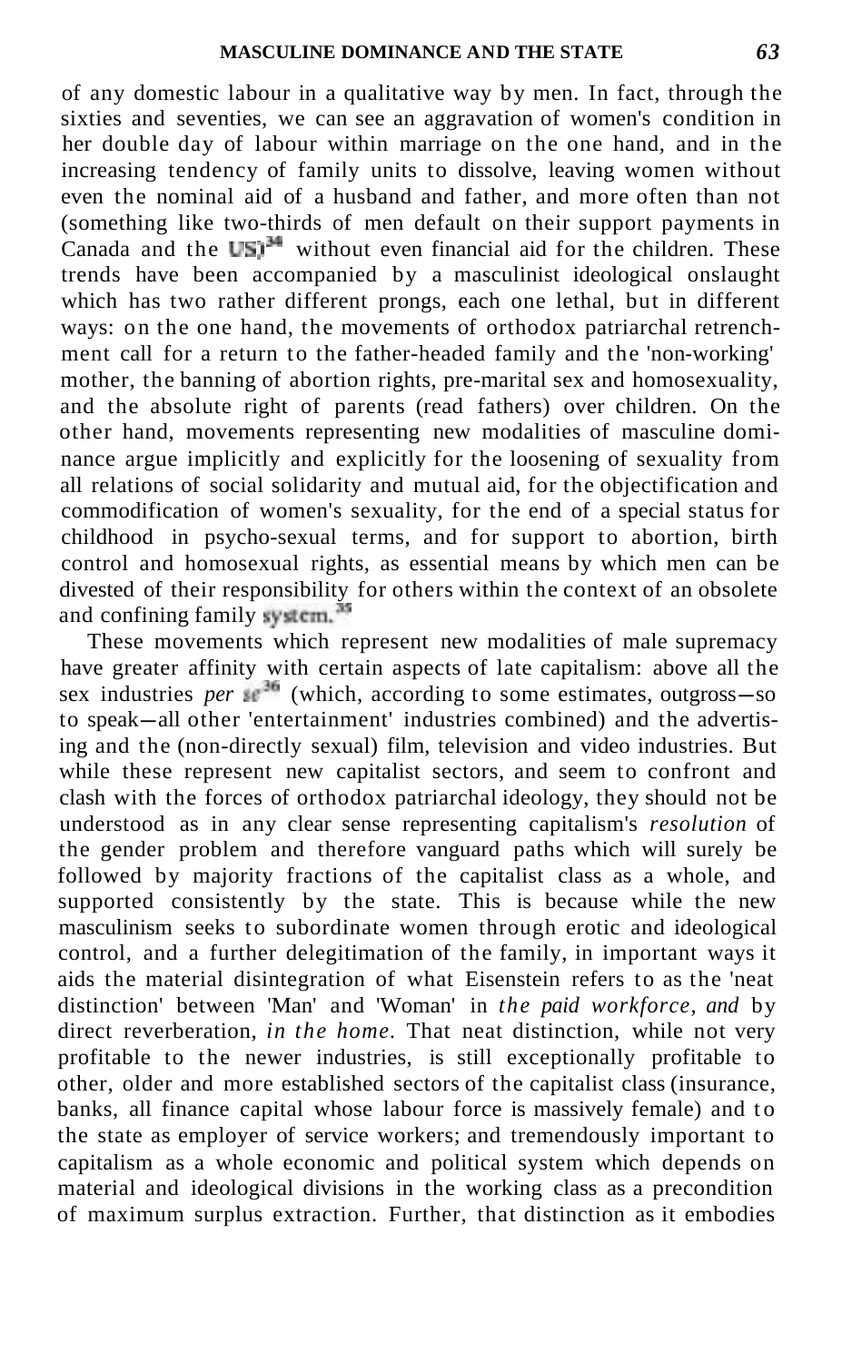of any domestic labour in a qualitative way by men. In fact, through the sixties and seventies, we can see an aggravation of women's condition in her double day of labour within marriage on the one hand, and in the increasing tendency of family units to dissolve, leaving women without even the nominal aid of a husband and father, and more often than not (something like two-thirds of men default on their support payments in Canada and the US)[34] without even financial aid for the children. These trends have been accompanied by a masculinist ideological onslaught which has two rather different prongs, each one lethal, but in different ways: on the one hand, the movements of orthodox patriarchal retrenchment call for a return to the father-headed family and the 'non-working' mother, the banning of abortion rights, pre-marital sex and homosexuality, and the absolute right of parents (read fathers) over children. On the other hand, movements representing new modalities of masculine dominance argue implicitly and explicitly for the loosening of sexuality from all relations of social solidarity and mutual aid, for the objectification and commodification of women's sexuality, for the end of a special status for childhood in psycho-sexual terms, and for support to abortion, birth control and homosexual rights, as essential means by which men can be divested of their responsibility for others within the context of an obsolete and confining family system.[35]

These movements which represent new modalities of male supremacy have greater affinity with certain aspects of late capitalism: above all the sex industries *per se*[36] (which, according to some estimates, outgross—so to speak—all other 'entertainment' industries combined) and the advertising and the (non-directly sexual) film, television and video industries. But while these represent new capitalist sectors, and seem to confront and clash with the forces of orthodox patriarchal ideology, they should not be understood as in any clear sense representing capitalism's *resolution* of the gender problem and therefore vanguard paths which will surely be followed by majority fractions of the capitalist class as a whole, and supported consistently by the state. This is because while the new masculinism seeks to subordinate women through erotic and ideological control, and a further delegitimation of the family, in important ways it aids the material disintegration of what Eisenstein refers to as the 'neat distinction' between 'Man' and 'Woman' in *the paid workforce, and* by direct reverberation, *in the home.* That neat distinction, while not very profitable to the newer industries, is still exceptionally profitable to other, older and more established sectors of the capitalist class (insurance, banks, all finance capital whose labour force is massively female) and to the state as employer of service workers; and tremendously important to capitalism as a whole economic and political system which depends on material and ideological divisions in the working class as a precondition of maximum surplus extraction. Further, that distinction as it embodies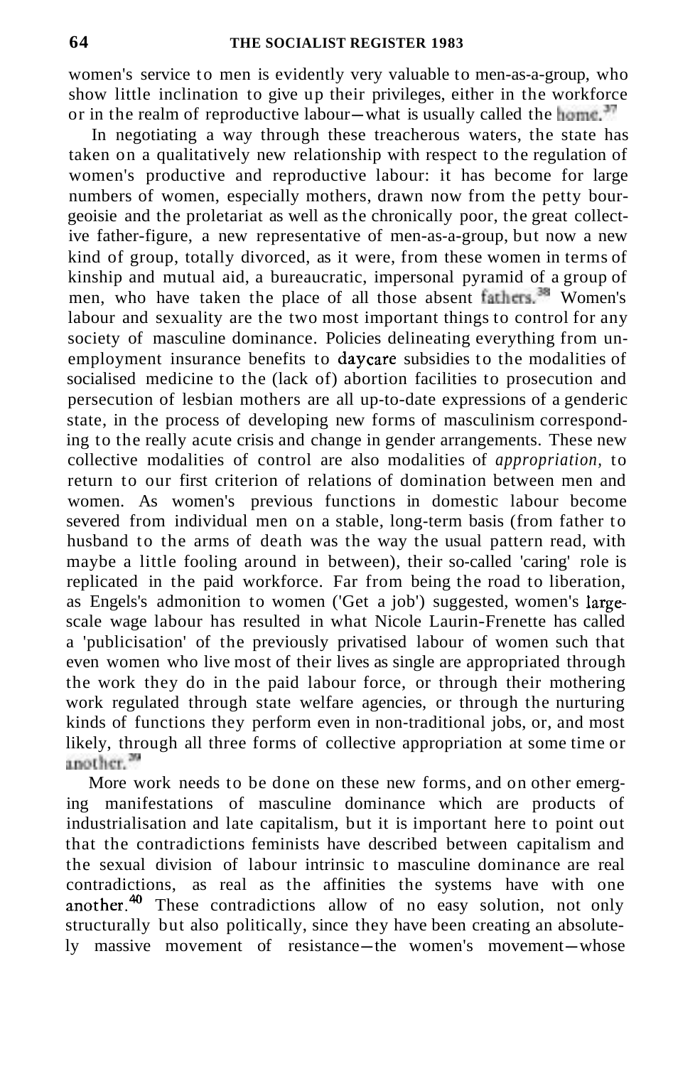women's service to men is evidently very valuable to men-as-a-group, who show little inclination to give up their privileges, either in the workforce or in the realm of reproductive labour—what is usually called the home.[37]

In negotiating a way through these treacherous waters, the state has taken on a qualitatively new relationship with respect to the regulation of women's productive and reproductive labour: it has become for large numbers of women, especially mothers, drawn now from the petty bourgeoisie and the proletariat as well as the chronically poor, the great collective father-figure, a new representative of men-as-a-group, but now a new kind of group, totally divorced, as it were, from these women in terms of kinship and mutual aid, a bureaucratic, impersonal pyramid of a group of men, who have taken the place of all those absent fathers.[38] Women's labour and sexuality are the two most important things to control for any society of masculine dominance. Policies delineating everything from unemployment insurance benefits to daycare subsidies to the modalities of socialised medicine to the (lack of) abortion facilities to prosecution and persecution of lesbian mothers are all up-to-date expressions of a genderic state, in the process of developing new forms of masculinism corresponding to the really acute crisis and change in gender arrangements. These new collective modalities of control are also modalities of *appropriation,* to return to our first criterion of relations of domination between men and women. As women's previous functions in domestic labour become severed from individual men on a stable, long-term basis (from father to husband to the arms of death was the way the usual pattern read, with maybe a little fooling around in between), their so-called 'caring' role is replicated in the paid workforce. Far from being the road to liberation, as Engels's admonition to women ('Get a job') suggested, women's large-scale wage labour has resulted in what Nicole Laurin-Frenette has called a 'publicisation' of the previously privatised labour of women such that even women who live most of their lives as single are appropriated through the work they do in the paid labour force, or through their mothering work regulated through state welfare agencies, or through the nurturing kinds of functions they perform even in non-traditional jobs, or, and most likely, through all three forms of collective appropriation at some time or another.[39]

More work needs to be done on these new forms, and on other emerging manifestations of masculine dominance which are products of industrialisation and late capitalism, but it is important here to point out that the contradictions feminists have described between capitalism and the sexual division of labour intrinsic to masculine dominance are real contradictions, as real as the affinities the systems have with one another.[40] These contradictions allow of no easy solution, not only structurally but also politically, since they have been creating an absolutely massive movement of resistance—the women's movement—whose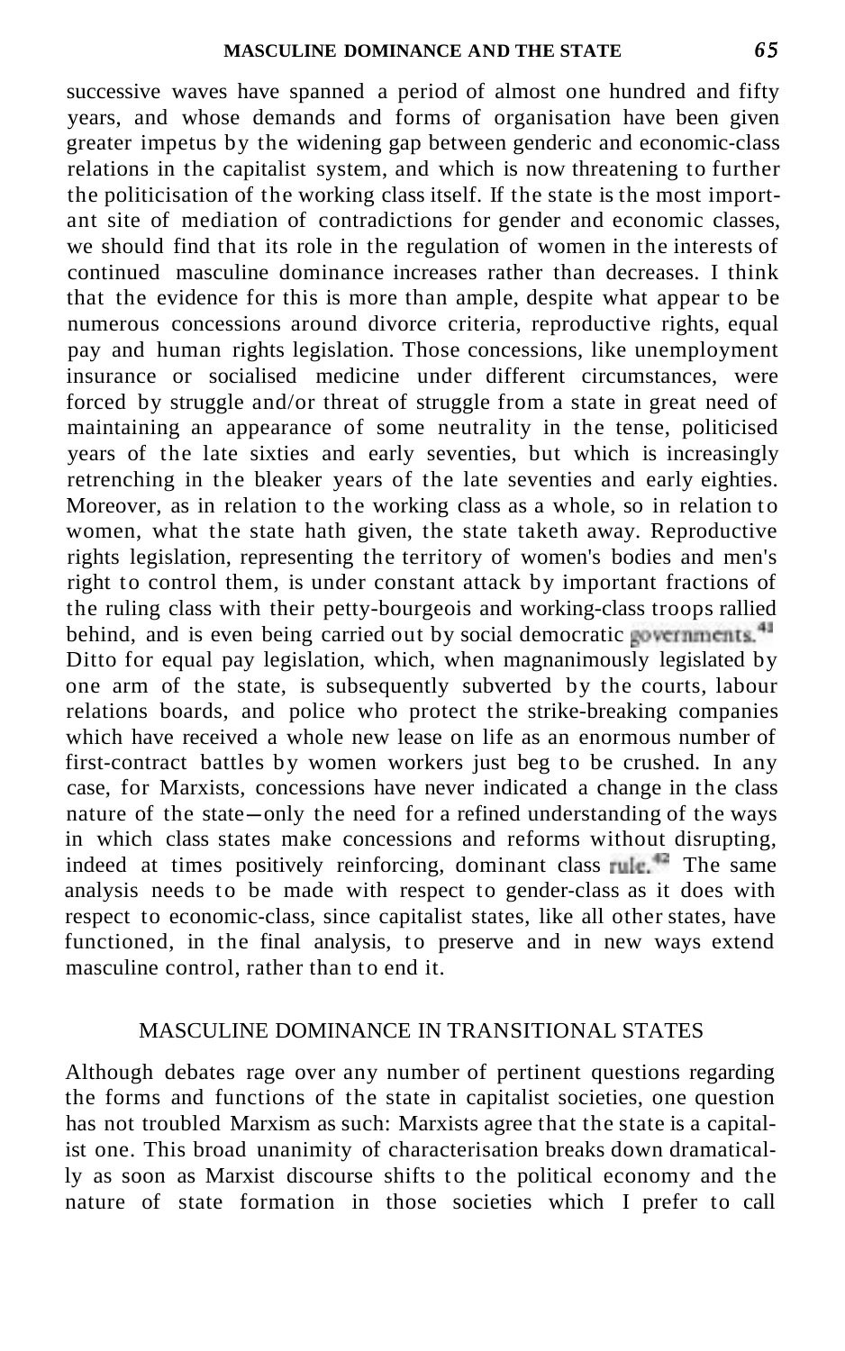successive waves have spanned a period of almost one hundred and fifty years, and whose demands and forms of organisation have been given greater impetus by the widening gap between genderic and economic-class relations in the capitalist system, and which is now threatening to further the politicisation of the working class itself. If the state is the most important site of mediation of contradictions for gender and economic classes, we should find that its role in the regulation of women in the interests of continued masculine dominance increases rather than decreases. I think that the evidence for this is more than ample, despite what appear to be numerous concessions around divorce criteria, reproductive rights, equal pay and human rights legislation. Those concessions, like unemployment insurance or socialised medicine under different circumstances, were forced by struggle and/or threat of struggle from a state in great need of maintaining an appearance of some neutrality in the tense, politicised years of the late sixties and early seventies, but which is increasingly retrenching in the bleaker years of the late seventies and early eighties. Moreover, as in relation to the working class as a whole, so in relation to women, what the state hath given, the state taketh away. Reproductive rights legislation, representing the territory of women's bodies and men's right to control them, is under constant attack by important fractions of the ruling class with their petty-bourgeois and working-class troops rallied behind, and is even being carried out by social democratic governments.[41] Ditto for equal pay legislation, which, when magnanimously legislated by one arm of the state, is subsequently subverted by the courts, labour relations boards, and police who protect the strike-breaking companies which have received a whole new lease on life as an enormous number of first-contract battles by women workers just beg to be crushed. In any case, for Marxists, concessions have never indicated a change in the class nature of the state—only the need for a refined understanding of the ways in which class states make concessions and reforms without disrupting, indeed at times positively reinforcing, dominant class rule.[42] The same analysis needs to be made with respect to gender-class as it does with respect to economic-class, since capitalist states, like all other states, have functioned, in the final analysis, to preserve and in new ways extend masculine control, rather than to end it.

## MASCULINE DOMINANCE IN TRANSITIONAL STATES

Although debates rage over any number of pertinent questions regarding the forms and functions of the state in capitalist societies, one question has not troubled Marxism as such: Marxists agree that the state is a capitalist one. This broad unanimity of characterisation breaks down dramatically as soon as Marxist discourse shifts to the political economy and the nature of state formation in those societies which I prefer to call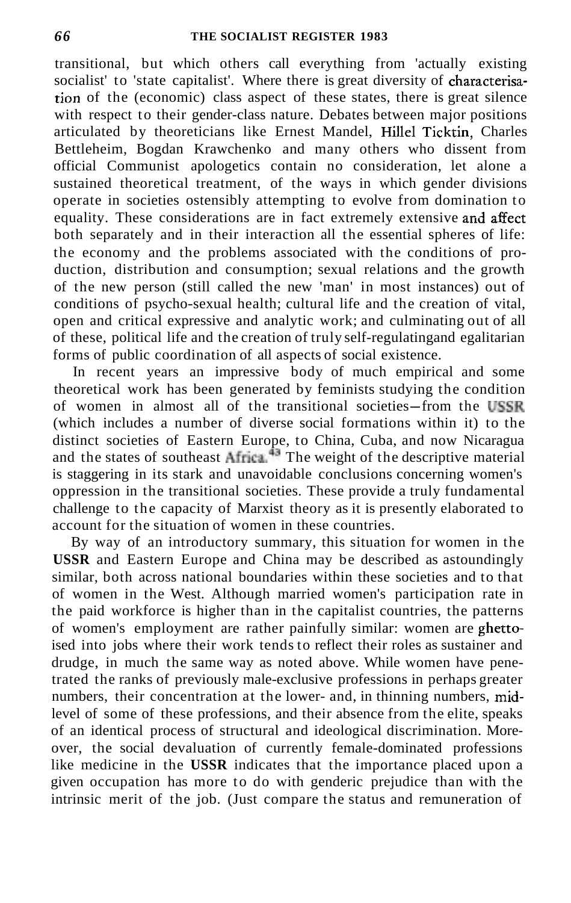transitional, but which others call everything from 'actually existing socialist' to 'state capitalist'. Where there is great diversity of characterisation of the (economic) class aspect of these states, there is great silence with respect to their gender-class nature. Debates between major positions articulated by theoreticians like Ernest Mandel, Hillel Ticktin, Charles Bettleheim, Bogdan Krawchenko and many others who dissent from official Communist apologetics contain no consideration, let alone a sustained theoretical treatment, of the ways in which gender divisions operate in societies ostensibly attempting to evolve from domination to equality. These considerations are in fact extremely extensive and affect both separately and in their interaction all the essential spheres of life: the economy and the problems associated with the conditions of production, distribution and consumption; sexual relations and the growth of the new person (still called the new 'man' in most instances) out of conditions of psycho-sexual health; cultural life and the creation of vital, open and critical expressive and analytic work; and culminating out of all of these, political life and the creation of truly self-regulatingand egalitarian forms of public coordination of all aspects of social existence.

In recent years an impressive body of much empirical and some theoretical work has been generated by feminists studying the condition of women in almost all of the transitional societies—from the USSR (which includes a number of diverse social formations within it) to the distinct societies of Eastern Europe, to China, Cuba, and now Nicaragua and the states of southeast Africa.[43] The weight of the descriptive material is staggering in its stark and unavoidable conclusions concerning women's oppression in the transitional societies. These provide a truly fundamental challenge to the capacity of Marxist theory as it is presently elaborated to account for the situation of women in these countries.

By way of an introductory summary, this situation for women in the **USSR** and Eastern Europe and China may be described as astoundingly similar, both across national boundaries within these societies and to that of women in the West. Although married women's participation rate in the paid workforce is higher than in the capitalist countries, the patterns of women's employment are rather painfully similar: women are ghettoised into jobs where their work tends to reflect their roles as sustainer and drudge, in much the same way as noted above. While women have penetrated the ranks of previously male-exclusive professions in perhaps greater numbers, their concentration at the lower- and, in thinning numbers, midlevel of some of these professions, and their absence from the elite, speaks of an identical process of structural and ideological discrimination. Moreover, the social devaluation of currently female-dominated professions like medicine in the **USSR** indicates that the importance placed upon a given occupation has more to do with genderic prejudice than with the intrinsic merit of the job. (Just compare the status and remuneration of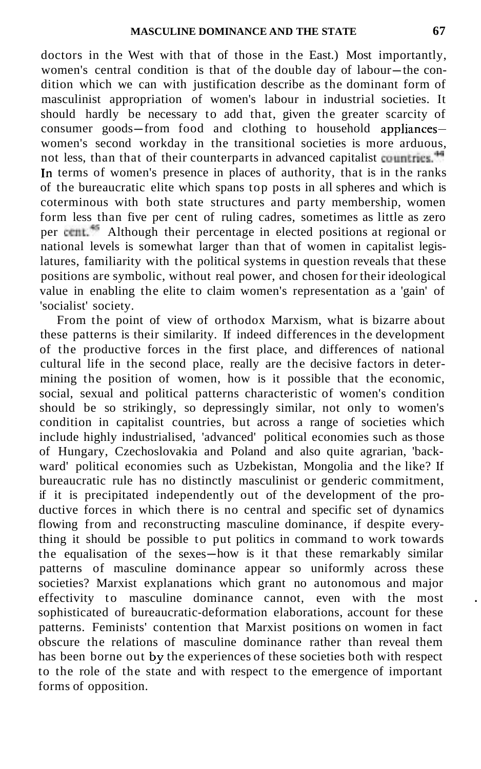doctors in the West with that of those in the East.) Most importantly, women's central condition is that of the double day of labour—the condition which we can with justification describe as the dominant form of masculinist appropriation of women's labour in industrial societies. It should hardly be necessary to add that, given the greater scarcity of consumer goods—from food and clothing to household appliances—women's second workday in the transitional societies is more arduous, not less, than that of their counterparts in advanced capitalist countries.[44] In terms of women's presence in places of authority, that is in the ranks of the bureaucratic elite which spans top posts in all spheres and which is coterminous with both state structures and party membership, women form less than five per cent of ruling cadres, sometimes as little as zero per cent.[45] Although their percentage in elected positions at regional or national levels is somewhat larger than that of women in capitalist legislatures, familiarity with the political systems in question reveals that these positions are symbolic, without real power, and chosen for their ideological value in enabling the elite to claim women's representation as a 'gain' of 'socialist' society.

From the point of view of orthodox Marxism, what is bizarre about these patterns is their similarity. If indeed differences in the development of the productive forces in the first place, and differences of national cultural life in the second place, really are the decisive factors in determining the position of women, how is it possible that the economic, social, sexual and political patterns characteristic of women's condition should be so strikingly, so depressingly similar, not only to women's condition in capitalist countries, but across a range of societies which include highly industrialised, 'advanced' political economies such as those of Hungary, Czechoslovakia and Poland and also quite agrarian, 'backward' political economies such as Uzbekistan, Mongolia and the like? If bureaucratic rule has no distinctly masculinist or genderic commitment, if it is precipitated independently out of the development of the productive forces in which there is no central and specific set of dynamics flowing from and reconstructing masculine dominance, if despite everything it should be possible to put politics in command to work towards the equalisation of the sexes—how is it that these remarkably similar patterns of masculine dominance appear so uniformly across these societies? Marxist explanations which grant no autonomous and major effectivity to masculine dominance cannot, even with the most sophisticated of bureaucratic-deformation elaborations, account for these patterns. Feminists' contention that Marxist positions on women in fact obscure the relations of masculine dominance rather than reveal them has been borne out by the experiences of these societies both with respect to the role of the state and with respect to the emergence of important forms of opposition.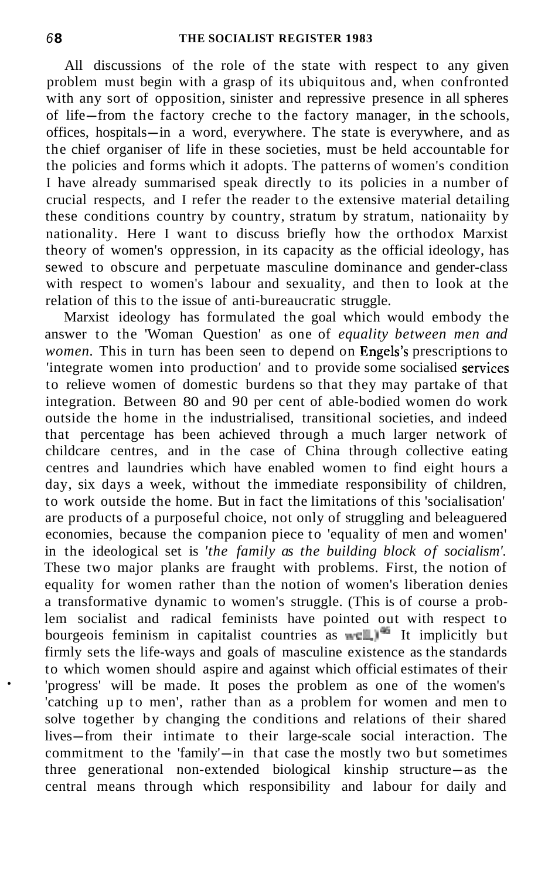All discussions of the role of the state with respect to any given problem must begin with a grasp of its ubiquitous and, when confronted with any sort of opposition, sinister and repressive presence in all spheres of life—from the factory creche to the factory manager, in the schools, offices, hospitals—in a word, everywhere. The state is everywhere, and as the chief organiser of life in these societies, must be held accountable for the policies and forms which it adopts. The patterns of women's condition I have already summarised speak directly to its policies in a number of crucial respects, and I refer the reader to the extensive material detailing these conditions country by country, stratum by stratum, nationaiity by nationality. Here I want to discuss briefly how the orthodox Marxist theory of women's oppression, in its capacity as the official ideology, has sewed to obscure and perpetuate masculine dominance and gender-class with respect to women's labour and sexuality, and then to look at the relation of this to the issue of anti-bureaucratic struggle.

Marxist ideology has formulated the goal which would embody the answer to the 'Woman Question' as one of *equality between men and women.* This in turn has been seen to depend on Engels's prescriptions to 'integrate women into production' and to provide some socialised services to relieve women of domestic burdens so that they may partake of that integration. Between 80 and 90 per cent of able-bodied women do work outside the home in the industrialised, transitional societies, and indeed that percentage has been achieved through a much larger network of childcare centres, and in the case of China through collective eating centres and laundries which have enabled women to find eight hours a day, six days a week, without the immediate responsibility of children, to work outside the home. But in fact the limitations of this 'socialisation' are products of a purposeful choice, not only of struggling and beleaguered economies, because the companion piece to 'equality of men and women' in the ideological set is *'the family as the building block of socialism'.* These two major planks are fraught with problems. First, the notion of equality for women rather than the notion of women's liberation denies a transformative dynamic to women's struggle. (This is of course a problem socialist and radical feminists have pointed out with respect to bourgeois feminism in capitalist countries as well.)[46] It implicitly but firmly sets the life-ways and goals of masculine existence as the standards to which women should aspire and against which official estimates of their 'progress' will be made. It poses the problem as one of the women's 'catching up to men', rather than as a problem for women and men to solve together by changing the conditions and relations of their shared lives—from their intimate to their large-scale social interaction. The commitment to the 'family'—in that case the mostly two but sometimes three generational non-extended biological kinship structure—as the central means through which responsibility and labour for daily and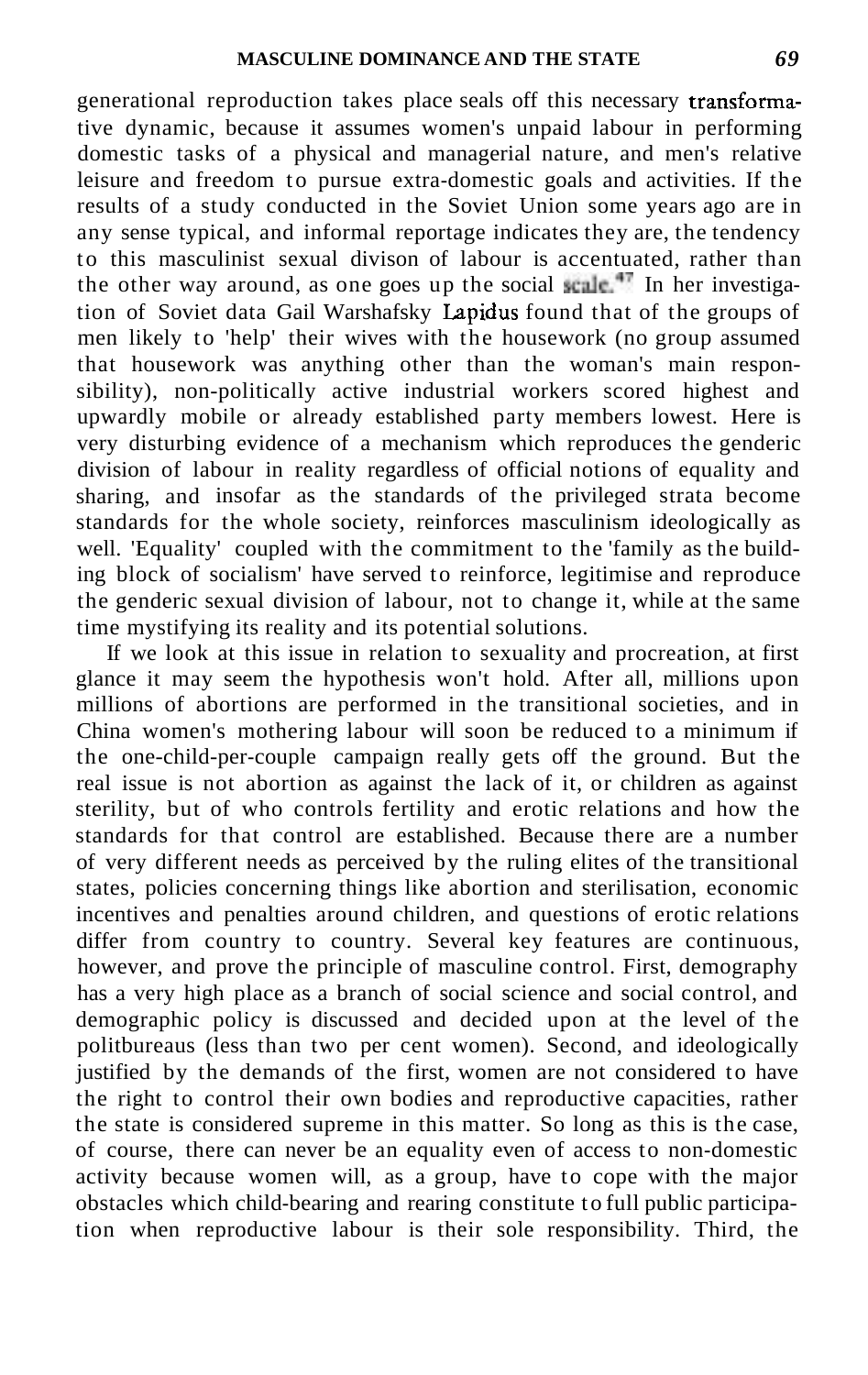generational reproduction takes place seals off this necessary transformative dynamic, because it assumes women's unpaid labour in performing domestic tasks of a physical and managerial nature, and men's relative leisure and freedom to pursue extra-domestic goals and activities. If the results of a study conducted in the Soviet Union some years ago are in any sense typical, and informal reportage indicates they are, the tendency to this masculinist sexual divison of labour is accentuated, rather than the other way around, as one goes up the social scale.[47] In her investigation of Soviet data Gail Warshafsky Lapidus found that of the groups of men likely to 'help' their wives with the housework (no group assumed that housework was anything other than the woman's main responsibility), non-politically active industrial workers scored highest and upwardly mobile or already established party members lowest. Here is very disturbing evidence of a mechanism which reproduces the genderic division of labour in reality regardless of official notions of equality and sharing, and insofar as the standards of the privileged strata become standards for the whole society, reinforces masculinism ideologically as well. 'Equality' coupled with the commitment to the 'family as the building block of socialism' have served to reinforce, legitimise and reproduce the genderic sexual division of labour, not to change it, while at the same time mystifying its reality and its potential solutions.

If we look at this issue in relation to sexuality and procreation, at first glance it may seem the hypothesis won't hold. After all, millions upon millions of abortions are performed in the transitional societies, and in China women's mothering labour will soon be reduced to a minimum if the one-child-per-couple campaign really gets off the ground. But the real issue is not abortion as against the lack of it, or children as against sterility, but of who controls fertility and erotic relations and how the standards for that control are established. Because there are a number of very different needs as perceived by the ruling elites of the transitional states, policies concerning things like abortion and sterilisation, economic incentives and penalties around children, and questions of erotic relations differ from country to country. Several key features are continuous, however, and prove the principle of masculine control. First, demography has a very high place as a branch of social science and social control, and demographic policy is discussed and decided upon at the level of the politbureaus (less than two per cent women). Second, and ideologically justified by the demands of the first, women are not considered to have the right to control their own bodies and reproductive capacities, rather the state is considered supreme in this matter. So long as this is the case, of course, there can never be an equality even of access to non-domestic activity because women will, as a group, have to cope with the major obstacles which child-bearing and rearing constitute to full public participation when reproductive labour is their sole responsibility. Third, the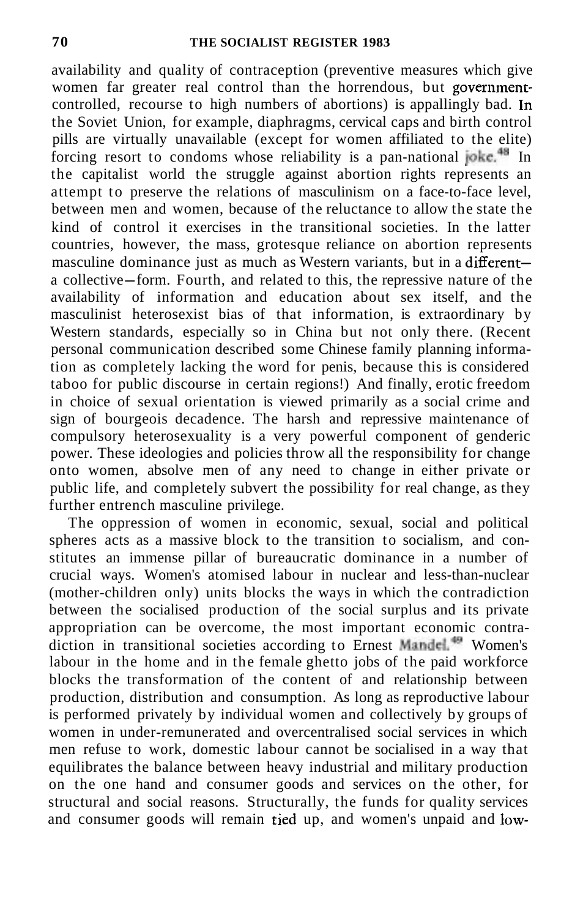availability and quality of contraception (preventive measures which give women far greater real control than the horrendous, but government-controlled, recourse to high numbers of abortions) is appallingly bad. In the Soviet Union, for example, diaphragms, cervical caps and birth control pills are virtually unavailable (except for women affiliated to the elite) forcing resort to condoms whose reliability is a pan-national joke.[48] In the capitalist world the struggle against abortion rights represents an attempt to preserve the relations of masculinism on a face-to-face level, between men and women, because of the reluctance to allow the state the kind of control it exercises in the transitional societies. In the latter countries, however, the mass, grotesque reliance on abortion represents masculine dominance just as much as Western variants, but in a different—a collective—form. Fourth, and related to this, the repressive nature of the availability of information and education about sex itself, and the masculinist heterosexist bias of that information, is extraordinary by Western standards, especially so in China but not only there. (Recent personal communication described some Chinese family planning information as completely lacking the word for penis, because this is considered taboo for public discourse in certain regions!) And finally, erotic freedom in choice of sexual orientation is viewed primarily as a social crime and sign of bourgeois decadence. The harsh and repressive maintenance of compulsory heterosexuality is a very powerful component of genderic power. These ideologies and policies throw all the responsibility for change onto women, absolve men of any need to change in either private or public life, and completely subvert the possibility for real change, as they further entrench masculine privilege.

The oppression of women in economic, sexual, social and political spheres acts as a massive block to the transition to socialism, and constitutes an immense pillar of bureaucratic dominance in a number of crucial ways. Women's atomised labour in nuclear and less-than-nuclear (mother-children only) units blocks the ways in which the contradiction between the socialised production of the social surplus and its private appropriation can be overcome, the most important economic contradiction in transitional societies according to Ernest Mandel.[49] Women's labour in the home and in the female ghetto jobs of the paid workforce blocks the transformation of the content of and relationship between production, distribution and consumption. As long as reproductive labour is performed privately by individual women and collectively by groups of women in under-remunerated and overcentralised social services in which men refuse to work, domestic labour cannot be socialised in a way that equilibrates the balance between heavy industrial and military production on the one hand and consumer goods and services on the other, for structural and social reasons. Structurally, the funds for quality services and consumer goods will remain tied up, and women's unpaid and low-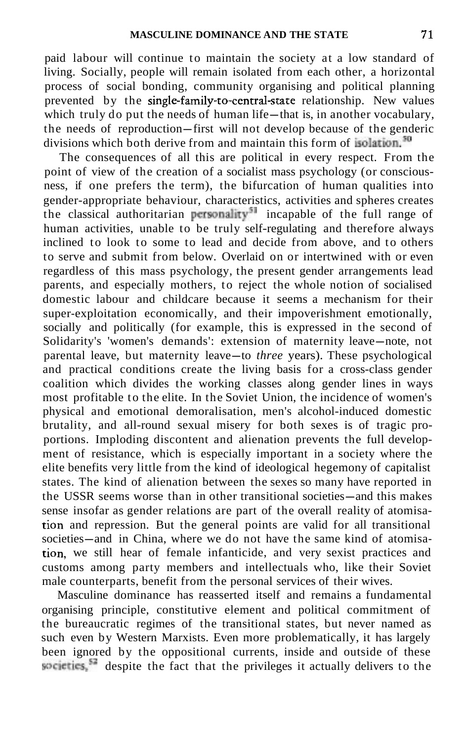paid labour will continue to maintain the society at a low standard of living. Socially, people will remain isolated from each other, a horizontal process of social bonding, community organising and political planning prevented by the single-family-to-central-state relationship. New values which truly do put the needs of human life—that is, in another vocabulary, the needs of reproduction—first will not develop because of the genderic divisions which both derive from and maintain this form of isolation.[50]

The consequences of all this are political in every respect. From the point of view of the creation of a socialist mass psychology (or consciousness, if one prefers the term), the bifurcation of human qualities into gender-appropriate behaviour, characteristics, activities and spheres creates the classical authoritarian personality[51] incapable of the full range of human activities, unable to be truly self-regulating and therefore always inclined to look to some to lead and decide from above, and to others to serve and submit from below. Overlaid on or intertwined with or even regardless of this mass psychology, the present gender arrangements lead parents, and especially mothers, to reject the whole notion of socialised domestic labour and childcare because it seems a mechanism for their super-exploitation economically, and their impoverishment emotionally, socially and politically (for example, this is expressed in the second of Solidarity's 'women's demands': extension of maternity leave—note, not parental leave, but maternity leave—to *three* years). These psychological and practical conditions create the living basis for a cross-class gender coalition which divides the working classes along gender lines in ways most profitable to the elite. In the Soviet Union, the incidence of women's physical and emotional demoralisation, men's alcohol-induced domestic brutality, and all-round sexual misery for both sexes is of tragic proportions. Imploding discontent and alienation prevents the full development of resistance, which is especially important in a society where the elite benefits very little from the kind of ideological hegemony of capitalist states. The kind of alienation between the sexes so many have reported in the USSR seems worse than in other transitional societies—and this makes sense insofar as gender relations are part of the overall reality of atomisation and repression. But the general points are valid for all transitional societies—and in China, where we do not have the same kind of atomisation, we still hear of female infanticide, and very sexist practices and customs among party members and intellectuals who, like their Soviet male counterparts, benefit from the personal services of their wives.

Masculine dominance has reasserted itself and remains a fundamental organising principle, constitutive element and political commitment of the bureaucratic regimes of the transitional states, but never named as such even by Western Marxists. Even more problematically, it has largely been ignored by the oppositional currents, inside and outside of these societies,[52] despite the fact that the privileges it actually delivers to the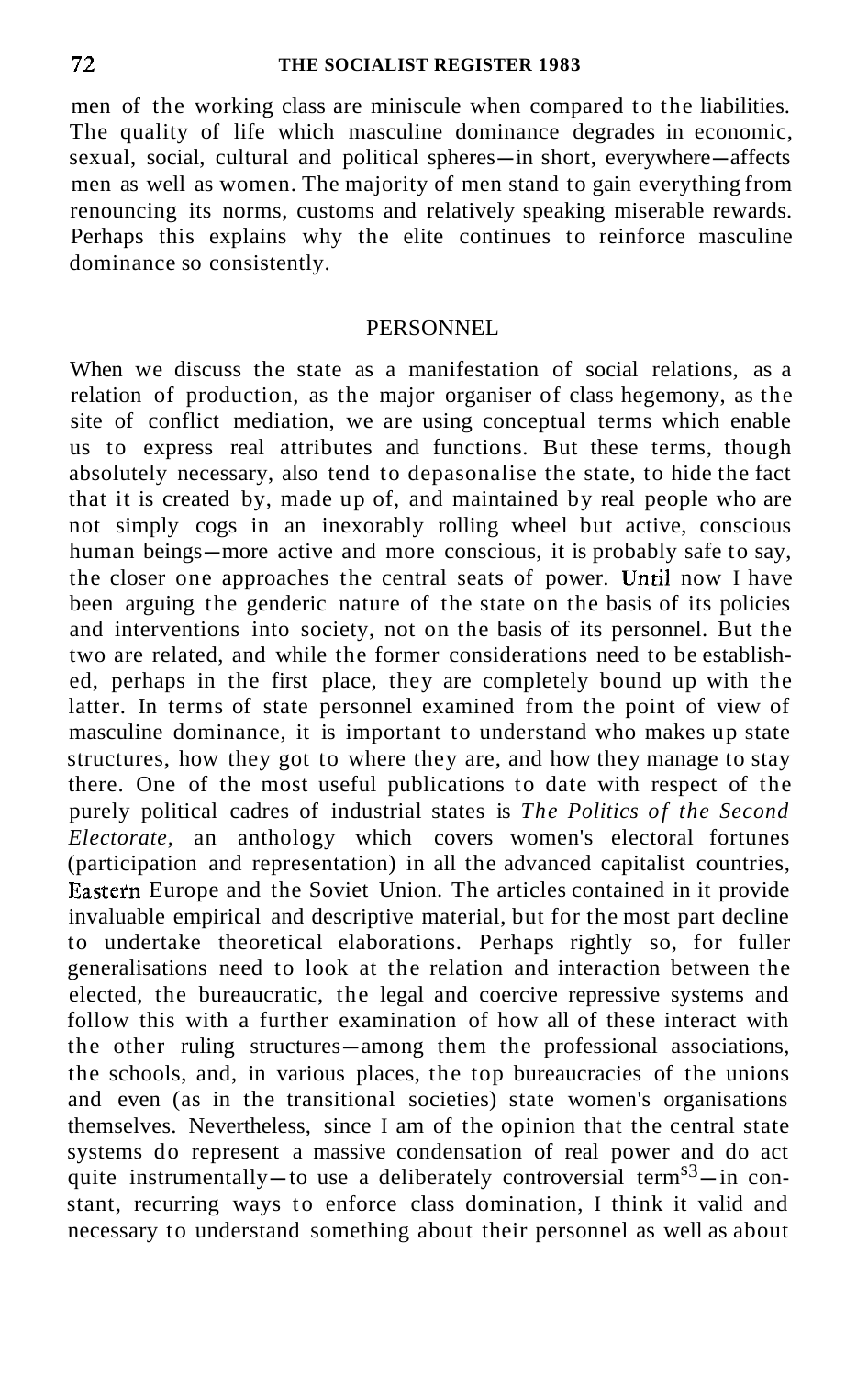men of the working class are miniscule when compared to the liabilities. The quality of life which masculine dominance degrades in economic, sexual, social, cultural and political spheres—in short, everywhere—affects men as well as women. The majority of men stand to gain everything from renouncing its norms, customs and relatively speaking miserable rewards. Perhaps this explains why the elite continues to reinforce masculine dominance so consistently.

## PERSONNEL

When we discuss the state as a manifestation of social relations, as a relation of production, as the major organiser of class hegemony, as the site of conflict mediation, we are using conceptual terms which enable us to express real attributes and functions. But these terms, though absolutely necessary, also tend to depasonalise the state, to hide the fact that it is created by, made up of, and maintained by real people who are not simply cogs in an inexorably rolling wheel but active, conscious human beings—more active and more conscious, it is probably safe to say, the closer one approaches the central seats of power. Until now I have been arguing the genderic nature of the state on the basis of its policies and interventions into society, not on the basis of its personnel. But the two are related, and while the former considerations need to be established, perhaps in the first place, they are completely bound up with the latter. In terms of state personnel examined from the point of view of masculine dominance, it is important to understand who makes up state structures, how they got to where they are, and how they manage to stay there. One of the most useful publications to date with respect of the purely political cadres of industrial states is *The Politics of the Second Electorate,* an anthology which covers women's electoral fortunes (participation and representation) in all the advanced capitalist countries, Eastern Europe and the Soviet Union. The articles contained in it provide invaluable empirical and descriptive material, but for the most part decline to undertake theoretical elaborations. Perhaps rightly so, for fuller generalisations need to look at the relation and interaction between the elected, the bureaucratic, the legal and coercive repressive systems and follow this with a further examination of how all of these interact with the other ruling structures—among them the professional associations, the schools, and, in various places, the top bureaucracies of the unions and even (as in the transitional societies) state women's organisations themselves. Nevertheless, since I am of the opinion that the central state systems do represent a massive condensation of real power and do act quite instrumentally—to use a deliberately controversial term[53]—in constant, recurring ways to enforce class domination, I think it valid and necessary to understand something about their personnel as well as about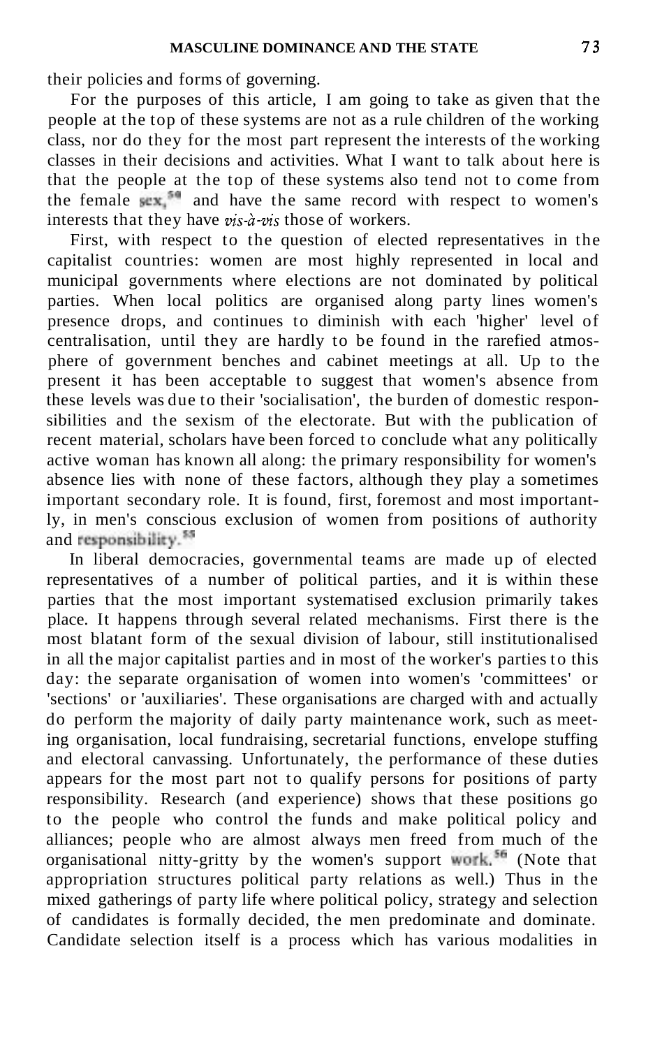their policies and forms of governing.

For the purposes of this article, I am going to take as given that the people at the top of these systems are not as a rule children of the working class, nor do they for the most part represent the interests of the working classes in their decisions and activities. What I want to talk about here is that the people at the top of these systems also tend not to come from the female sex,[54] and have the same record with respect to women's interests that they have *vis-à-vis* those of workers.

First, with respect to the question of elected representatives in the capitalist countries: women are most highly represented in local and municipal governments where elections are not dominated by political parties. When local politics are organised along party lines women's presence drops, and continues to diminish with each 'higher' level of centralisation, until they are hardly to be found in the rarefied atmosphere of government benches and cabinet meetings at all. Up to the present it has been acceptable to suggest that women's absence from these levels was due to their 'socialisation', the burden of domestic responsibilities and the sexism of the electorate. But with the publication of recent material, scholars have been forced to conclude what any politically active woman has known all along: the primary responsibility for women's absence lies with none of these factors, although they play a sometimes important secondary role. It is found, first, foremost and most importantly, in men's conscious exclusion of women from positions of authority and responsibility.[55]

In liberal democracies, governmental teams are made up of elected representatives of a number of political parties, and it is within these parties that the most important systematised exclusion primarily takes place. It happens through several related mechanisms. First there is the most blatant form of the sexual division of labour, still institutionalised in all the major capitalist parties and in most of the worker's parties to this day: the separate organisation of women into women's 'committees' or 'sections' or 'auxiliaries'. These organisations are charged with and actually do perform the majority of daily party maintenance work, such as meeting organisation, local fundraising, secretarial functions, envelope stuffing and electoral canvassing. Unfortunately, the performance of these duties appears for the most part not to qualify persons for positions of party responsibility. Research (and experience) shows that these positions go to the people who control the funds and make political policy and alliances; people who are almost always men freed from much of the organisational nitty-gritty by the women's support work.[56] (Note that appropriation structures political party relations as well.) Thus in the mixed gatherings of party life where political policy, strategy and selection of candidates is formally decided, the men predominate and dominate. Candidate selection itself is a process which has various modalities in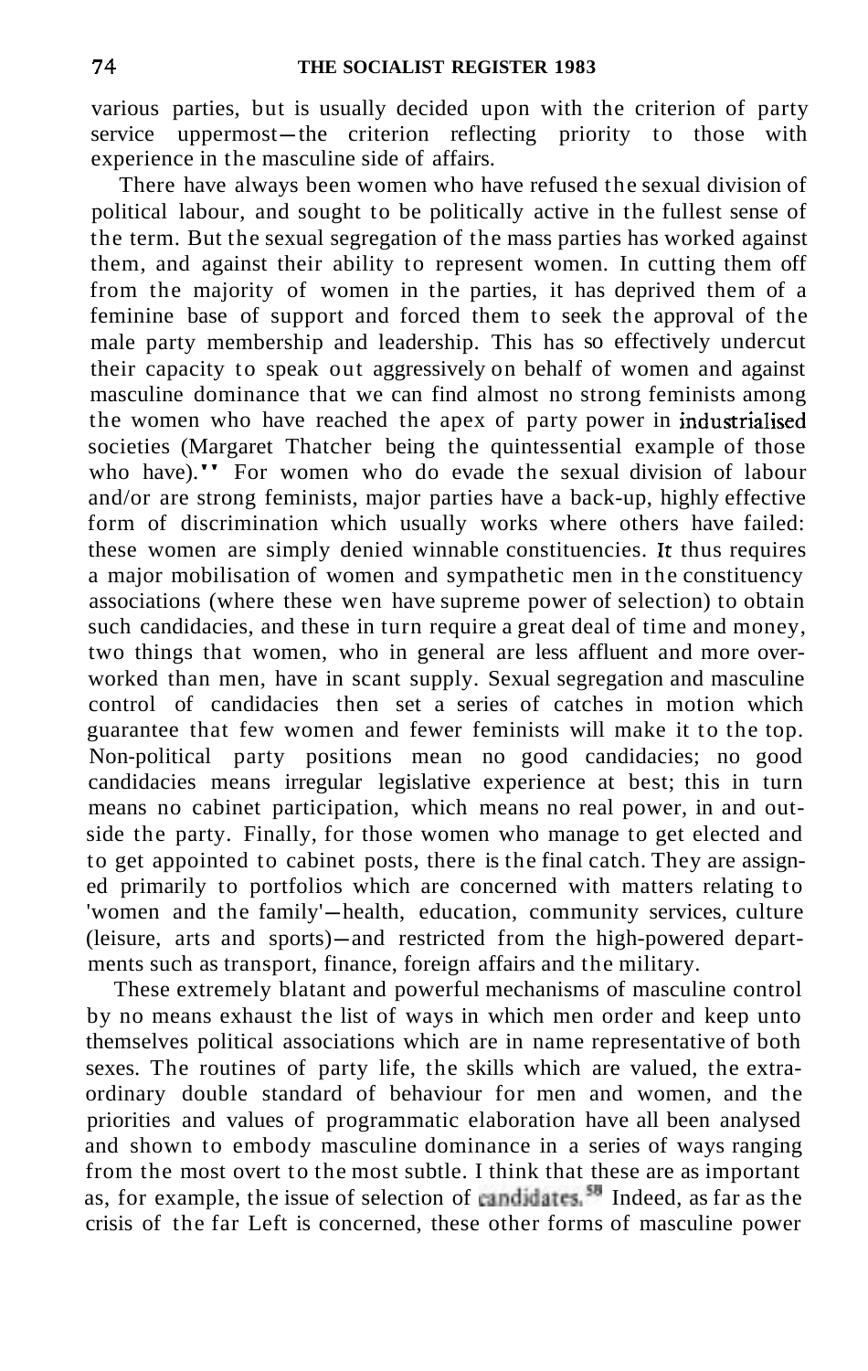various parties, but is usually decided upon with the criterion of party service uppermost—the criterion reflecting priority to those with experience in the masculine side of affairs.

There have always been women who have refused the sexual division of political labour, and sought to be politically active in the fullest sense of the term. But the sexual segregation of the mass parties has worked against them, and against their ability to represent women. In cutting them off from the majority of women in the parties, it has deprived them of a feminine base of support and forced them to seek the approval of the male party membership and leadership. This has so effectively undercut their capacity to speak out aggressively on behalf of women and against masculine dominance that we can find almost no strong feminists among the women who have reached the apex of party power in industrialised societies (Margaret Thatcher being the quintessential example of those who have).[57] For women who do evade the sexual division of labour and/or are strong feminists, major parties have a back-up, highly effective form of discrimination which usually works where others have failed: these women are simply denied winnable constituencies. It thus requires a major mobilisation of women and sympathetic men in the constituency associations (where these wen have supreme power of selection) to obtain such candidacies, and these in turn require a great deal of time and money, two things that women, who in general are less affluent and more overworked than men, have in scant supply. Sexual segregation and masculine control of candidacies then set a series of catches in motion which guarantee that few women and fewer feminists will make it to the top. Non-political party positions mean no good candidacies; no good candidacies means irregular legislative experience at best; this in turn means no cabinet participation, which means no real power, in and outside the party. Finally, for those women who manage to get elected and to get appointed to cabinet posts, there is the final catch. They are assigned primarily to portfolios which are concerned with matters relating to 'women and the family'—health, education, community services, culture (leisure, arts and sports)—and restricted from the high-powered departments such as transport, finance, foreign affairs and the military.

These extremely blatant and powerful mechanisms of masculine control by no means exhaust the list of ways in which men order and keep unto themselves political associations which are in name representative of both sexes. The routines of party life, the skills which are valued, the extraordinary double standard of behaviour for men and women, and the priorities and values of programmatic elaboration have all been analysed and shown to embody masculine dominance in a series of ways ranging from the most overt to the most subtle. I think that these are as important as, for example, the issue of selection of candidates.[58] Indeed, as far as the crisis of the far Left is concerned, these other forms of masculine power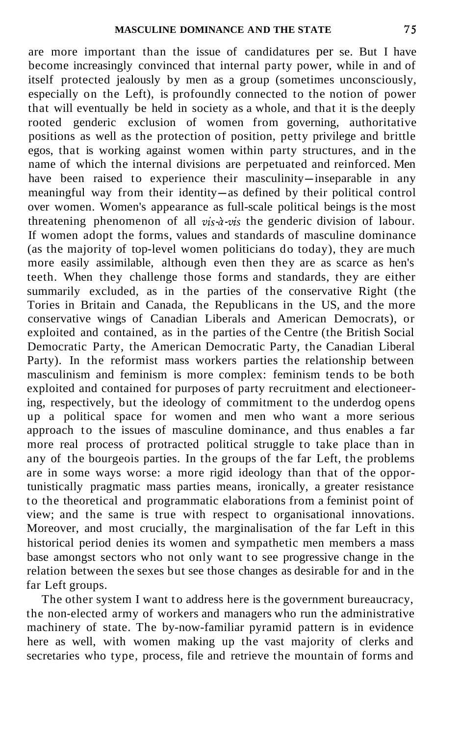are more important than the issue of candidatures per se. But I have become increasingly convinced that internal party power, while in and of itself protected jealously by men as a group (sometimes unconsciously, especially on the Left), is profoundly connected to the notion of power that will eventually be held in society as a whole, and that it is the deeply rooted genderic exclusion of women from governing, authoritative positions as well as the protection of position, petty privilege and brittle egos, that is working against women within party structures, and in the name of which the internal divisions are perpetuated and reinforced. Men have been raised to experience their masculinity—inseparable in any meaningful way from their identity—as defined by their political control over women. Women's appearance as full-scale political beings is the most threatening phenomenon of all *vis-à-vis* the genderic division of labour. If women adopt the forms, values and standards of masculine dominance (as the majority of top-level women politicians do today), they are much more easily assimilable, although even then they are as scarce as hen's teeth. When they challenge those forms and standards, they are either summarily excluded, as in the parties of the conservative Right (the Tories in Britain and Canada, the Republicans in the US, and the more conservative wings of Canadian Liberals and American Democrats), or exploited and contained, as in the parties of the Centre (the British Social Democratic Party, the American Democratic Party, the Canadian Liberal Party). In the reformist mass workers parties the relationship between masculinism and feminism is more complex: feminism tends to be both exploited and contained for purposes of party recruitment and electioneering, respectively, but the ideology of commitment to the underdog opens up a political space for women and men who want a more serious approach to the issues of masculine dominance, and thus enables a far more real process of protracted political struggle to take place than in any of the bourgeois parties. In the groups of the far Left, the problems are in some ways worse: a more rigid ideology than that of the opportunistically pragmatic mass parties means, ironically, a greater resistance to the theoretical and programmatic elaborations from a feminist point of view; and the same is true with respect to organisational innovations. Moreover, and most crucially, the marginalisation of the far Left in this historical period denies its women and sympathetic men members a mass base amongst sectors who not only want to see progressive change in the relation between the sexes but see those changes as desirable for and in the far Left groups.

The other system I want to address here is the government bureaucracy, the non-elected army of workers and managers who run the administrative machinery of state. The by-now-familiar pyramid pattern is in evidence here as well, with women making up the vast majority of clerks and secretaries who type, process, file and retrieve the mountain of forms and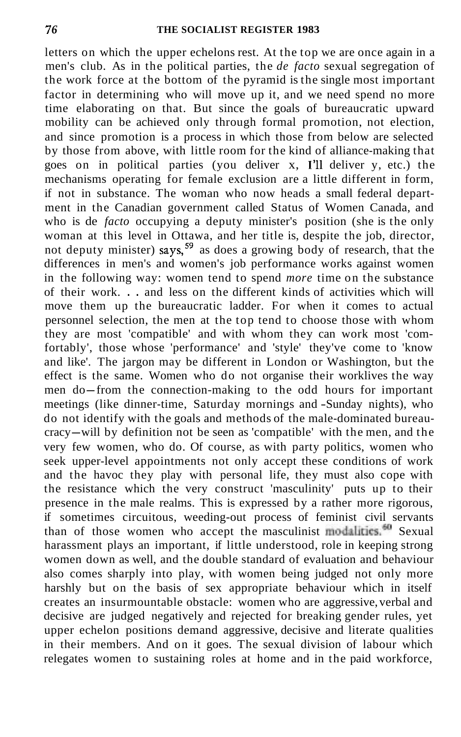letters on which the upper echelons rest. At the top we are once again in a men's club. As in the political parties, the *de facto* sexual segregation of the work force at the bottom of the pyramid is the single most important factor in determining who will move up it, and we need spend no more time elaborating on that. But since the goals of bureaucratic upward mobility can be achieved only through formal promotion, not election, and since promotion is a process in which those from below are selected by those from above, with little room for the kind of alliance-making that goes on in political parties (you deliver x, I'll deliver y, etc.) the mechanisms operating for female exclusion are a little different in form, if not in substance. The woman who now heads a small federal department in the Canadian government called Status of Women Canada, and who is de *facto* occupying a deputy minister's position (she is the only woman at this level in Ottawa, and her title is, despite the job, director, not deputy minister) says,[59] as does a growing body of research, that the differences in men's and women's job performance works against women in the following way: women tend to spend *more* time on the substance of their work. . . and less on the different kinds of activities which will move them up the bureaucratic ladder. For when it comes to actual personnel selection, the men at the top tend to choose those with whom they are most 'compatible' and with whom they can work most 'comfortably', those whose 'performance' and 'style' they've come to 'know and like'. The jargon may be different in London or Washington, but the effect is the same. Women who do not organise their worklives the way men do—from the connection-making to the odd hours for important meetings (like dinner-time, Saturday mornings and -Sunday nights), who do not identify with the goals and methods of the male-dominated bureaucracy—will by definition not be seen as 'compatible' with the men, and the very few women, who do. Of course, as with party politics, women who seek upper-level appointments not only accept these conditions of work and the havoc they play with personal life, they must also cope with the resistance which the very construct 'masculinity' puts up to their presence in the male realms. This is expressed by a rather more rigorous, if sometimes circuitous, weeding-out process of feminist civil servants than of those women who accept the masculinist modalities.[60] Sexual harassment plays an important, if little understood, role in keeping strong women down as well, and the double standard of evaluation and behaviour also comes sharply into play, with women being judged not only more harshly but on the basis of sex appropriate behaviour which in itself creates an insurmountable obstacle: women who are aggressive, verbal and decisive are judged negatively and rejected for breaking gender rules, yet upper echelon positions demand aggressive, decisive and literate qualities in their members. And on it goes. The sexual division of labour which relegates women to sustaining roles at home and in the paid workforce,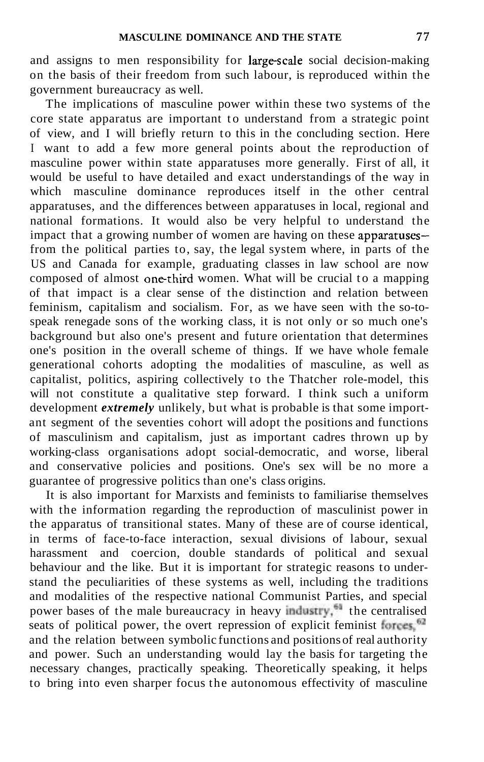and assigns to men responsibility for large-scale social decision-making on the basis of their freedom from such labour, is reproduced within the government bureaucracy as well.

The implications of masculine power within these two systems of the core state apparatus are important to understand from a strategic point of view, and I will briefly return to this in the concluding section. Here I want to add a few more general points about the reproduction of masculine power within state apparatuses more generally. First of all, it would be useful to have detailed and exact understandings of the way in which masculine dominance reproduces itself in the other central apparatuses, and the differences between apparatuses in local, regional and national formations. It would also be very helpful to understand the impact that a growing number of women are having on these apparatuses— from the political parties to, say, the legal system where, in parts of the US and Canada for example, graduating classes in law school are now composed of almost one-third women. What will be crucial to a mapping of that impact is a clear sense of the distinction and relation between feminism, capitalism and socialism. For, as we have seen with the so-to-speak renegade sons of the working class, it is not only or so much one's background but also one's present and future orientation that determines one's position in the overall scheme of things. If we have whole female generational cohorts adopting the modalities of masculine, as well as capitalist, politics, aspiring collectively to the Thatcher role-model, this will not constitute a qualitative step forward. I think such a uniform development ***extremely*** unlikely, but what is probable is that some important segment of the seventies cohort will adopt the positions and functions of masculinism and capitalism, just as important cadres thrown up by working-class organisations adopt social-democratic, and worse, liberal and conservative policies and positions. One's sex will be no more a guarantee of progressive politics than one's class origins.

It is also important for Marxists and feminists to familiarise themselves with the information regarding the reproduction of masculinist power in the apparatus of transitional states. Many of these are of course identical, in terms of face-to-face interaction, sexual divisions of labour, sexual harassment and coercion, double standards of political and sexual behaviour and the like. But it is important for strategic reasons to understand the peculiarities of these systems as well, including the traditions and modalities of the respective national Communist Parties, and special power bases of the male bureaucracy in heavy industry,[61] the centralised seats of political power, the overt repression of explicit feminist forces,[62] and the relation between symbolic functions and positions of real authority and power. Such an understanding would lay the basis for targeting the necessary changes, practically speaking. Theoretically speaking, it helps to bring into even sharper focus the autonomous effectivity of masculine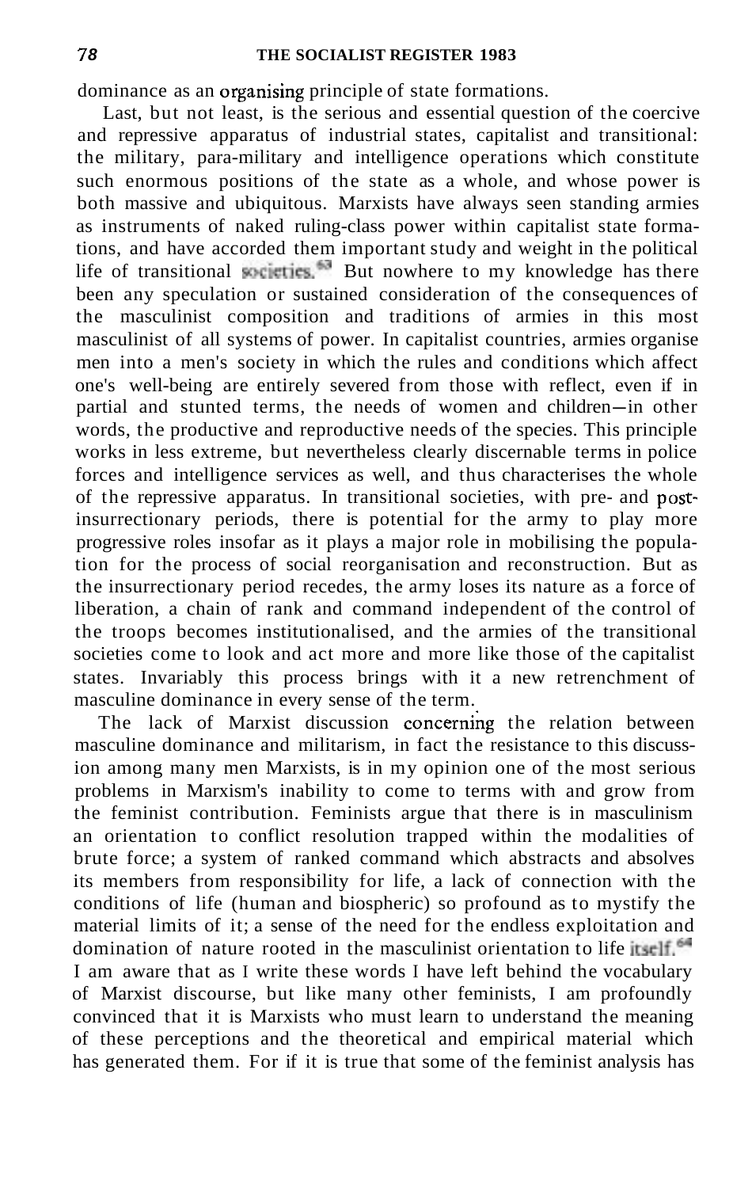dominance as an organising principle of state formations.

Last, but not least, is the serious and essential question of the coercive and repressive apparatus of industrial states, capitalist and transitional: the military, para-military and intelligence operations which constitute such enormous positions of the state as a whole, and whose power is both massive and ubiquitous. Marxists have always seen standing armies as instruments of naked ruling-class power within capitalist state formations, and have accorded them important study and weight in the political life of transitional societies.[63] But nowhere to my knowledge has there been any speculation or sustained consideration of the consequences of the masculinist composition and traditions of armies in this most masculinist of all systems of power. In capitalist countries, armies organise men into a men's society in which the rules and conditions which affect one's well-being are entirely severed from those with reflect, even if in partial and stunted terms, the needs of women and children—in other words, the productive and reproductive needs of the species. This principle works in less extreme, but nevertheless clearly discernable terms in police forces and intelligence services as well, and thus characterises the whole of the repressive apparatus. In transitional societies, with pre- and post-insurrectionary periods, there is potential for the army to play more progressive roles insofar as it plays a major role in mobilising the population for the process of social reorganisation and reconstruction. But as the insurrectionary period recedes, the army loses its nature as a force of liberation, a chain of rank and command independent of the control of the troops becomes institutionalised, and the armies of the transitional societies come to look and act more and more like those of the capitalist states. Invariably this process brings with it a new retrenchment of masculine dominance in every sense of the term.

The lack of Marxist discussion concerning the relation between masculine dominance and militarism, in fact the resistance to this discussion among many men Marxists, is in my opinion one of the most serious problems in Marxism's inability to come to terms with and grow from the feminist contribution. Feminists argue that there is in masculinism an orientation to conflict resolution trapped within the modalities of brute force; a system of ranked command which abstracts and absolves its members from responsibility for life, a lack of connection with the conditions of life (human and biospheric) so profound as to mystify the material limits of it; a sense of the need for the endless exploitation and domination of nature rooted in the masculinist orientation to life itself.[64] I am aware that as I write these words I have left behind the vocabulary of Marxist discourse, but like many other feminists, I am profoundly convinced that it is Marxists who must learn to understand the meaning of these perceptions and the theoretical and empirical material which has generated them. For if it is true that some of the feminist analysis has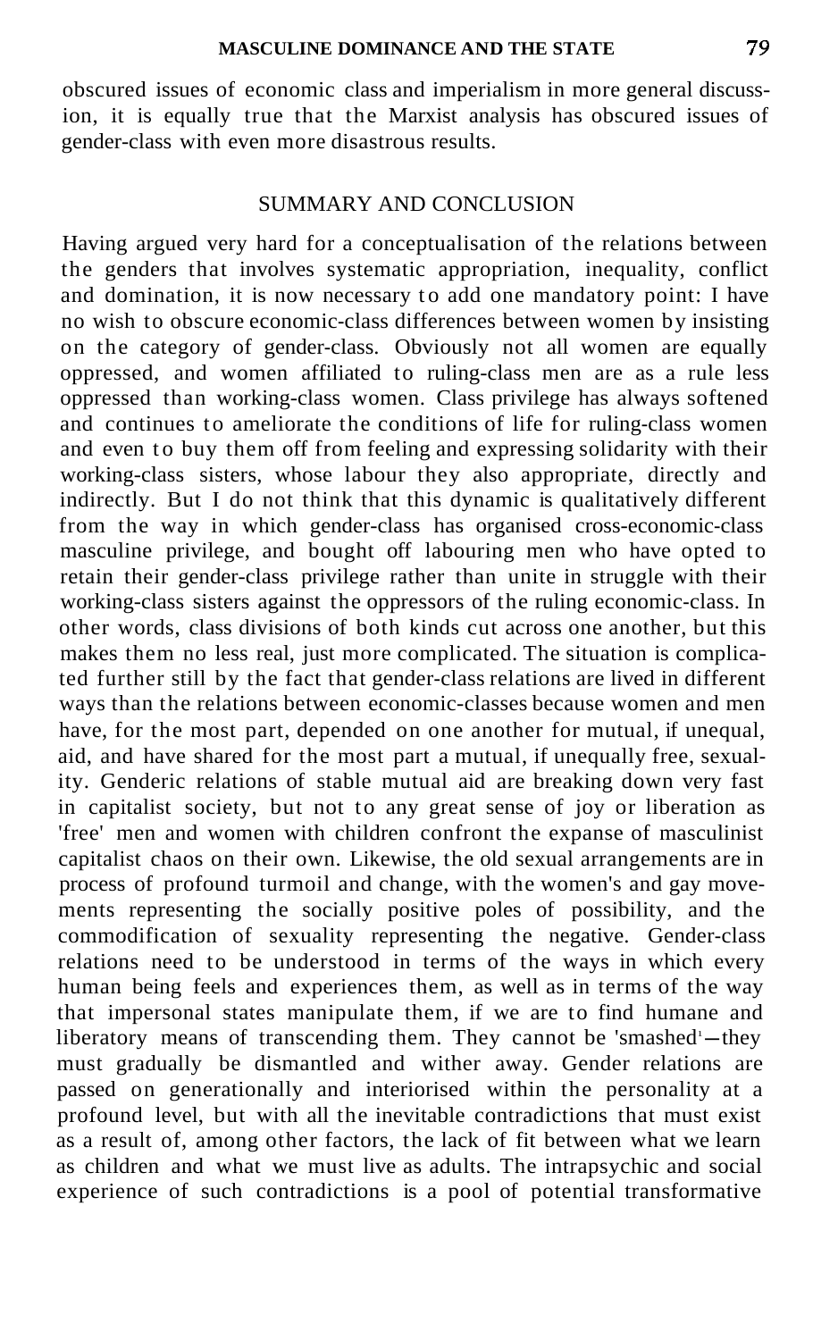obscured issues of economic class and imperialism in more general discussion, it is equally true that the Marxist analysis has obscured issues of gender-class with even more disastrous results.

## SUMMARY AND CONCLUSION

Having argued very hard for a conceptualisation of the relations between the genders that involves systematic appropriation, inequality, conflict and domination, it is now necessary to add one mandatory point: I have no wish to obscure economic-class differences between women by insisting on the category of gender-class. Obviously not all women are equally oppressed, and women affiliated to ruling-class men are as a rule less oppressed than working-class women. Class privilege has always softened and continues to ameliorate the conditions of life for ruling-class women and even to buy them off from feeling and expressing solidarity with their working-class sisters, whose labour they also appropriate, directly and indirectly. But I do not think that this dynamic is qualitatively different from the way in which gender-class has organised cross-economic-class masculine privilege, and bought off labouring men who have opted to retain their gender-class privilege rather than unite in struggle with their working-class sisters against the oppressors of the ruling economic-class. In other words, class divisions of both kinds cut across one another, but this makes them no less real, just more complicated. The situation is complicated further still by the fact that gender-class relations are lived in different ways than the relations between economic-classes because women and men have, for the most part, depended on one another for mutual, if unequal, aid, and have shared for the most part a mutual, if unequally free, sexuality. Genderic relations of stable mutual aid are breaking down very fast in capitalist society, but not to any great sense of joy or liberation as 'free' men and women with children confront the expanse of masculinist capitalist chaos on their own. Likewise, the old sexual arrangements are in process of profound turmoil and change, with the women's and gay movements representing the socially positive poles of possibility, and the commodification of sexuality representing the negative. Gender-class relations need to be understood in terms of the ways in which every human being feels and experiences them, as well as in terms of the way that impersonal states manipulate them, if we are to find humane and liberatory means of transcending them. They cannot be 'smashed'—they must gradually be dismantled and wither away. Gender relations are passed on generationally and interiorised within the personality at a profound level, but with all the inevitable contradictions that must exist as a result of, among other factors, the lack of fit between what we learn as children and what we must live as adults. The intrapsychic and social experience of such contradictions is a pool of potential transformative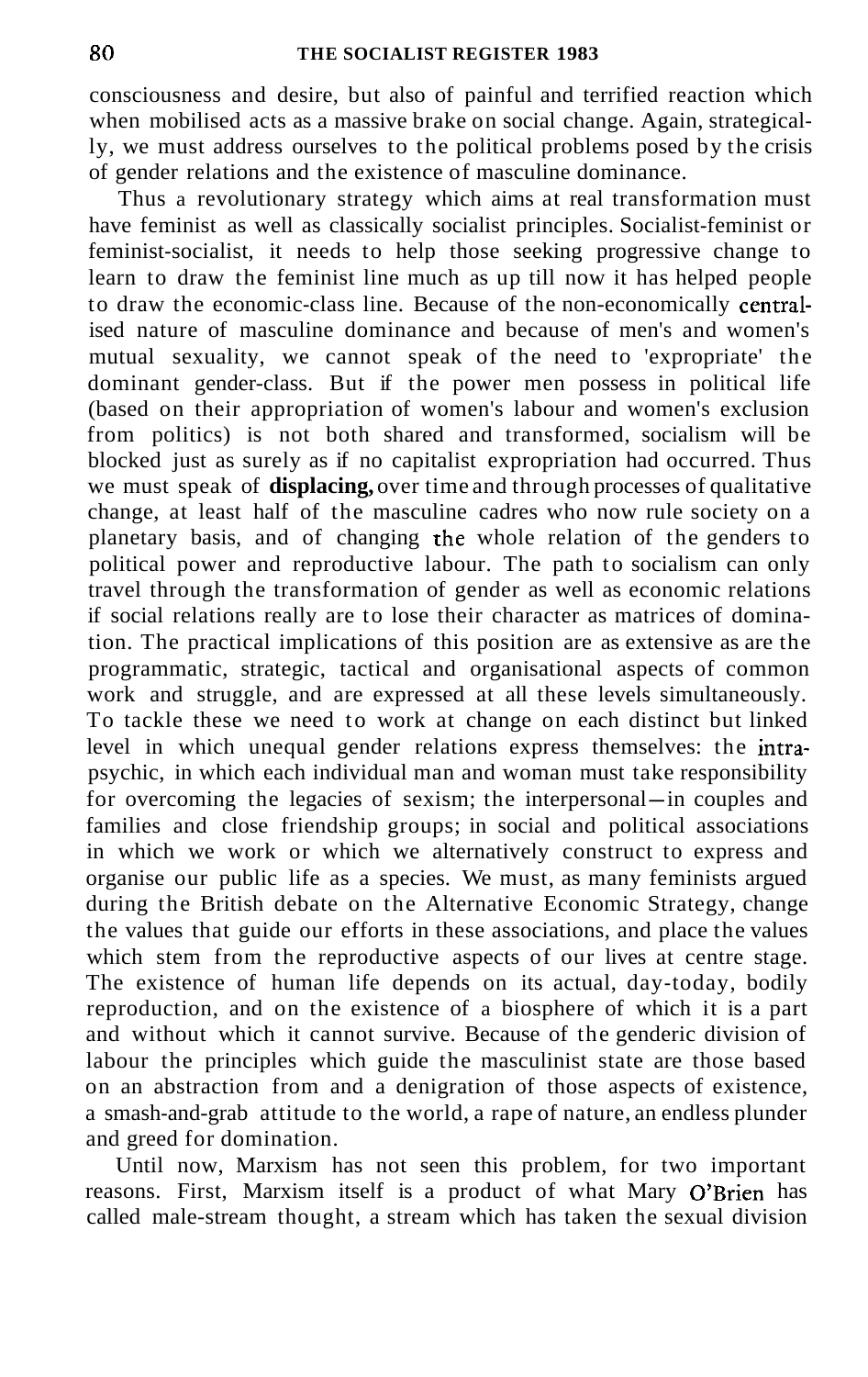consciousness and desire, but also of painful and terrified reaction which when mobilised acts as a massive brake on social change. Again, strategically, we must address ourselves to the political problems posed by the crisis of gender relations and the existence of masculine dominance.

Thus a revolutionary strategy which aims at real transformation must have feminist as well as classically socialist principles. Socialist-feminist or feminist-socialist, it needs to help those seeking progressive change to learn to draw the feminist line much as up till now it has helped people to draw the economic-class line. Because of the non-economically centralised nature of masculine dominance and because of men's and women's mutual sexuality, we cannot speak of the need to 'expropriate' the dominant gender-class. But if the power men possess in political life (based on their appropriation of women's labour and women's exclusion from politics) is not both shared and transformed, socialism will be blocked just as surely as if no capitalist expropriation had occurred. Thus we must speak of **displacing,** over time and through processes of qualitative change, at least half of the masculine cadres who now rule society on a planetary basis, and of changing the whole relation of the genders to political power and reproductive labour. The path to socialism can only travel through the transformation of gender as well as economic relations if social relations really are to lose their character as matrices of domination. The practical implications of this position are as extensive as are the programmatic, strategic, tactical and organisational aspects of common work and struggle, and are expressed at all these levels simultaneously. To tackle these we need to work at change on each distinct but linked level in which unequal gender relations express themselves: the intrapsychic, in which each individual man and woman must take responsibility for overcoming the legacies of sexism; the interpersonal—in couples and families and close friendship groups; in social and political associations in which we work or which we alternatively construct to express and organise our public life as a species. We must, as many feminists argued during the British debate on the Alternative Economic Strategy, change the values that guide our efforts in these associations, and place the values which stem from the reproductive aspects of our lives at centre stage. The existence of human life depends on its actual, day-today, bodily reproduction, and on the existence of a biosphere of which it is a part and without which it cannot survive. Because of the genderic division of labour the principles which guide the masculinist state are those based on an abstraction from and a denigration of those aspects of existence, a smash-and-grab attitude to the world, a rape of nature, an endless plunder and greed for domination.

Until now, Marxism has not seen this problem, for two important reasons. First, Marxism itself is a product of what Mary O'Brien has called male-stream thought, a stream which has taken the sexual division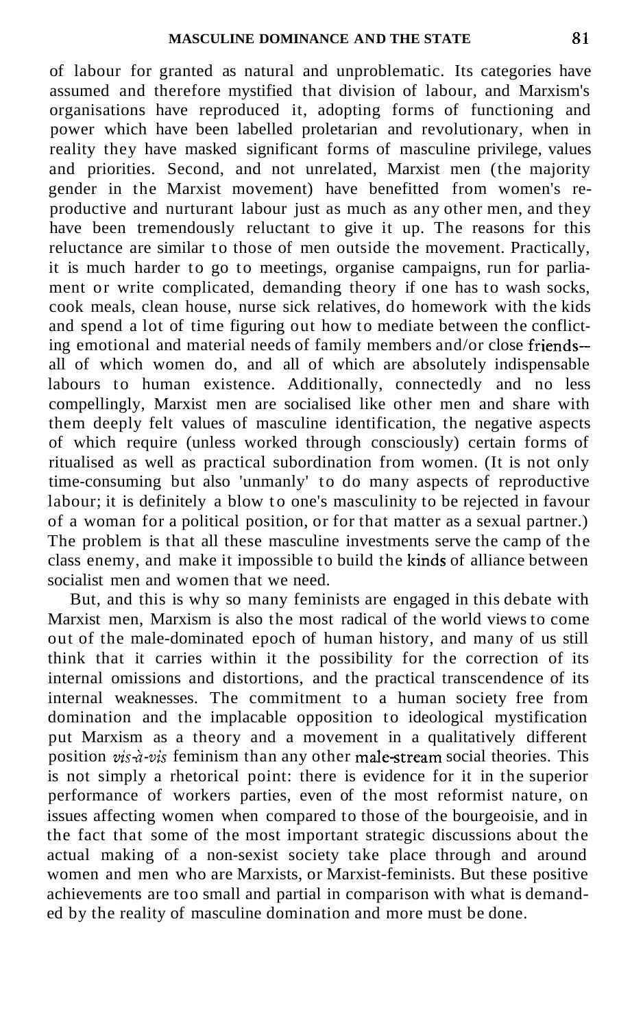of labour for granted as natural and unproblematic. Its categories have assumed and therefore mystified that division of labour, and Marxism's organisations have reproduced it, adopting forms of functioning and power which have been labelled proletarian and revolutionary, when in reality they have masked significant forms of masculine privilege, values and priorities. Second, and not unrelated, Marxist men (the majority gender in the Marxist movement) have benefitted from women's reproductive and nurturant labour just as much as any other men, and they have been tremendously reluctant to give it up. The reasons for this reluctance are similar to those of men outside the movement. Practically, it is much harder to go to meetings, organise campaigns, run for parliament or write complicated, demanding theory if one has to wash socks, cook meals, clean house, nurse sick relatives, do homework with the kids and spend a lot of time figuring out how to mediate between the conflicting emotional and material needs of family members and/or close friends—all of which women do, and all of which are absolutely indispensable labours to human existence. Additionally, connectedly and no less compellingly, Marxist men are socialised like other men and share with them deeply felt values of masculine identification, the negative aspects of which require (unless worked through consciously) certain forms of ritualised as well as practical subordination from women. (It is not only time-consuming but also 'unmanly' to do many aspects of reproductive labour; it is definitely a blow to one's masculinity to be rejected in favour of a woman for a political position, or for that matter as a sexual partner.) The problem is that all these masculine investments serve the camp of the class enemy, and make it impossible to build the kinds of alliance between socialist men and women that we need.

But, and this is why so many feminists are engaged in this debate with Marxist men, Marxism is also the most radical of the world views to come out of the male-dominated epoch of human history, and many of us still think that it carries within it the possibility for the correction of its internal omissions and distortions, and the practical transcendence of its internal weaknesses. The commitment to a human society free from domination and the implacable opposition to ideological mystification put Marxism as a theory and a movement in a qualitatively different position *vis-à-vis* feminism than any other male-stream social theories. This is not simply a rhetorical point: there is evidence for it in the superior performance of workers parties, even of the most reformist nature, on issues affecting women when compared to those of the bourgeoisie, and in the fact that some of the most important strategic discussions about the actual making of a non-sexist society take place through and around women and men who are Marxists, or Marxist-feminists. But these positive achievements are too small and partial in comparison with what is demanded by the reality of masculine domination and more must be done.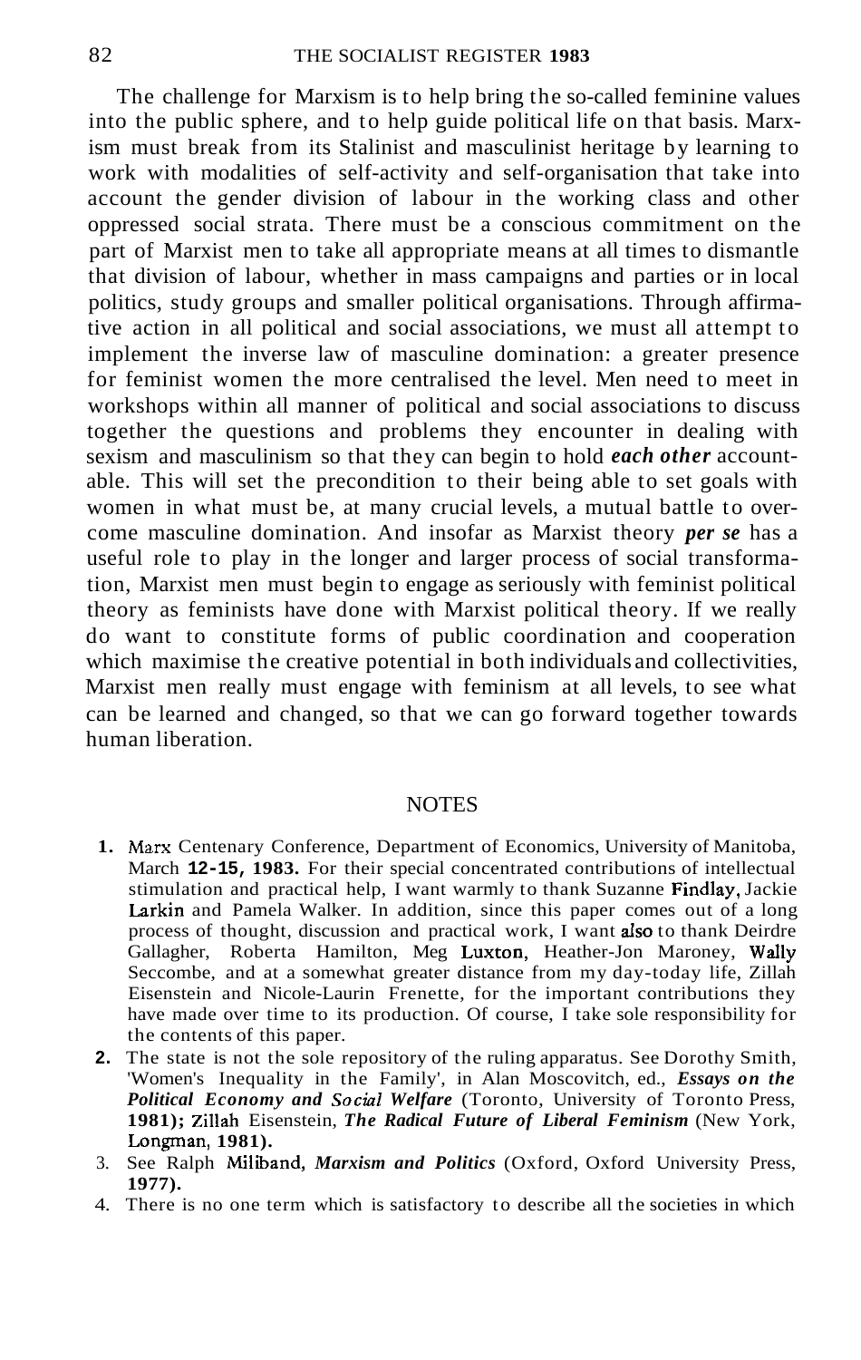The challenge for Marxism is to help bring the so-called feminine values into the public sphere, and to help guide political life on that basis. Marxism must break from its Stalinist and masculinist heritage by learning to work with modalities of self-activity and self-organisation that take into account the gender division of labour in the working class and other oppressed social strata. There must be a conscious commitment on the part of Marxist men to take all appropriate means at all times to dismantle that division of labour, whether in mass campaigns and parties or in local politics, study groups and smaller political organisations. Through affirmative action in all political and social associations, we must all attempt to implement the inverse law of masculine domination: a greater presence for feminist women the more centralised the level. Men need to meet in workshops within all manner of political and social associations to discuss together the questions and problems they encounter in dealing with sexism and masculinism so that they can begin to hold ***each other*** accountable. This will set the precondition to their being able to set goals with women in what must be, at many crucial levels, a mutual battle to overcome masculine domination. And insofar as Marxist theory ***per se*** has a useful role to play in the longer and larger process of social transformation, Marxist men must begin to engage as seriously with feminist political theory as feminists have done with Marxist political theory. If we really do want to constitute forms of public coordination and cooperation which maximise the creative potential in both individuals and collectivities, Marxist men really must engage with feminism at all levels, to see what can be learned and changed, so that we can go forward together towards human liberation.

## NOTES

1. Marx Centenary Conference, Department of Economics, University of Manitoba, March **12-15, 1983.** For their special concentrated contributions of intellectual stimulation and practical help, I want warmly to thank Suzanne Findlay, Jackie Larkin and Pamela Walker. In addition, since this paper comes out of a long process of thought, discussion and practical work, I want also to thank Deirdre Gallagher, Roberta Hamilton, Meg Luxton, Heather-Jon Maroney, Wally Seccombe, and at a somewhat greater distance from my day-today life, Zillah Eisenstein and Nicole-Laurin Frenette, for the important contributions they have made over time to its production. Of course, I take sole responsibility for the contents of this paper.
2. The state is not the sole repository of the ruling apparatus. See Dorothy Smith, 'Women's Inequality in the Family', in Alan Moscovitch, ed., ***Essays on the Political Economy and Social Welfare*** (Toronto, University of Toronto Press, **1981);** Zillah Eisenstein, ***The Radical Future of Liberal Feminism*** (New York, Longman, **1981).**
3. See Ralph Miliband, ***Marxism and Politics*** (Oxford, Oxford University Press, **1977).**
4. There is no one term which is satisfactory to describe all the societies in which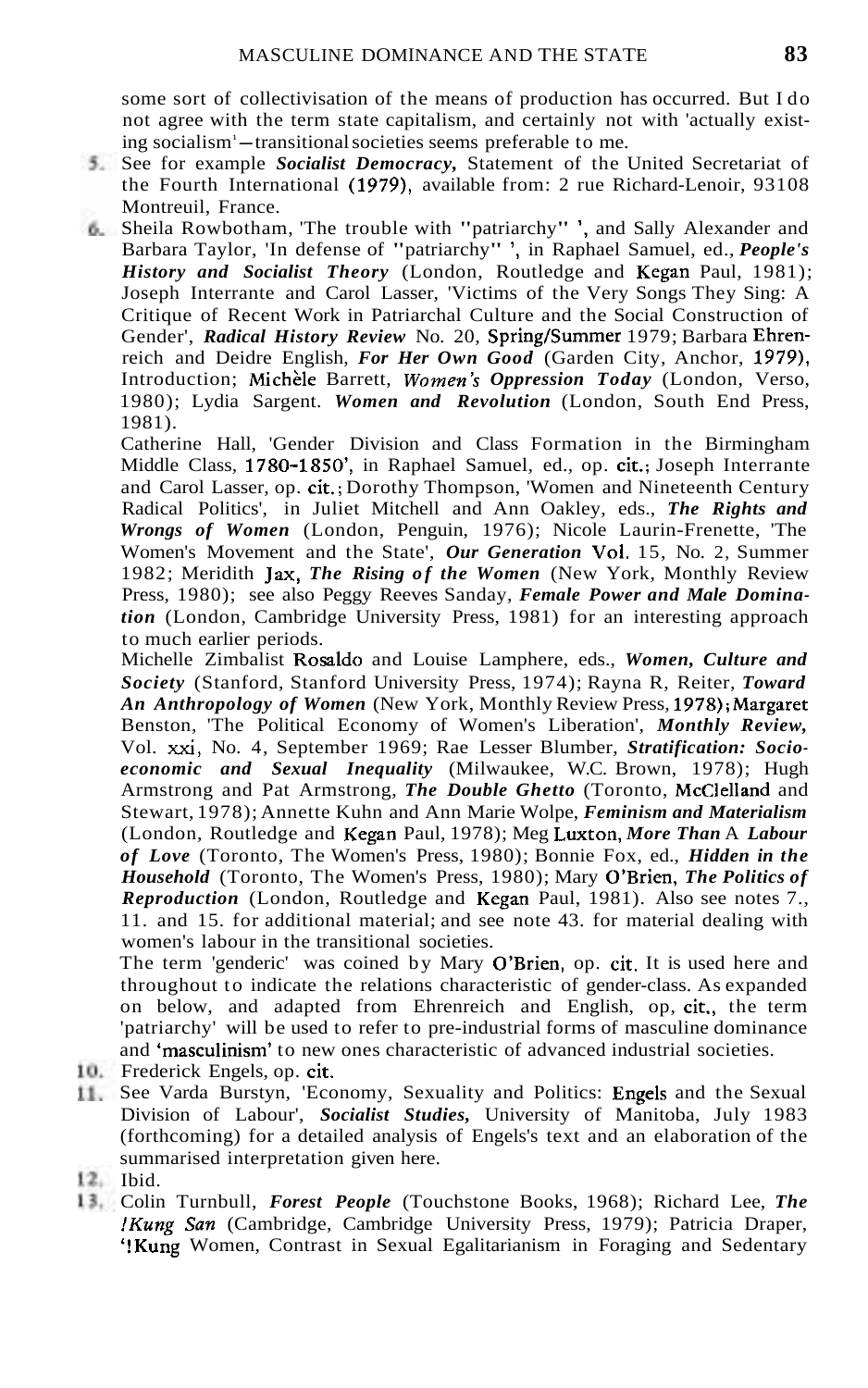some sort of collectivisation of the means of production has occurred. But I do not agree with the term state capitalism, and certainly not with 'actually existing socialism'—transitional societies seems preferable to me.

5. See for example *Socialist Democracy,* Statement of the United Secretariat of the Fourth International (1979), available from: 2 rue Richard-Lenoir, 93108 Montreuil, France.

6. Sheila Rowbotham, 'The trouble with "patriarchy" ', and Sally Alexander and Barbara Taylor, 'In defense of "patriarchy" ', in Raphael Samuel, ed., *People's History and Socialist Theory* (London, Routledge and Kegan Paul, 1981); Joseph Interrante and Carol Lasser, 'Victims of the Very Songs They Sing: A Critique of Recent Work in Patriarchal Culture and the Social Construction of Gender', *Radical History Review* No. 20, Spring/Summer 1979; Barbara Ehrenreich and Deidre English, *For Her Own Good* (Garden City, Anchor, 1979), Introduction; Michèle Barrett, *Women's Oppression Today* (London, Verso, 1980); Lydia Sargent. *Women and Revolution* (London, South End Press, 1981).

7. Catherine Hall, 'Gender Division and Class Formation in the Birmingham Middle Class, 1780-1850', in Raphael Samuel, ed., op. cit.; Joseph Interrante and Carol Lasser, op. cit.; Dorothy Thompson, 'Women and Nineteenth Century Radical Politics', in Juliet Mitchell and Ann Oakley, eds., *The Rights and Wrongs of Women* (London, Penguin, 1976); Nicole Laurin-Frenette, 'The Women's Movement and the State', *Our Generation* Vol. 15, No. 2, Summer 1982; Meridith Jax, *The Rising of the Women* (New York, Monthly Review Press, 1980); see also Peggy Reeves Sanday, *Female Power and Male Domination* (London, Cambridge University Press, 1981) for an interesting approach to much earlier periods.

8. Michelle Zimbalist Rosaldo and Louise Lamphere, eds., *Women, Culture and Society* (Stanford, Stanford University Press, 1974); Rayna R, Reiter, *Toward An Anthropology of Women* (New York, Monthly Review Press, 1978); Margaret Benston, 'The Political Economy of Women's Liberation', *Monthly Review,* Vol. xxi, No. 4, September 1969; Rae Lesser Blumber, *Stratification: Socioeconomic and Sexual Inequality* (Milwaukee, W.C. Brown, 1978); Hugh Armstrong and Pat Armstrong, *The Double Ghetto* (Toronto, McClelland and Stewart, 1978); Annette Kuhn and Ann Marie Wolpe, *Feminism and Materialism* (London, Routledge and Kegan Paul, 1978); Meg Luxton, *More Than* A *Labour of Love* (Toronto, The Women's Press, 1980); Bonnie Fox, ed., *Hidden in the Household* (Toronto, The Women's Press, 1980); Mary O'Brien, *The Politics of Reproduction* (London, Routledge and Kegan Paul, 1981). Also see notes 7., 11. and 15. for additional material; and see note 43. for material dealing with women's labour in the transitional societies.

9. The term 'genderic' was coined by Mary O'Brien, op. cit. It is used here and throughout to indicate the relations characteristic of gender-class. As expanded on below, and adapted from Ehrenreich and English, op, cit., the term 'patriarchy' will be used to refer to pre-industrial forms of masculine dominance and 'masculinism' to new ones characteristic of advanced industrial societies.

10. Frederick Engels, op. cit.

11. See Varda Burstyn, 'Economy, Sexuality and Politics: Engels and the Sexual Division of Labour', *Socialist Studies,* University of Manitoba, July 1983 (forthcoming) for a detailed analysis of Engels's text and an elaboration of the summarised interpretation given here.

12. Ibid.

13. Colin Turnbull, *Forest People* (Touchstone Books, 1968); Richard Lee, *The !Kung San* (Cambridge, Cambridge University Press, 1979); Patricia Draper, '!Kung Women, Contrast in Sexual Egalitarianism in Foraging and Sedentary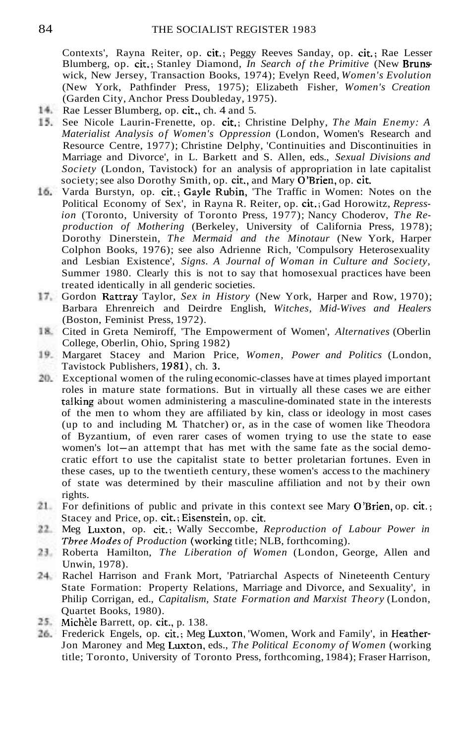Contexts', Rayna Reiter, op. cit.; Peggy Reeves Sanday, op. cit.; Rae Lesser Blumberg, op. cit.; Stanley Diamond, *In Search of the Primitive* (New Brunswick, New Jersey, Transaction Books, 1974); Evelyn Reed, *Women's Evolution* (New York, Pathfinder Press, 1975); Elizabeth Fisher, *Women's Creation* (Garden City, Anchor Press Doubleday, 1975).

14. Rae Lesser Blumberg, op. cit., ch. 4 and 5.
15. See Nicole Laurin-Frenette, op. cit.; Christine Delphy, *The Main Enemy: A Materialist Analysis of Women's Oppression* (London, Women's Research and Resource Centre, 1977); Christine Delphy, 'Continuities and Discontinuities in Marriage and Divorce', in L. Barkett and S. Allen, eds., *Sexual Divisions and Society* (London, Tavistock) for an analysis of appropriation in late capitalist society; see also Dorothy Smith, op. cit., and Mary O'Brien, op. cit.
16. Varda Burstyn, op. cit.; Gayle Rubin, 'The Traffic in Women: Notes on the Political Economy of Sex', in Rayna R. Reiter, op. cit.; Gad Horowitz, *Repression* (Toronto, University of Toronto Press, 1977); Nancy Choderov, *The Reproduction of Mothering* (Berkeley, University of California Press, 1978); Dorothy Dinerstein, *The Mermaid and the Minotaur* (New York, Harper Colphon Books, 1976); see also Adrienne Rich, 'Compulsory Heterosexuality and Lesbian Existence', *Signs. A Journal of Woman in Culture and Society*, Summer 1980. Clearly this is not to say that homosexual practices have been treated identically in all genderic societies.
17. Gordon Rattray Taylor, *Sex in History* (New York, Harper and Row, 1970); Barbara Ehrenreich and Deirdre English, *Witches, Mid-Wives and Healers* (Boston, Feminist Press, 1972).
18. Cited in Greta Nemiroff, 'The Empowerment of Women', *Alternatives* (Oberlin College, Oberlin, Ohio, Spring 1982)
19. Margaret Stacey and Marion Price, *Women, Power and Politics* (London, Tavistock Publishers, 1981), ch. 3.
20. Exceptional women of the ruling economic-classes have at times played important roles in mature state formations. But in virtually all these cases we are either talking about women administering a masculine-dominated state in the interests of the men to whom they are affiliated by kin, class or ideology in most cases (up to and including M. Thatcher) or, as in the case of women like Theodora of Byzantium, of even rarer cases of women trying to use the state to ease women's lot—an attempt that has met with the same fate as the social democratic effort to use the capitalist state to better proletarian fortunes. Even in these cases, up to the twentieth century, these women's access to the machinery of state was determined by their masculine affiliation and not by their own rights.
21. For definitions of public and private in this context see Mary O'Brien, op. cit.; Stacey and Price, op. cit.; Eisenstein, op. cit.
22. Meg Luxton, op. cit.; Wally Seccombe, *Reproduction of Labour Power in Three Modes of Production* (working title; NLB, forthcoming).
23. Roberta Hamilton, *The Liberation of Women* (London, George, Allen and Unwin, 1978).
24. Rachel Harrison and Frank Mort, 'Patriarchal Aspects of Nineteenth Century State Formation: Property Relations, Marriage and Divorce, and Sexuality', in Philip Corrigan, ed., *Capitalism, State Formation and Marxist Theory* (London, Quartet Books, 1980).
25. Michèle Barrett, op. cit., p. 138.
26. Frederick Engels, op. cit.; Meg Luxton, 'Women, Work and Family', in Heather-Jon Maroney and Meg Luxton, eds., *The Political Economy of Women* (working title; Toronto, University of Toronto Press, forthcoming, 1984); Fraser Harrison,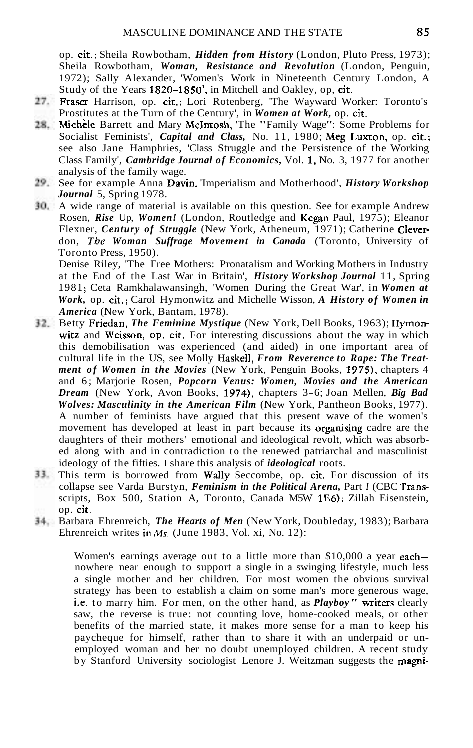op. cit.; Sheila Rowbotham, ***Hidden from History*** (London, Pluto Press, 1973); Sheila Rowbotham, ***Woman, Resistance and Revolution*** (London, Penguin, 1972); Sally Alexander, 'Women's Work in Nineteenth Century London, A Study of the Years 1820–1850', in Mitchell and Oakley, op, cit.

27. Fraser Harrison, op. cit.; Lori Rotenberg, 'The Wayward Worker: Toronto's Prostitutes at the Turn of the Century', in ***Women at Work,*** op. cit.
28. Michèle Barrett and Mary McIntosh, 'The "Family Wage": Some Problems for Socialist Feminists', ***Capital and Class,*** No. 11, 1980; Meg Luxton, op. cit.; see also Jane Hamphries, 'Class Struggle and the Persistence of the Working Class Family', ***Cambridge Journal of Economics,*** Vol. 1, No. 3, 1977 for another analysis of the family wage.
29. See for example Anna Davin, 'Imperialism and Motherhood', ***History Workshop Journal*** 5, Spring 1978.
30. A wide range of material is available on this question. See for example Andrew Rosen, ***Rise Up, Women!*** (London, Routledge and Kegan Paul, 1975); Eleanor Flexner, ***Century of Struggle*** (New York, Atheneum, 1971); Catherine Cleverdon, ***The Woman Suffrage Movement in Canada*** (Toronto, University of Toronto Press, 1950).

Denise Riley, 'The Free Mothers: Pronatalism and Working Mothers in Industry at the End of the Last War in Britain', ***History Workshop Journal*** 11, Spring 1981; Ceta Ramkhalawansingh, 'Women During the Great War', in ***Women at Work,*** op. cit.; Carol Hymonwitz and Michelle Wisson, ***A History of Women in America*** (New York, Bantam, 1978).

32. Betty Friedan, ***The Feminine Mystique*** (New York, Dell Books, 1963); Hymonwitz and Weisson, op. cit. For interesting discussions about the way in which this demobilisation was experienced (and aided) in one important area of cultural life in the US, see Molly Haskell, ***From Reverence to Rape: The Treatment of Women in the Movies*** (New York, Penguin Books, 1975), chapters 4 and 6; Marjorie Rosen, ***Popcorn Venus: Women, Movies and the American Dream*** (New York, Avon Books, 1974), chapters 3–6; Joan Mellen, ***Big Bad Wolves: Masculinity in the American Film*** (New York, Pantheon Books, 1977). A number of feminists have argued that this present wave of the women's movement has developed at least in part because its organising cadre are the daughters of their mothers' emotional and ideological revolt, which was absorbed along with and in contradiction to the renewed patriarchal and masculinist ideology of the fifties. I share this analysis of ***ideological*** roots.
33. This term is borrowed from Wally Seccombe, op. cit. For discussion of its collapse see Varda Burstyn, ***Feminism in the Political Arena,*** Part *I* (CBC Transscripts, Box 500, Station A, Toronto, Canada M5W 1E6); Zillah Eisenstein, op. cit.
34. Barbara Ehrenreich, ***The Hearts of Men*** (New York, Doubleday, 1983); Barbara Ehrenreich writes in *Ms.* (June 1983, Vol. xi, No. 12):

> Women's earnings average out to a little more than $10,000 a year each—nowhere near enough to support a single in a swinging lifestyle, much less a single mother and her children. For most women the obvious survival strategy has been to establish a claim on some man's more generous wage, i.e. to marry him. For men, on the other hand, as ***Playboy"*** writers clearly saw, the reverse is true: not counting love, home-cooked meals, or other benefits of the married state, it makes more sense for a man to keep his paycheque for himself, rather than to share it with an underpaid or unemployed woman and her no doubt unemployed children. A recent study by Stanford University sociologist Lenore J. Weitzman suggests the magni-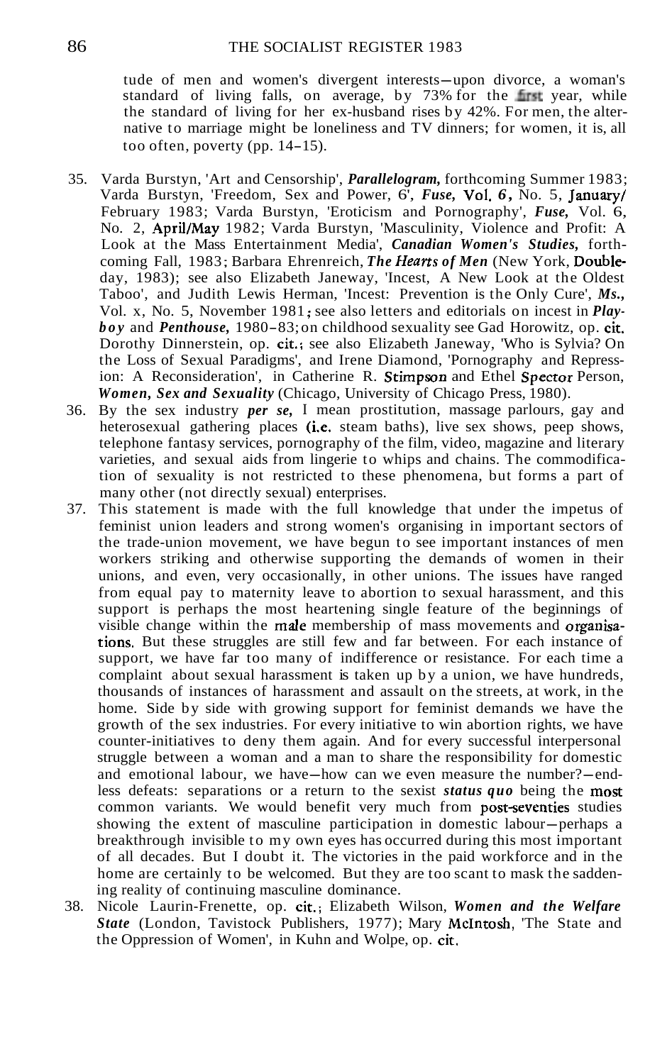tude of men and women's divergent interests—upon divorce, a woman's standard of living falls, on average, by 73% for the first year, while the standard of living for her ex-husband rises by 42%. For men, the alternative to marriage might be loneliness and TV dinners; for women, it is, all too often, poverty (pp. 14–15).

35. Varda Burstyn, 'Art and Censorship', ***Parallelogram,*** forthcoming Summer 1983; Varda Burstyn, 'Freedom, Sex and Power, 6', ***Fuse,*** Vol. *6*, No. 5, January/February 1983; Varda Burstyn, 'Eroticism and Pornography', ***Fuse,*** Vol. 6, No. 2, April/May 1982; Varda Burstyn, 'Masculinity, Violence and Profit: A Look at the Mass Entertainment Media', ***Canadian Women's Studies,*** forthcoming Fall, 1983; Barbara Ehrenreich, ***The Hearts of Men*** (New York, Doubleday, 1983); see also Elizabeth Janeway, 'Incest, A New Look at the Oldest Taboo', and Judith Lewis Herman, 'Incest: Prevention is the Only Cure', ***Ms.,*** Vol. x, No. 5, November 1981; see also letters and editorials on incest in ***Playboy*** and ***Penthouse,*** 1980–83; on childhood sexuality see Gad Horowitz, op. cit. Dorothy Dinnerstein, op. cit.; see also Elizabeth Janeway, 'Who is Sylvia? On the Loss of Sexual Paradigms', and Irene Diamond, 'Pornography and Repression: A Reconsideration', in Catherine R. Stimpson and Ethel Spector Person, ***Women, Sex and Sexuality*** (Chicago, University of Chicago Press, 1980).
36. By the sex industry ***per se,*** I mean prostitution, massage parlours, gay and heterosexual gathering places (i.e. steam baths), live sex shows, peep shows, telephone fantasy services, pornography of the film, video, magazine and literary varieties, and sexual aids from lingerie to whips and chains. The commodification of sexuality is not restricted to these phenomena, but forms a part of many other (not directly sexual) enterprises.
37. This statement is made with the full knowledge that under the impetus of feminist union leaders and strong women's organising in important sectors of the trade-union movement, we have begun to see important instances of men workers striking and otherwise supporting the demands of women in their unions, and even, very occasionally, in other unions. The issues have ranged from equal pay to maternity leave to abortion to sexual harassment, and this support is perhaps the most heartening single feature of the beginnings of visible change within the male membership of mass movements and organisations. But these struggles are still few and far between. For each instance of support, we have far too many of indifference or resistance. For each time a complaint about sexual harassment is taken up by a union, we have hundreds, thousands of instances of harassment and assault on the streets, at work, in the home. Side by side with growing support for feminist demands we have the growth of the sex industries. For every initiative to win abortion rights, we have counter-initiatives to deny them again. And for every successful interpersonal struggle between a woman and a man to share the responsibility for domestic and emotional labour, we have—how can we even measure the number?—endless defeats: separations or a return to the sexist ***status quo*** being the most common variants. We would benefit very much from post-seventies studies showing the extent of masculine participation in domestic labour—perhaps a breakthrough invisible to my own eyes has occurred during this most important of all decades. But I doubt it. The victories in the paid workforce and in the home are certainly to be welcomed. But they are too scant to mask the saddening reality of continuing masculine dominance.
38. Nicole Laurin-Frenette, op. cit.; Elizabeth Wilson, ***Women and the Welfare State*** (London, Tavistock Publishers, 1977); Mary McIntosh, 'The State and the Oppression of Women', in Kuhn and Wolpe, op. cit.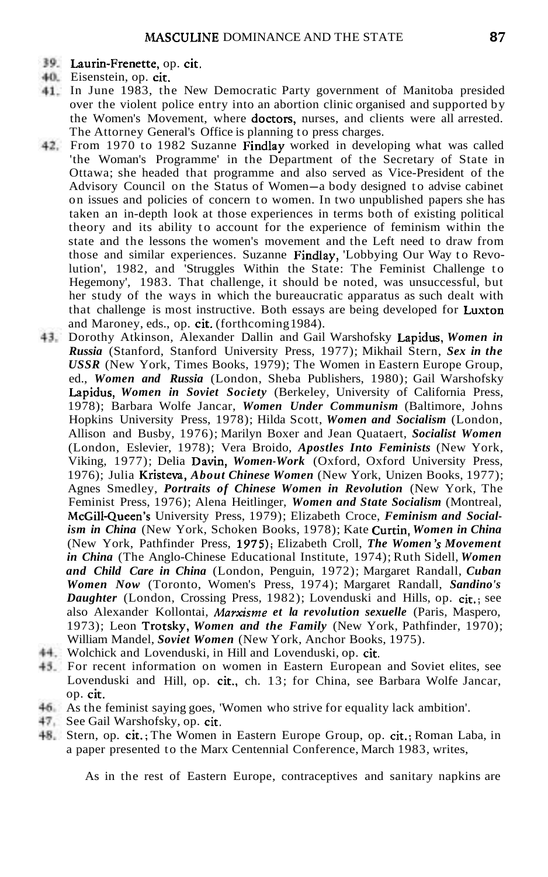39. Laurin-Frenette, op. cit.
40. Eisenstein, op. cit.
41. In June 1983, the New Democratic Party government of Manitoba presided over the violent police entry into an abortion clinic organised and supported by the Women's Movement, where doctors, nurses, and clients were all arrested. The Attorney General's Office is planning to press charges.
42. From 1970 to 1982 Suzanne Findlay worked in developing what was called 'the Woman's Programme' in the Department of the Secretary of State in Ottawa; she headed that programme and also served as Vice-President of the Advisory Council on the Status of Women—a body designed to advise cabinet on issues and policies of concern to women. In two unpublished papers she has taken an in-depth look at those experiences in terms both of existing political theory and its ability to account for the experience of feminism within the state and the lessons the women's movement and the Left need to draw from those and similar experiences. Suzanne Findlay, 'Lobbying Our Way to Revolution', 1982, and 'Struggles Within the State: The Feminist Challenge to Hegemony', 1983. That challenge, it should be noted, was unsuccessful, but her study of the ways in which the bureaucratic apparatus as such dealt with that challenge is most instructive. Both essays are being developed for Luxton and Maroney, eds., op. cit. (forthcoming 1984).
43. Dorothy Atkinson, Alexander Dallin and Gail Warshofsky Lapidus, ***Women in Russia*** (Stanford, Stanford University Press, 1977); Mikhail Stern, ***Sex in the USSR*** (New York, Times Books, 1979); The Women in Eastern Europe Group, ed., ***Women and Russia*** (London, Sheba Publishers, 1980); Gail Warshofsky Lapidus, ***Women in Soviet Society*** (Berkeley, University of California Press, 1978); Barbara Wolfe Jancar, ***Women Under Communism*** (Baltimore, Johns Hopkins University Press, 1978); Hilda Scott, ***Women and Socialism*** (London, Allison and Busby, 1976); Marilyn Boxer and Jean Quataert, ***Socialist Women*** (London, Eslevier, 1978); Vera Broido, ***Apostles Into Feminists*** (New York, Viking, 1977); Delia Davin, ***Women-Work*** (Oxford, Oxford University Press, 1976); Julia Kristeva, ***About Chinese Women*** (New York, Unizen Books, 1977); Agnes Smedley, ***Portraits of Chinese Women in Revolution*** (New York, The Feminist Press, 1976); Alena Heitlinger, ***Women and State Socialism*** (Montreal, McGill-Queen's University Press, 1979); Elizabeth Croce, ***Feminism and Socialism in China*** (New York, Schoken Books, 1978); Kate Curtin, ***Women in China*** (New York, Pathfinder Press, 1975); Elizabeth Croll, ***The Women's Movement in China*** (The Anglo-Chinese Educational Institute, 1974); Ruth Sidell, ***Women and Child Care in China*** (London, Penguin, 1972); Margaret Randall, ***Cuban Women Now*** (Toronto, Women's Press, 1974); Margaret Randall, ***Sandino's Daughter*** (London, Crossing Press, 1982); Lovenduski and Hills, op. cit.; see also Alexander Kollontai, ***Marxisme et la revolution sexuelle*** (Paris, Maspero, 1973); Leon Trotsky, ***Women and the Family*** (New York, Pathfinder, 1970); William Mandel, ***Soviet Women*** (New York, Anchor Books, 1975).
44. Wolchick and Lovenduski, in Hill and Lovenduski, op. cit.
45. For recent information on women in Eastern European and Soviet elites, see Lovenduski and Hill, op. cit., ch. 13; for China, see Barbara Wolfe Jancar, op. cit.
46. As the feminist saying goes, 'Women who strive for equality lack ambition'.
47. See Gail Warshofsky, op. cit.
48. Stern, op. cit.; The Women in Eastern Europe Group, op. cit.; Roman Laba, in a paper presented to the Marx Centennial Conference, March 1983, writes,

    As in the rest of Eastern Europe, contraceptives and sanitary napkins are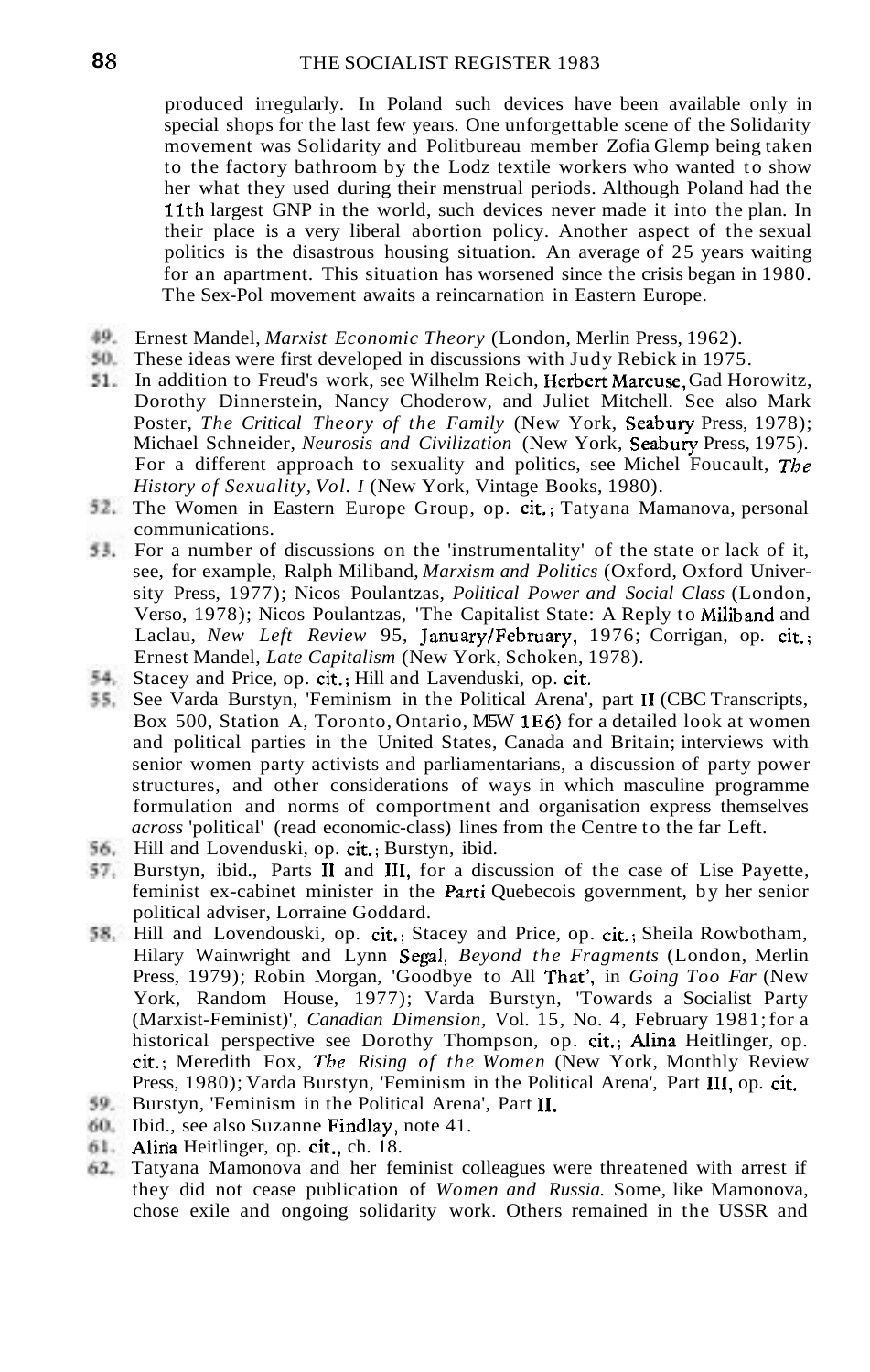produced irregularly. In Poland such devices have been available only in special shops for the last few years. One unforgettable scene of the Solidarity movement was Solidarity and Politbureau member Zofia Glemp being taken to the factory bathroom by the Lodz textile workers who wanted to show her what they used during their menstrual periods. Although Poland had the 11th largest GNP in the world, such devices never made it into the plan. In their place is a very liberal abortion policy. Another aspect of the sexual politics is the disastrous housing situation. An average of 25 years waiting for an apartment. This situation has worsened since the crisis began in 1980. The Sex-Pol movement awaits a reincarnation in Eastern Europe.

49. Ernest Mandel, *Marxist Economic Theory* (London, Merlin Press, 1962).
50. These ideas were first developed in discussions with Judy Rebick in 1975.
51. In addition to Freud's work, see Wilhelm Reich, Herbert Marcuse, Gad Horowitz, Dorothy Dinnerstein, Nancy Choderow, and Juliet Mitchell. See also Mark Poster, *The Critical Theory of the Family* (New York, Seabury Press, 1978); Michael Schneider, *Neurosis and Civilization* (New York, Seabury Press, 1975). For a different approach to sexuality and politics, see Michel Foucault, *The History of Sexuality, Vol. I* (New York, Vintage Books, 1980).
52. The Women in Eastern Europe Group, op. cit.; Tatyana Mamanova, personal communications.
53. For a number of discussions on the 'instrumentality' of the state or lack of it, see, for example, Ralph Miliband, *Marxism and Politics* (Oxford, Oxford University Press, 1977); Nicos Poulantzas, *Political Power and Social Class* (London, Verso, 1978); Nicos Poulantzas, 'The Capitalist State: A Reply to Miliband and Laclau, *New Left Review* 95, January/February, 1976; Corrigan, op. cit.; Ernest Mandel, *Late Capitalism* (New York, Schoken, 1978).
54. Stacey and Price, op. cit.; Hill and Lavenduski, op. cit.
55. See Varda Burstyn, 'Feminism in the Political Arena', part II (CBC Transcripts, Box 500, Station A, Toronto, Ontario, M5W 1E6) for a detailed look at women and political parties in the United States, Canada and Britain; interviews with senior women party activists and parliamentarians, a discussion of party power structures, and other considerations of ways in which masculine programme formulation and norms of comportment and organisation express themselves *across* 'political' (read economic-class) lines from the Centre to the far Left.
56. Hill and Lovenduski, op. cit.; Burstyn, ibid.
57. Burstyn, ibid., Parts II and III, for a discussion of the case of Lise Payette, feminist ex-cabinet minister in the Parti Quebecois government, by her senior political adviser, Lorraine Goddard.
58. Hill and Lovendouski, op. cit.; Stacey and Price, op. cit.; Sheila Rowbotham, Hilary Wainwright and Lynn Segal, *Beyond the Fragments* (London, Merlin Press, 1979); Robin Morgan, 'Goodbye to All That', in *Going Too Far* (New York, Random House, 1977); Varda Burstyn, 'Towards a Socialist Party (Marxist-Feminist)', *Canadian Dimension*, Vol. 15, No. 4, February 1981; for a historical perspective see Dorothy Thompson, op. cit.; Alina Heitlinger, op. cit.; Meredith Fox, *The Rising of the Women* (New York, Monthly Review Press, 1980); Varda Burstyn, 'Feminism in the Political Arena', Part III, op. cit.
59. Burstyn, 'Feminism in the Political Arena', Part II.
60. Ibid., see also Suzanne Findlay, note 41.
61. Alina Heitlinger, op. cit., ch. 18.
62. Tatyana Mamonova and her feminist colleagues were threatened with arrest if they did not cease publication of *Women and Russia.* Some, like Mamonova, chose exile and ongoing solidarity work. Others remained in the USSR and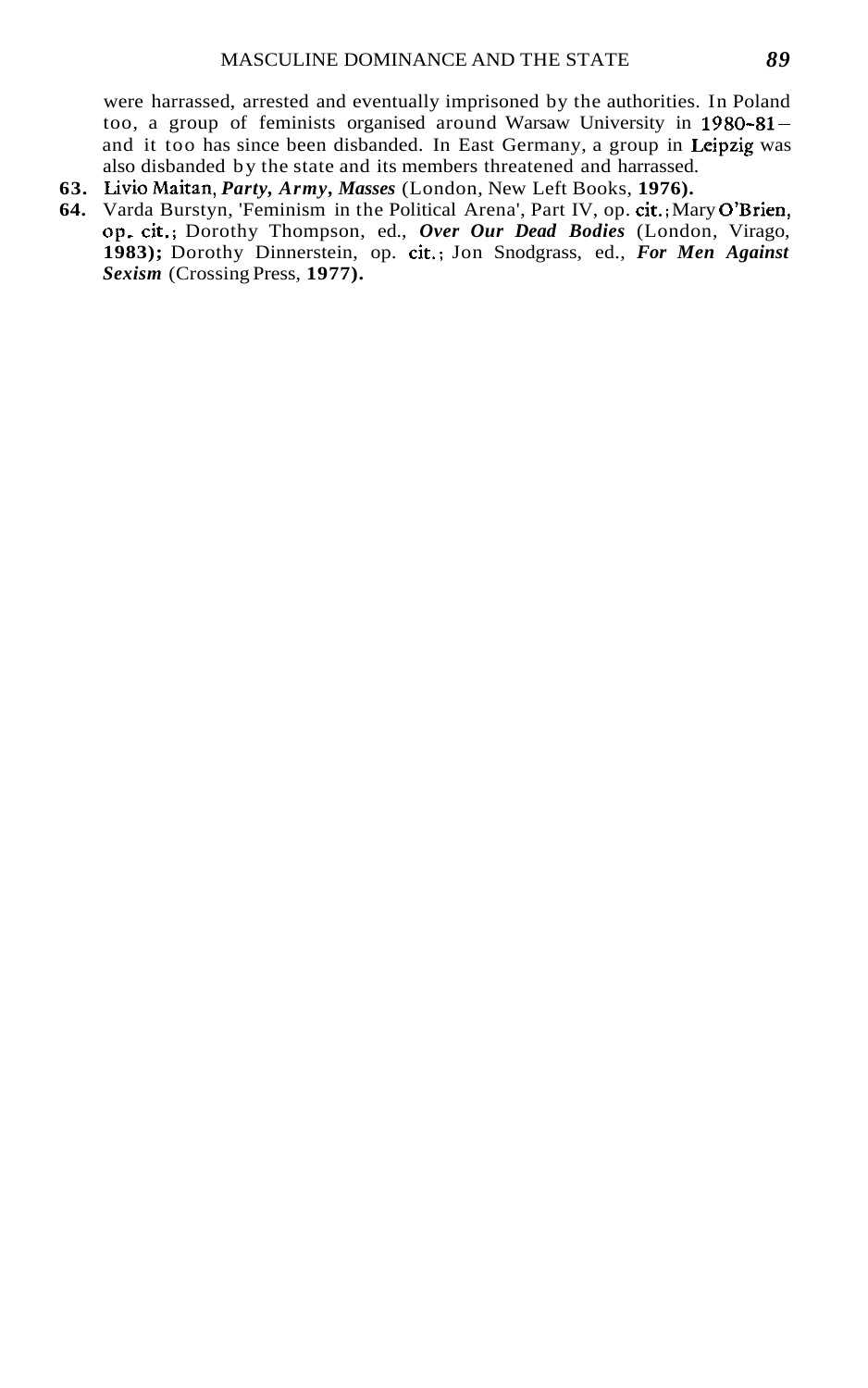were harrassed, arrested and eventually imprisoned by the authorities. In Poland too, a group of feminists organised around Warsaw University in 1980-81 – and it too has since been disbanded. In East Germany, a group in Leipzig was also disbanded by the state and its members threatened and harrassed.

63. Livio Maitan, ***Party, Army, Masses*** (London, New Left Books, **1976).**

64. Varda Burstyn, 'Feminism in the Political Arena', Part IV, op. cit.; Mary O'Brien, op. cit.; Dorothy Thompson, ed., ***Over Our Dead Bodies*** (London, Virago, **1983);** Dorothy Dinnerstein, op. cit.; Jon Snodgrass, ed., ***For Men Against Sexism*** (Crossing Press, **1977).**